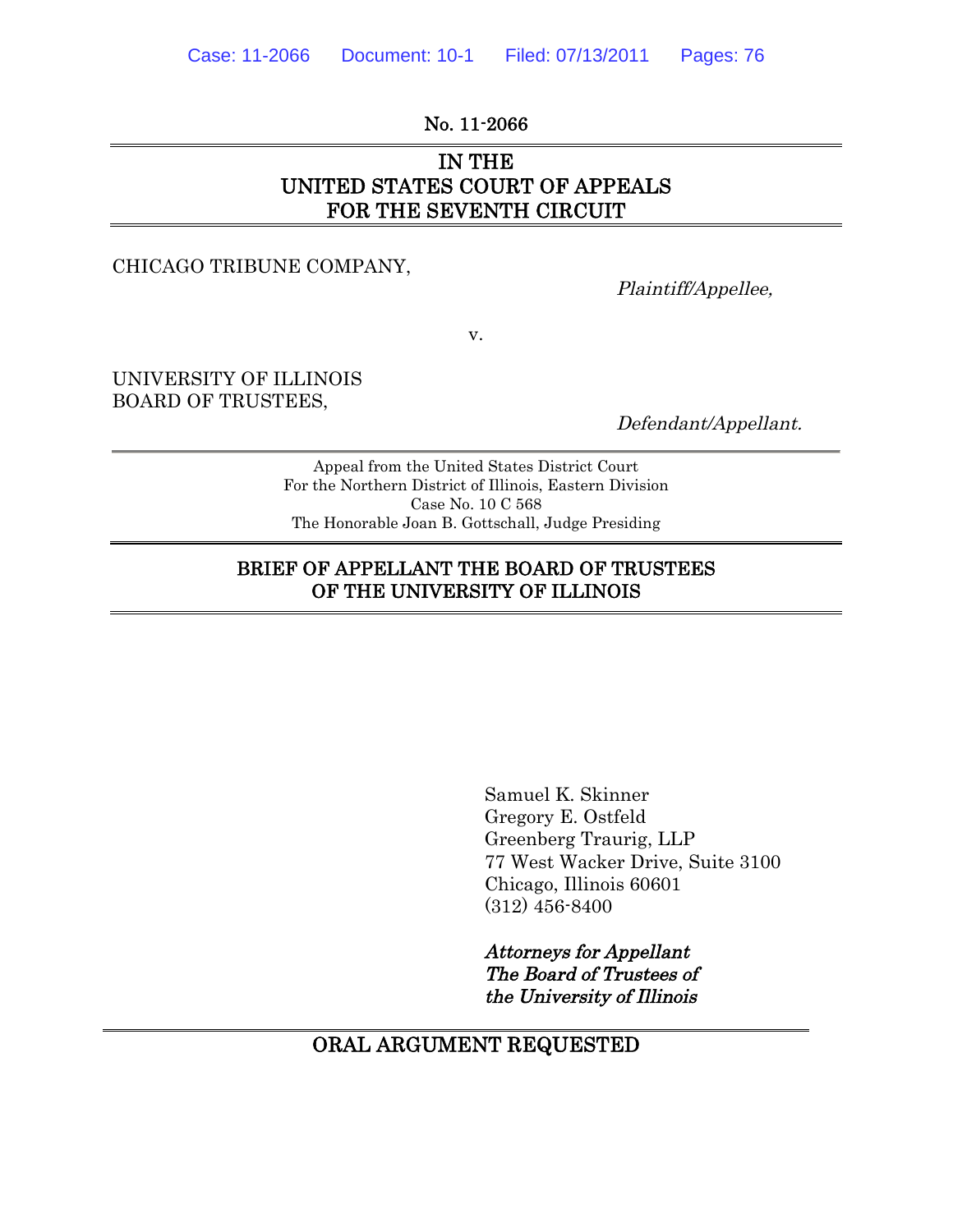No. 11-2066

# IN THE UNITED STATES COURT OF APPEALS FOR THE SEVENTH CIRCUIT

CHICAGO TRIBUNE COMPANY,

*Plaintiff/Appellee,*

v.

UNIVERSITY OF ILLINOIS BOARD OF TRUSTEES,

*Defendant/Appellant.*

Appeal from the United States District Court
For the Northern District of Illinois, Eastern Division
Case No. 10 C 568
The Honorable Joan B. Gottschall, Judge Presiding

## BRIEF OF APPELLANT THE BOARD OF TRUSTEES OF THE UNIVERSITY OF ILLINOIS

Samuel K. Skinner
Gregory E. Ostfeld
Greenberg Traurig, LLP
77 West Wacker Drive, Suite 3100
Chicago, Illinois 60601
(312) 456-8400

*Attorneys for Appellant*
*The Board of Trustees of*
*the University of Illinois*

## ORAL ARGUMENT REQUESTED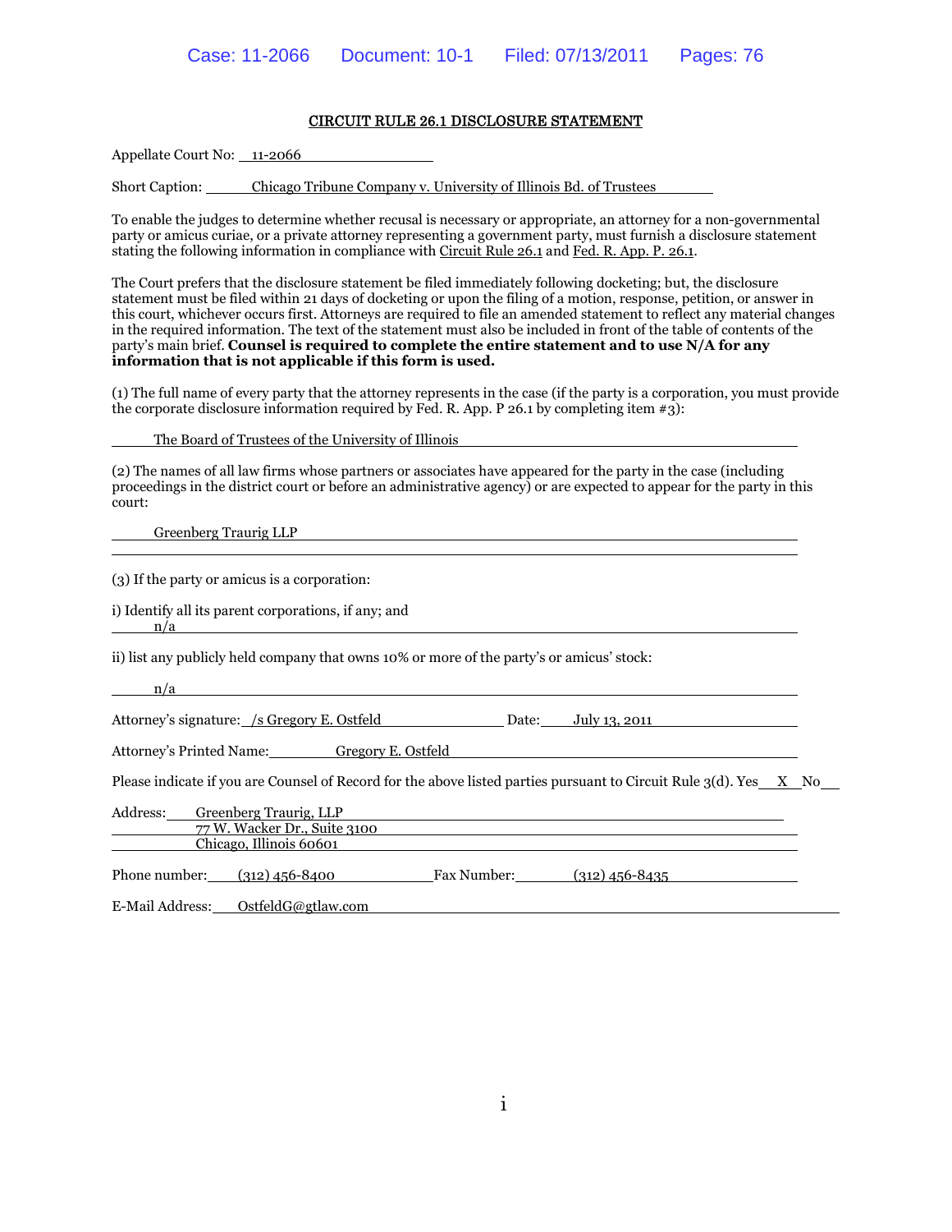## CIRCUIT RULE 26.1 DISCLOSURE STATEMENT

Appellate Court No: 11-2066

Short Caption: Chicago Tribune Company v. University of Illinois Bd. of Trustees

To enable the judges to determine whether recusal is necessary or appropriate, an attorney for a non-governmental party or amicus curiae, or a private attorney representing a government party, must furnish a disclosure statement stating the following information in compliance with Circuit Rule 26.1 and Fed. R. App. P. 26.1.

The Court prefers that the disclosure statement be filed immediately following docketing; but, the disclosure statement must be filed within 21 days of docketing or upon the filing of a motion, response, petition, or answer in this court, whichever occurs first. Attorneys are required to file an amended statement to reflect any material changes in the required information. The text of the statement must also be included in front of the table of contents of the party's main brief. **Counsel is required to complete the entire statement and to use N/A for any information that is not applicable if this form is used.**

(1) The full name of every party that the attorney represents in the case (if the party is a corporation, you must provide the corporate disclosure information required by Fed. R. App. P 26.1 by completing item #3):

The Board of Trustees of the University of Illinois

(2) The names of all law firms whose partners or associates have appeared for the party in the case (including proceedings in the district court or before an administrative agency) or are expected to appear for the party in this court:

Greenberg Traurig LLP

(3) If the party or amicus is a corporation:

i) Identify all its parent corporations, if any; and

n/a

ii) list any publicly held company that owns 10% or more of the party's or amicus' stock:

n/a

Attorney's signature: /s Gregory E. Ostfeld Date: July 13, 2011

Attorney's Printed Name: Gregory E. Ostfeld

Please indicate if you are Counsel of Record for the above listed parties pursuant to Circuit Rule 3(d). Yes X No

Address: Greenberg Traurig, LLP
77 W. Wacker Dr., Suite 3100
Chicago, Illinois 60601

Phone number: (312) 456-8400 Fax Number: (312) 456-8435

E-Mail Address: OstfeldG@gtlaw.com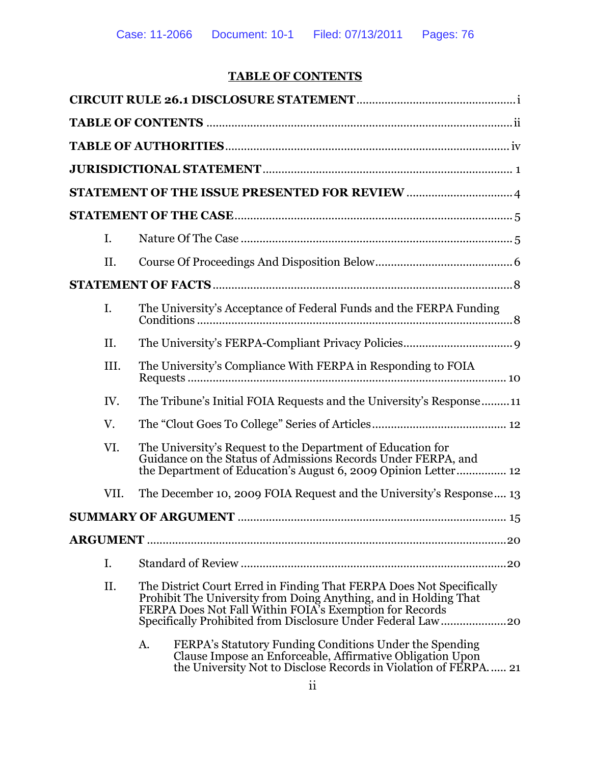# TABLE OF CONTENTS

**CIRCUIT RULE 26.1 DISCLOSURE STATEMENT** .......... i

**TABLE OF CONTENTS** .......... ii

**TABLE OF AUTHORITIES** .......... iv

**JURISDICTIONAL STATEMENT** .......... 1

**STATEMENT OF THE ISSUE PRESENTED FOR REVIEW** .......... 4

**STATEMENT OF THE CASE** .......... 5

- I. Nature Of The Case .......... 5
- II. Course Of Proceedings And Disposition Below .......... 6

**STATEMENT OF FACTS** .......... 8

- I. The University's Acceptance of Federal Funds and the FERPA Funding Conditions .......... 8
- II. The University's FERPA-Compliant Privacy Policies .......... 9
- III. The University's Compliance With FERPA in Responding to FOIA Requests .......... 10
- IV. The Tribune's Initial FOIA Requests and the University's Response .......... 11
- V. The "Clout Goes To College" Series of Articles .......... 12
- VI. The University's Request to the Department of Education for Guidance on the Status of Admissions Records Under FERPA, and the Department of Education's August 6, 2009 Opinion Letter .......... 12
- VII. The December 10, 2009 FOIA Request and the University's Response .......... 13

**SUMMARY OF ARGUMENT** .......... 15

**ARGUMENT** .......... 20

- I. Standard of Review .......... 20
- II. The District Court Erred in Finding That FERPA Does Not Specifically Prohibit The University from Doing Anything, and in Holding That FERPA Does Not Fall Within FOIA's Exemption for Records Specifically Prohibited from Disclosure Under Federal Law .......... 20
  - A. FERPA's Statutory Funding Conditions Under the Spending Clause Impose an Enforceable, Affirmative Obligation Upon the University Not to Disclose Records in Violation of FERPA. .......... 21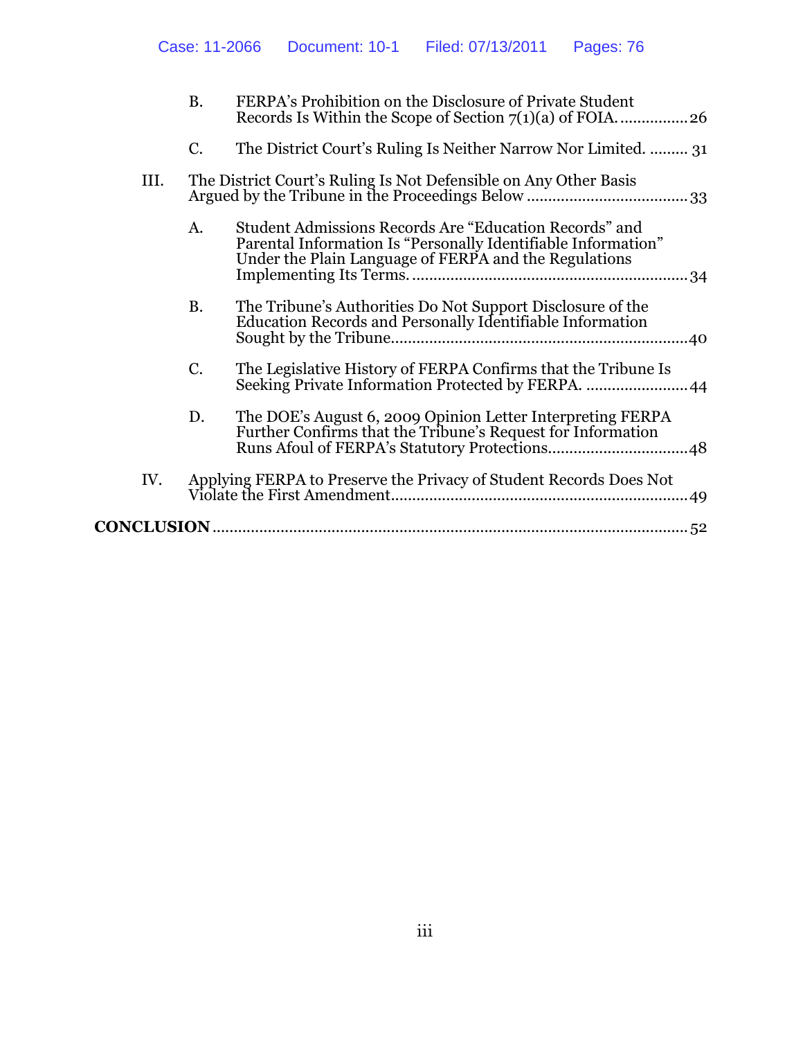- B. FERPA's Prohibition on the Disclosure of Private Student Records Is Within the Scope of Section 7(1)(a) of FOIA. ................ 26
- C. The District Court's Ruling Is Neither Narrow Nor Limited. ......... 31

III. The District Court's Ruling Is Not Defensible on Any Other Basis Argued by the Tribune in the Proceedings Below ..................................... 33

- A. Student Admissions Records Are "Education Records" and Parental Information Is "Personally Identifiable Information" Under the Plain Language of FERPA and the Regulations Implementing Its Terms. ................................................................ 34
- B. The Tribune's Authorities Do Not Support Disclosure of the Education Records and Personally Identifiable Information Sought by the Tribune..................................................................... 40
- C. The Legislative History of FERPA Confirms that the Tribune Is Seeking Private Information Protected by FERPA. ........................ 44
- D. The DOE's August 6, 2009 Opinion Letter Interpreting FERPA Further Confirms that the Tribune's Request for Information Runs Afoul of FERPA's Statutory Protections................................. 48

IV. Applying FERPA to Preserve the Privacy of Student Records Does Not Violate the First Amendment..................................................................... 49

**CONCLUSION** ............................................................................................... 52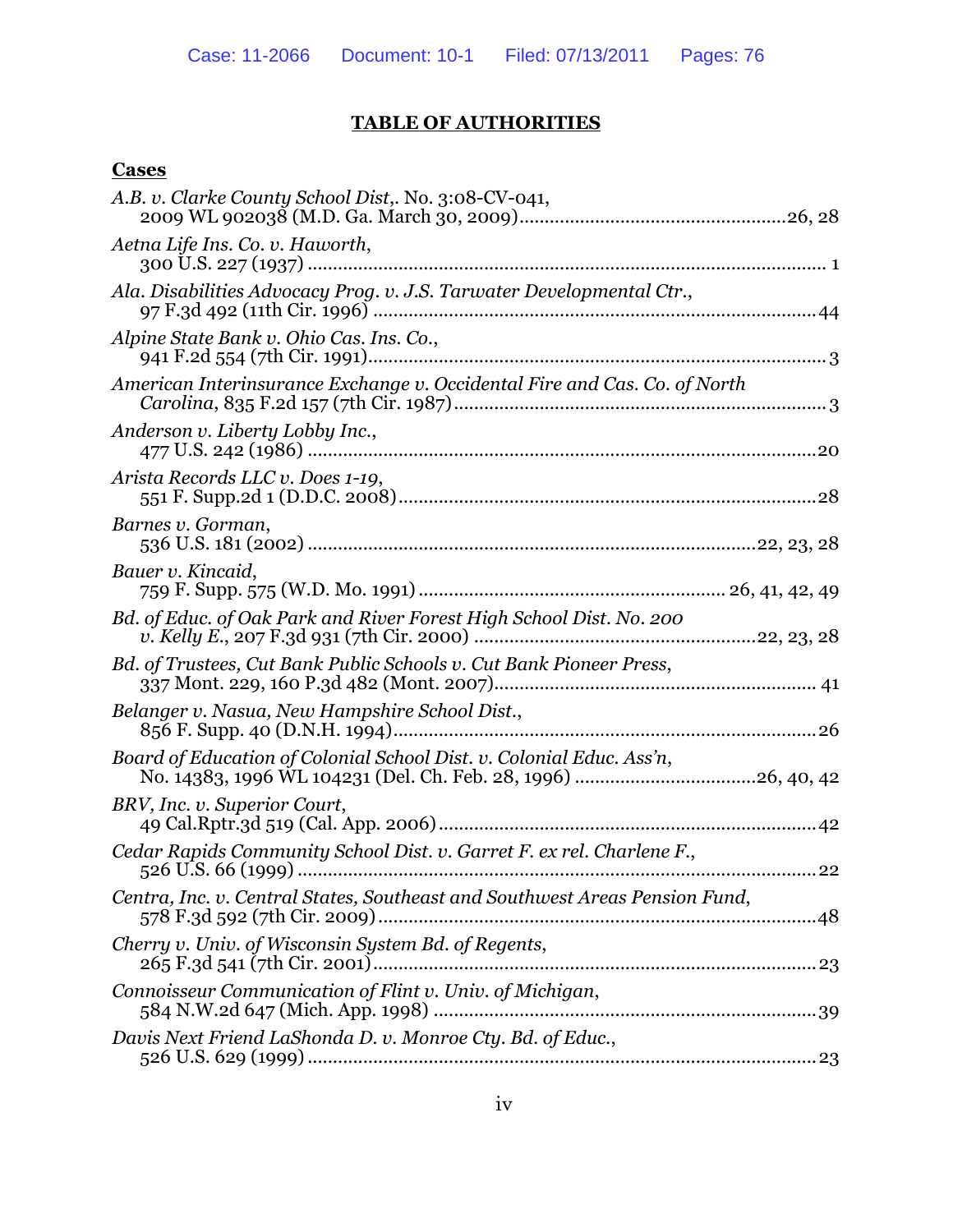# TABLE OF AUTHORITIES

**Cases**

*A.B. v. Clarke County School Dist*,. No. 3:08-CV-041, 2009 WL 902038 (M.D. Ga. March 30, 2009) .......... 26, 28

*Aetna Life Ins. Co. v. Haworth*, 300 U.S. 227 (1937) .......... 1

*Ala. Disabilities Advocacy Prog. v. J.S. Tarwater Developmental Ctr.*, 97 F.3d 492 (11th Cir. 1996) .......... 44

*Alpine State Bank v. Ohio Cas. Ins. Co.*, 941 F.2d 554 (7th Cir. 1991) .......... 3

*American Interinsurance Exchange v. Occidental Fire and Cas. Co. of North Carolina*, 835 F.2d 157 (7th Cir. 1987) .......... 3

*Anderson v. Liberty Lobby Inc.*, 477 U.S. 242 (1986) .......... 20

*Arista Records LLC v. Does 1-19*, 551 F. Supp.2d 1 (D.D.C. 2008) .......... 28

*Barnes v. Gorman*, 536 U.S. 181 (2002) .......... 22, 23, 28

*Bauer v. Kincaid*, 759 F. Supp. 575 (W.D. Mo. 1991) .......... 26, 41, 42, 49

*Bd. of Educ. of Oak Park and River Forest High School Dist. No. 200 v. Kelly E.*, 207 F.3d 931 (7th Cir. 2000) .......... 22, 23, 28

*Bd. of Trustees, Cut Bank Public Schools v. Cut Bank Pioneer Press*, 337 Mont. 229, 160 P.3d 482 (Mont. 2007) .......... 41

*Belanger v. Nasua, New Hampshire School Dist.*, 856 F. Supp. 40 (D.N.H. 1994) .......... 26

*Board of Education of Colonial School Dist. v. Colonial Educ. Ass'n*, No. 14383, 1996 WL 104231 (Del. Ch. Feb. 28, 1996) .......... 26, 40, 42

*BRV, Inc. v. Superior Court*, 49 Cal.Rptr.3d 519 (Cal. App. 2006) .......... 42

*Cedar Rapids Community School Dist. v. Garret F. ex rel. Charlene F.*, 526 U.S. 66 (1999) .......... 22

*Centra, Inc. v. Central States, Southeast and Southwest Areas Pension Fund*, 578 F.3d 592 (7th Cir. 2009) .......... 48

*Cherry v. Univ. of Wisconsin System Bd. of Regents*, 265 F.3d 541 (7th Cir. 2001) .......... 23

*Connoisseur Communication of Flint v. Univ. of Michigan*, 584 N.W.2d 647 (Mich. App. 1998) .......... 39

*Davis Next Friend LaShonda D. v. Monroe Cty. Bd. of Educ.*, 526 U.S. 629 (1999) .......... 23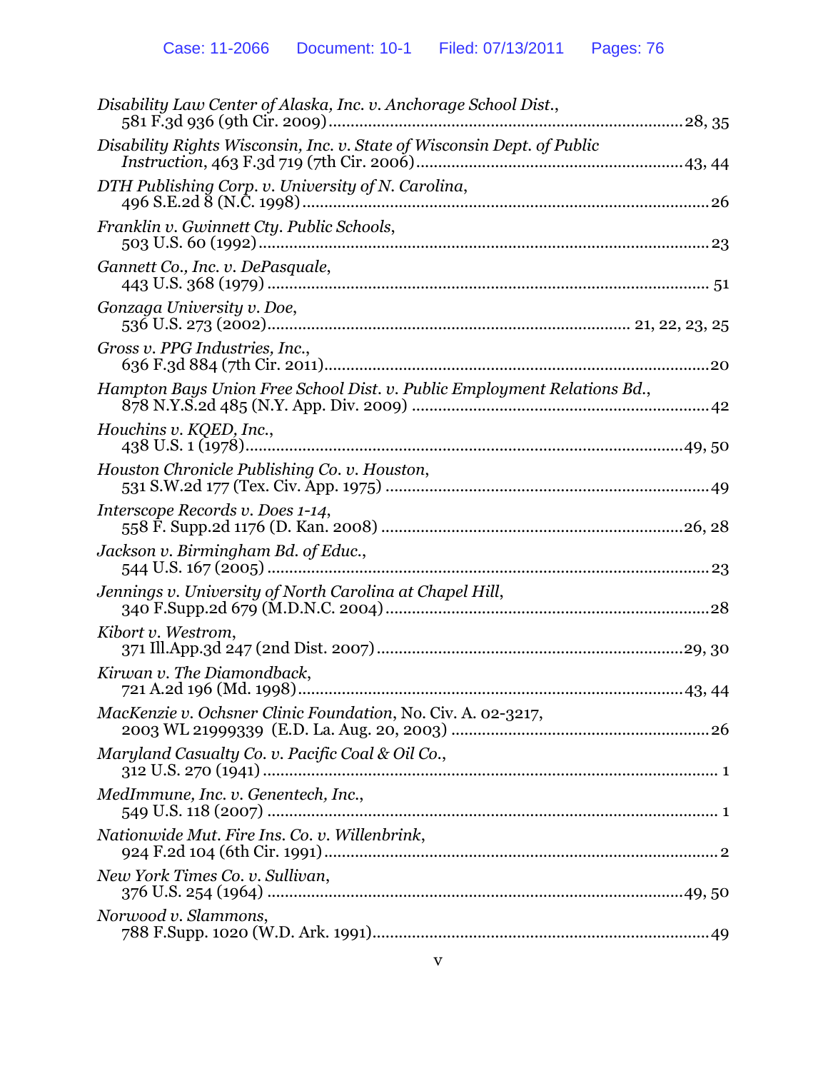*Disability Law Center of Alaska, Inc. v. Anchorage School Dist.*, 581 F.3d 936 (9th Cir. 2009) ............................................................ 28, 35

*Disability Rights Wisconsin, Inc. v. State of Wisconsin Dept. of Public Instruction*, 463 F.3d 719 (7th Cir. 2006) ............................................................ 43, 44

*DTH Publishing Corp. v. University of N. Carolina*, 496 S.E.2d 8 (N.C. 1998) ............................................................ 26

*Franklin v. Gwinnett Cty. Public Schools*, 503 U.S. 60 (1992) ............................................................ 23

*Gannett Co., Inc. v. DePasquale*, 443 U.S. 368 (1979) ............................................................ 51

*Gonzaga University v. Doe*, 536 U.S. 273 (2002) ............................................................ 21, 22, 23, 25

*Gross v. PPG Industries, Inc.*, 636 F.3d 884 (7th Cir. 2011) ............................................................ 20

*Hampton Bays Union Free School Dist. v. Public Employment Relations Bd.*, 878 N.Y.S.2d 485 (N.Y. App. Div. 2009) ............................................................ 42

*Houchins v. KQED, Inc.*, 438 U.S. 1 (1978) ............................................................ 49, 50

Houston Chronicle Publishing Co. v. Houston, 531 S.W.2d 177 (Tex. Civ. App. 1975) ............................................................ 49

Interscope Records v. Does 1-14, 558 F. Supp.2d 1176 (D. Kan. 2008) ............................................................ 26, 28

*Jackson v. Birmingham Bd. of Educ.*, 544 U.S. 167 (2005) ............................................................ 23

*Jennings v. University of North Carolina at Chapel Hill*, 340 F.Supp.2d 679 (M.D.N.C. 2004) ............................................................ 28

*Kibort v. Westrom*, 371 Ill.App.3d 247 (2nd Dist. 2007) ............................................................ 29, 30

*Kirwan v. The Diamondback*, 721 A.2d 196 (Md. 1998) ............................................................ 43, 44

*MacKenzie v. Ochsner Clinic Foundation*, No. Civ. A. 02-3217, 2003 WL 21999339 (E.D. La. Aug. 20, 2003) ............................................................ 26

*Maryland Casualty Co. v. Pacific Coal & Oil Co.*, 312 U.S. 270 (1941) ............................................................ 1

*MedImmune, Inc. v. Genentech, Inc.*, 549 U.S. 118 (2007) ............................................................ 1

*Nationwide Mut. Fire Ins. Co. v. Willenbrink*, 924 F.2d 104 (6th Cir. 1991) ............................................................ 2

*New York Times Co. v. Sullivan*, 376 U.S. 254 (1964) ............................................................ 49, 50

*Norwood v. Slammons*, 788 F.Supp. 1020 (W.D. Ark. 1991) ............................................................ 49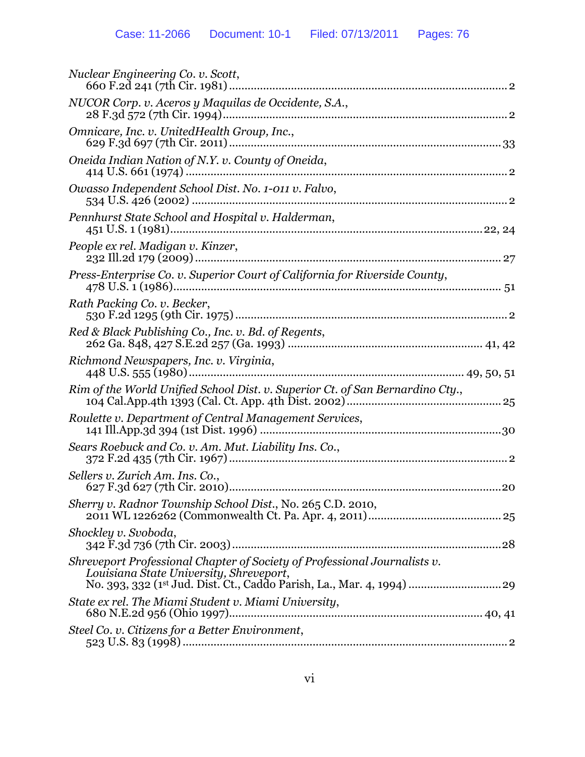*Nuclear Engineering Co. v. Scott*,
660 F.2d 241 (7th Cir. 1981) ........................................................................................ 2

*NUCOR Corp. v. Aceros y Maquilas de Occidente, S.A.*,
28 F.3d 572 (7th Cir. 1994) .......................................................................................... 2

*Omnicare, Inc. v. UnitedHealth Group, Inc.*,
629 F.3d 697 (7th Cir. 2011) ...................................................................................... 33

*Oneida Indian Nation of N.Y. v. County of Oneida*,
414 U.S. 661 (1974) ...................................................................................................... 2

*Owasso Independent School Dist. No. 1-011 v. Falvo*,
534 U.S. 426 (2002) ...................................................................................................... 2

*Pennhurst State School and Hospital v. Halderman*,
451 U.S. 1 (1981) ................................................................................................. 22, 24

*People ex rel. Madigan v. Kinzer*,
232 Ill.2d 179 (2009) ................................................................................................. 27

*Press-Enterprise Co. v. Superior Court of California for Riverside County*,
478 U.S. 1 (1986) ........................................................................................................ 51

*Rath Packing Co. v. Becker*,
530 F.2d 1295 (9th Cir. 1975) ...................................................................................... 2

*Red & Black Publishing Co., Inc. v. Bd. of Regents*,
262 Ga. 848, 427 S.E.2d 257 (Ga. 1993) ............................................................. 41, 42

*Richmond Newspapers, Inc. v. Virginia*,
448 U.S. 555 (1980) ....................................................................................... 49, 50, 51

*Rim of the World Unified School Dist. v. Superior Ct. of San Bernardino Cty.*,
104 Cal.App.4th 1393 (Cal. Ct. App. 4th Dist. 2002) ................................................ 25

*Roulette v. Department of Central Management Services*,
141 Ill.App.3d 394 (1st Dist. 1996) ........................................................................... 30

*Sears Roebuck and Co. v. Am. Mut. Liability Ins. Co.*,
372 F.2d 435 (7th Cir. 1967) ........................................................................................ 2

*Sellers v. Zurich Am. Ins. Co.*,
627 F.3d 627 (7th Cir. 2010) ...................................................................................... 20

*Sherry v. Radnor Township School Dist.*, No. 265 C.D. 2010,
2011 WL 1226262 (Commonwealth Ct. Pa. Apr. 4, 2011) .......................................... 25

*Shockley v. Svoboda*,
342 F.3d 736 (7th Cir. 2003) ...................................................................................... 28

*Shreveport Professional Chapter of Society of Professional Journalists v. Louisiana State University, Shreveport*,
No. 393, 332 (1st Jud. Dist. Ct., Caddo Parish, La., Mar. 4, 1994) ............................. 29

*State ex rel. The Miami Student v. Miami University*,
680 N.E.2d 956 (Ohio 1997) ................................................................................. 40, 41

*Steel Co. v. Citizens for a Better Environment*,
523 U.S. 83 (1998) ........................................................................................................ 2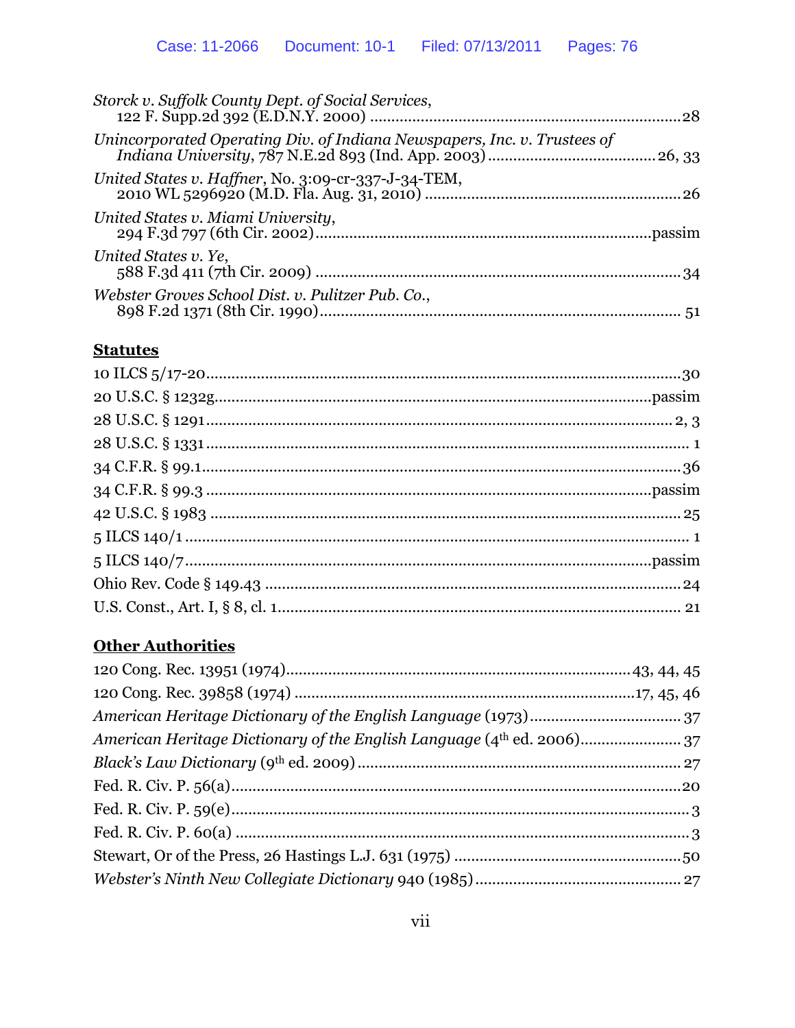*Storck v. Suffolk County Dept. of Social Services*, 122 F. Supp.2d 392 (E.D.N.Y. 2000) ........................................................................ 28

*Unincorporated Operating Div. of Indiana Newspapers, Inc. v. Trustees of Indiana University*, 787 N.E.2d 893 (Ind. App. 2003) ........................................ 26, 33

*United States v. Haffner*, No. 3:09-cr-337-J-34-TEM, 2010 WL 5296920 (M.D. Fla. Aug. 31, 2010) ........................................................ 26

*United States v. Miami University*, 294 F.3d 797 (6th Cir. 2002) ........................................................................ passim

*United States v. Ye*, 588 F.3d 411 (7th Cir. 2009) ........................................................................ 34

*Webster Groves School Dist. v. Pulitzer Pub. Co.*, 898 F.2d 1371 (8th Cir. 1990) ........................................................................ 51

## Statutes

10 ILCS 5/17-20 ........................................................................ 30

20 U.S.C. § 1232g ........................................................................ passim

28 U.S.C. § 1291 ........................................................................ 2, 3

28 U.S.C. § 1331 ........................................................................ 1

34 C.F.R. § 99.1 ........................................................................ 36

34 C.F.R. § 99.3 ........................................................................ passim

42 U.S.C. § 1983 ........................................................................ 25

5 ILCS 140/1 ........................................................................ 1

5 ILCS 140/7 ........................................................................ passim

Ohio Rev. Code § 149.43 ........................................................................ 24

U.S. Const., Art. I, § 8, cl. 1 ........................................................................ 21

## Other Authorities

120 Cong. Rec. 13951 (1974) ........................................................................ 43, 44, 45

120 Cong. Rec. 39858 (1974) ........................................................................ 17, 45, 46

*American Heritage Dictionary of the English Language* (1973) ........................................ 37

*American Heritage Dictionary of the English Language* (4th ed. 2006) ........................................ 37

*Black's Law Dictionary* (9th ed. 2009) ........................................................................ 27

Fed. R. Civ. P. 56(a) ........................................................................ 20

Fed. R. Civ. P. 59(e) ........................................................................ 3

Fed. R. Civ. P. 60(a) ........................................................................ 3

Stewart, Or of the Press, 26 Hastings L.J. 631 (1975) ........................................................ 50

*Webster's Ninth New Collegiate Dictionary* 940 (1985) ........................................................ 27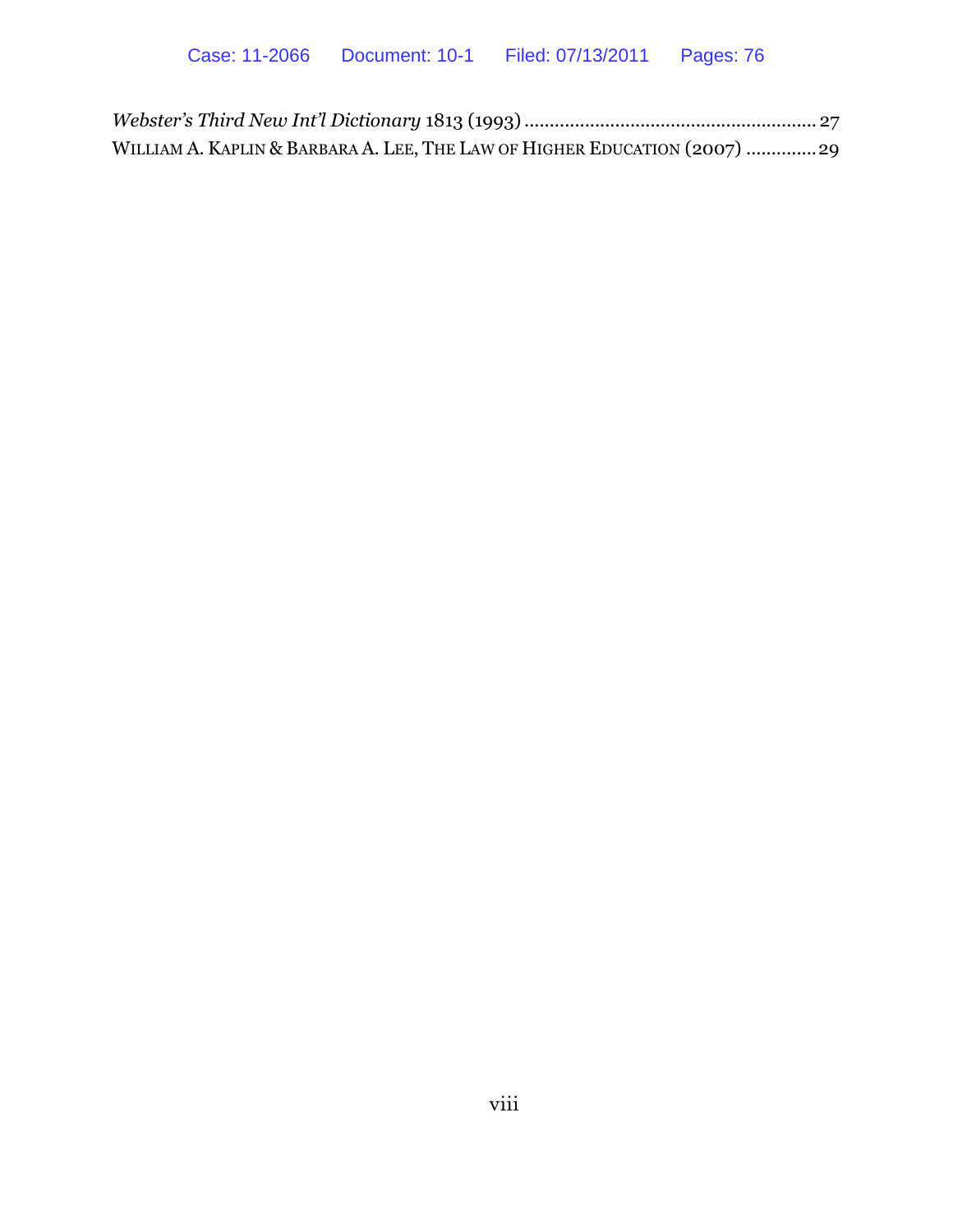*Webster's Third New Int'l Dictionary* 1813 (1993) ........................................................ 27

WILLIAM A. KAPLIN & BARBARA A. LEE, THE LAW OF HIGHER EDUCATION (2007) .............29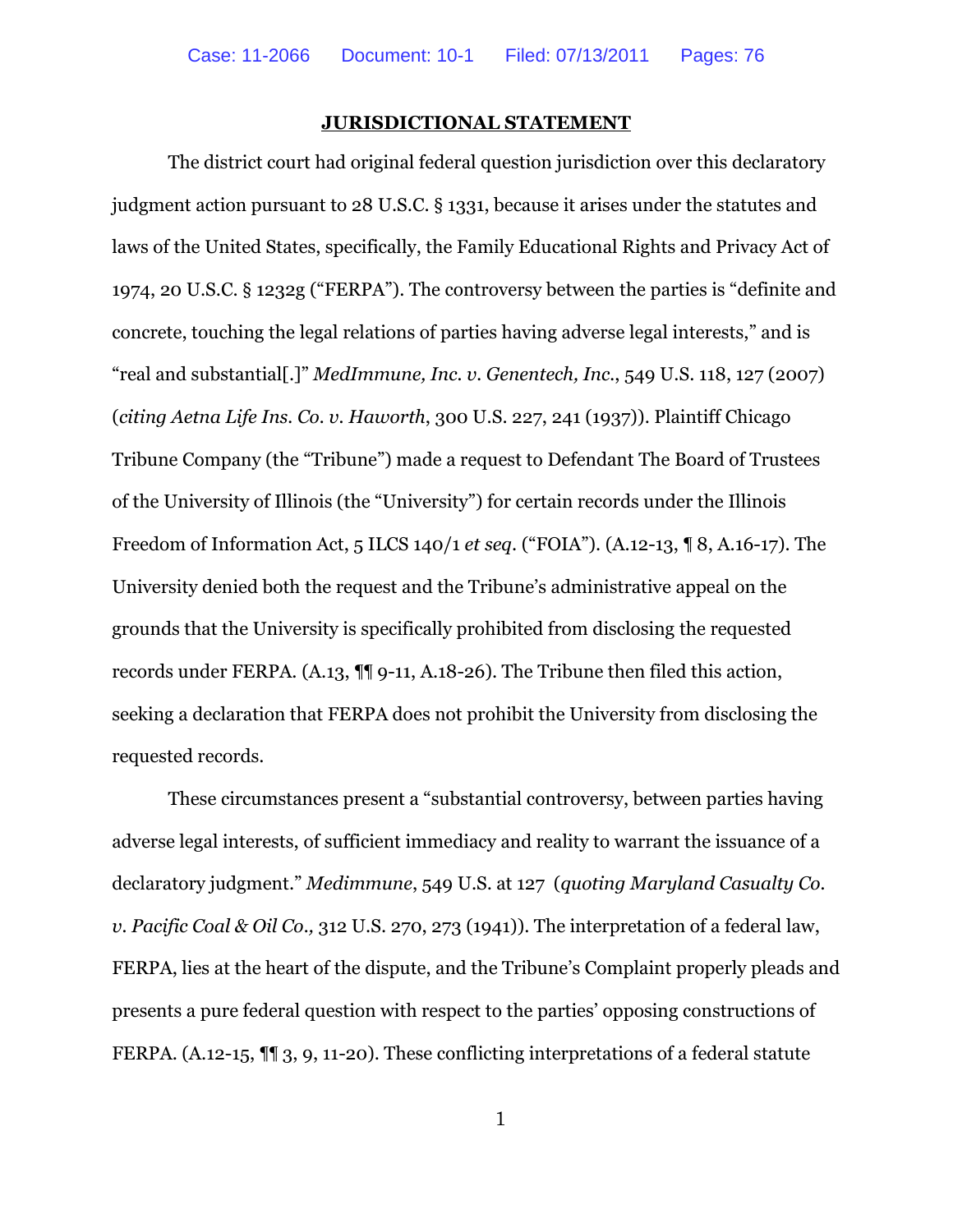## JURISDICTIONAL STATEMENT

The district court had original federal question jurisdiction over this declaratory judgment action pursuant to 28 U.S.C. § 1331, because it arises under the statutes and laws of the United States, specifically, the Family Educational Rights and Privacy Act of 1974, 20 U.S.C. § 1232g ("FERPA"). The controversy between the parties is "definite and concrete, touching the legal relations of parties having adverse legal interests," and is "real and substantial[.]" *MedImmune, Inc. v. Genentech, Inc.*, 549 U.S. 118, 127 (2007) (*citing Aetna Life Ins. Co. v. Haworth*, 300 U.S. 227, 241 (1937)). Plaintiff Chicago Tribune Company (the "Tribune") made a request to Defendant The Board of Trustees of the University of Illinois (the "University") for certain records under the Illinois Freedom of Information Act, 5 ILCS 140/1 *et seq*. ("FOIA"). (A.12-13, ¶ 8, A.16-17). The University denied both the request and the Tribune's administrative appeal on the grounds that the University is specifically prohibited from disclosing the requested records under FERPA. (A.13, ¶¶ 9-11, A.18-26). The Tribune then filed this action, seeking a declaration that FERPA does not prohibit the University from disclosing the requested records.

These circumstances present a "substantial controversy, between parties having adverse legal interests, of sufficient immediacy and reality to warrant the issuance of a declaratory judgment." *Medimmune*, 549 U.S. at 127 (*quoting Maryland Casualty Co. v. Pacific Coal & Oil Co.,* 312 U.S. 270, 273 (1941)). The interpretation of a federal law, FERPA, lies at the heart of the dispute, and the Tribune's Complaint properly pleads and presents a pure federal question with respect to the parties' opposing constructions of FERPA. (A.12-15, ¶¶ 3, 9, 11-20). These conflicting interpretations of a federal statute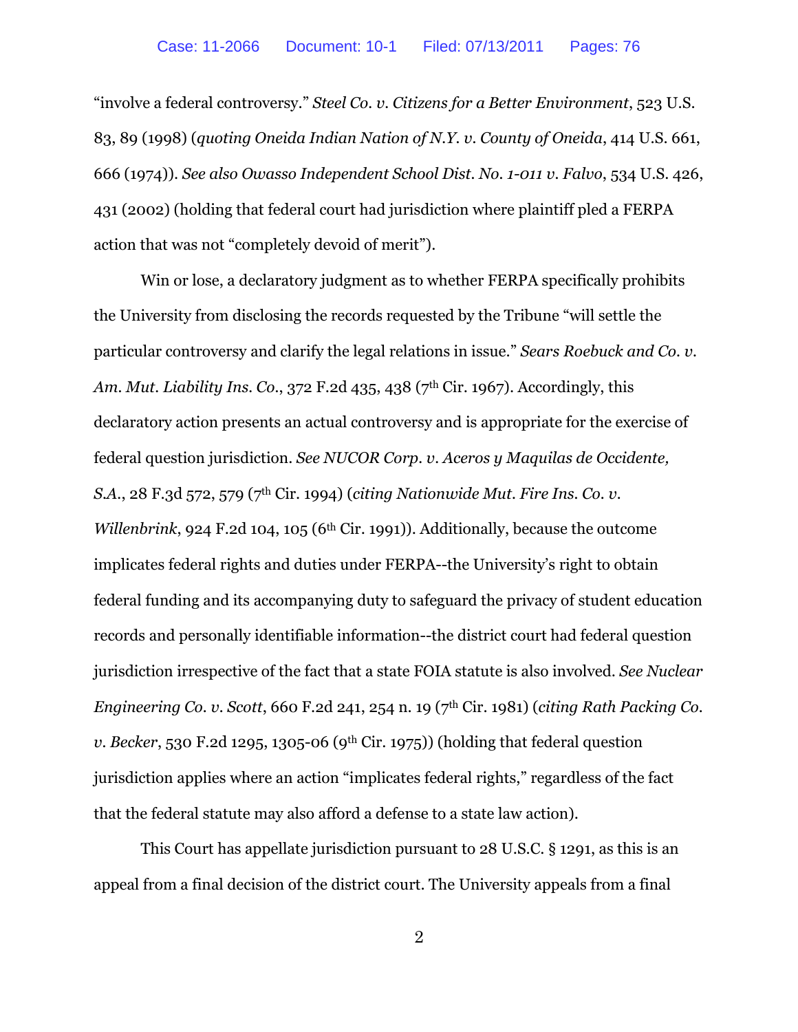"involve a federal controversy." *Steel Co. v. Citizens for a Better Environment*, 523 U.S. 83, 89 (1998) (*quoting Oneida Indian Nation of N.Y. v. County of Oneida*, 414 U.S. 661, 666 (1974)). *See also Owasso Independent School Dist. No. 1-011 v. Falvo*, 534 U.S. 426, 431 (2002) (holding that federal court had jurisdiction where plaintiff pled a FERPA action that was not "completely devoid of merit").

Win or lose, a declaratory judgment as to whether FERPA specifically prohibits the University from disclosing the records requested by the Tribune "will settle the particular controversy and clarify the legal relations in issue." *Sears Roebuck and Co. v. Am. Mut. Liability Ins. Co.*, 372 F.2d 435, 438 (7th Cir. 1967). Accordingly, this declaratory action presents an actual controversy and is appropriate for the exercise of federal question jurisdiction. *See NUCOR Corp. v. Aceros y Maquilas de Occidente, S.A.*, 28 F.3d 572, 579 (7th Cir. 1994) (*citing Nationwide Mut. Fire Ins. Co. v. Willenbrink*, 924 F.2d 104, 105 (6th Cir. 1991)). Additionally, because the outcome implicates federal rights and duties under FERPA--the University's right to obtain federal funding and its accompanying duty to safeguard the privacy of student education records and personally identifiable information--the district court had federal question jurisdiction irrespective of the fact that a state FOIA statute is also involved. *See Nuclear Engineering Co. v. Scott*, 660 F.2d 241, 254 n. 19 (7th Cir. 1981) (*citing Rath Packing Co. v. Becker*, 530 F.2d 1295, 1305-06 (9th Cir. 1975)) (holding that federal question jurisdiction applies where an action "implicates federal rights," regardless of the fact that the federal statute may also afford a defense to a state law action).

This Court has appellate jurisdiction pursuant to 28 U.S.C. § 1291, as this is an appeal from a final decision of the district court. The University appeals from a final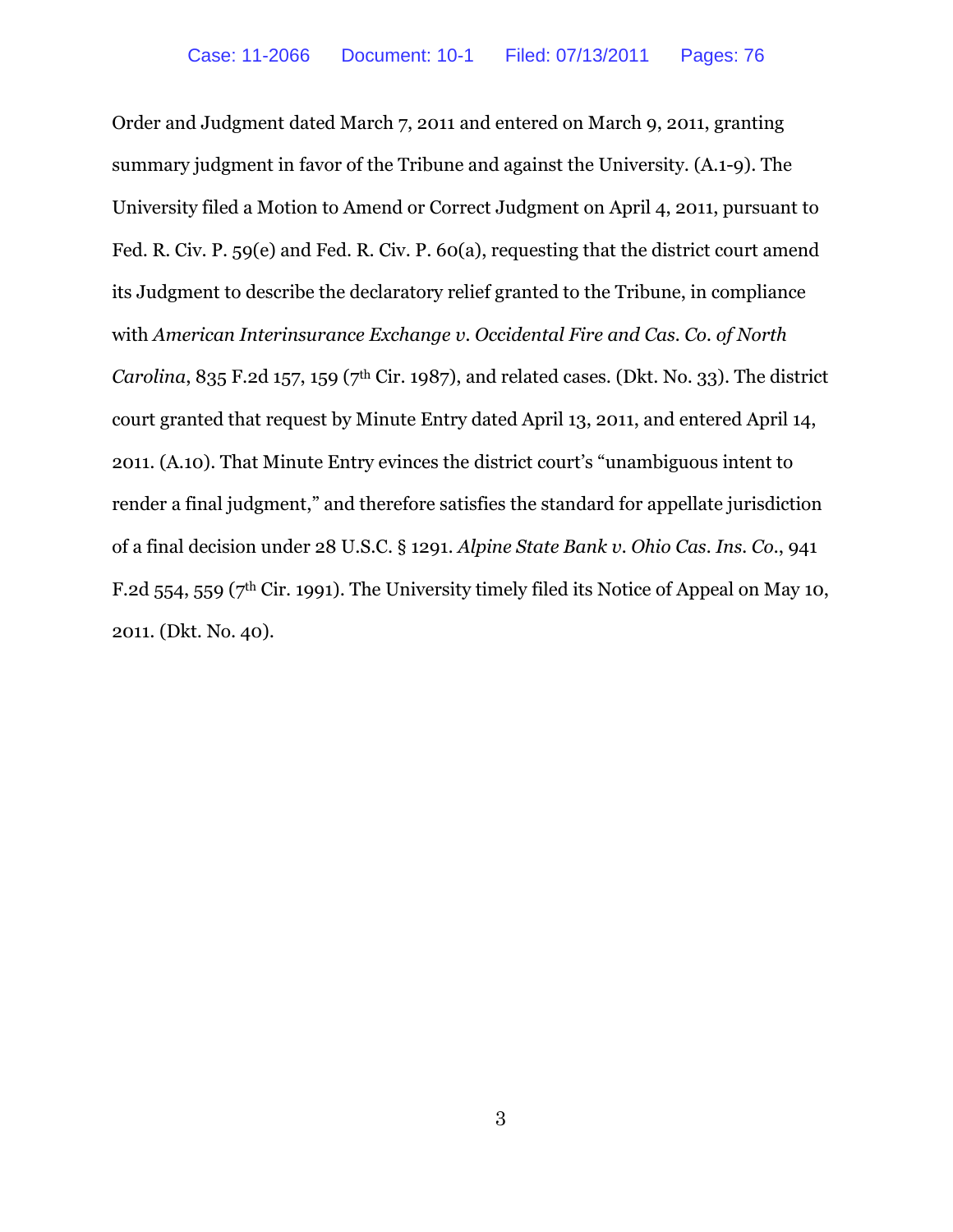Order and Judgment dated March 7, 2011 and entered on March 9, 2011, granting summary judgment in favor of the Tribune and against the University. (A.1-9). The University filed a Motion to Amend or Correct Judgment on April 4, 2011, pursuant to Fed. R. Civ. P. 59(e) and Fed. R. Civ. P. 60(a), requesting that the district court amend its Judgment to describe the declaratory relief granted to the Tribune, in compliance with *American Interinsurance Exchange v. Occidental Fire and Cas. Co. of North Carolina*, 835 F.2d 157, 159 (7th Cir. 1987), and related cases. (Dkt. No. 33). The district court granted that request by Minute Entry dated April 13, 2011, and entered April 14, 2011. (A.10). That Minute Entry evinces the district court's "unambiguous intent to render a final judgment," and therefore satisfies the standard for appellate jurisdiction of a final decision under 28 U.S.C. § 1291. *Alpine State Bank v. Ohio Cas. Ins. Co.*, 941 F.2d 554, 559 (7th Cir. 1991). The University timely filed its Notice of Appeal on May 10, 2011. (Dkt. No. 40).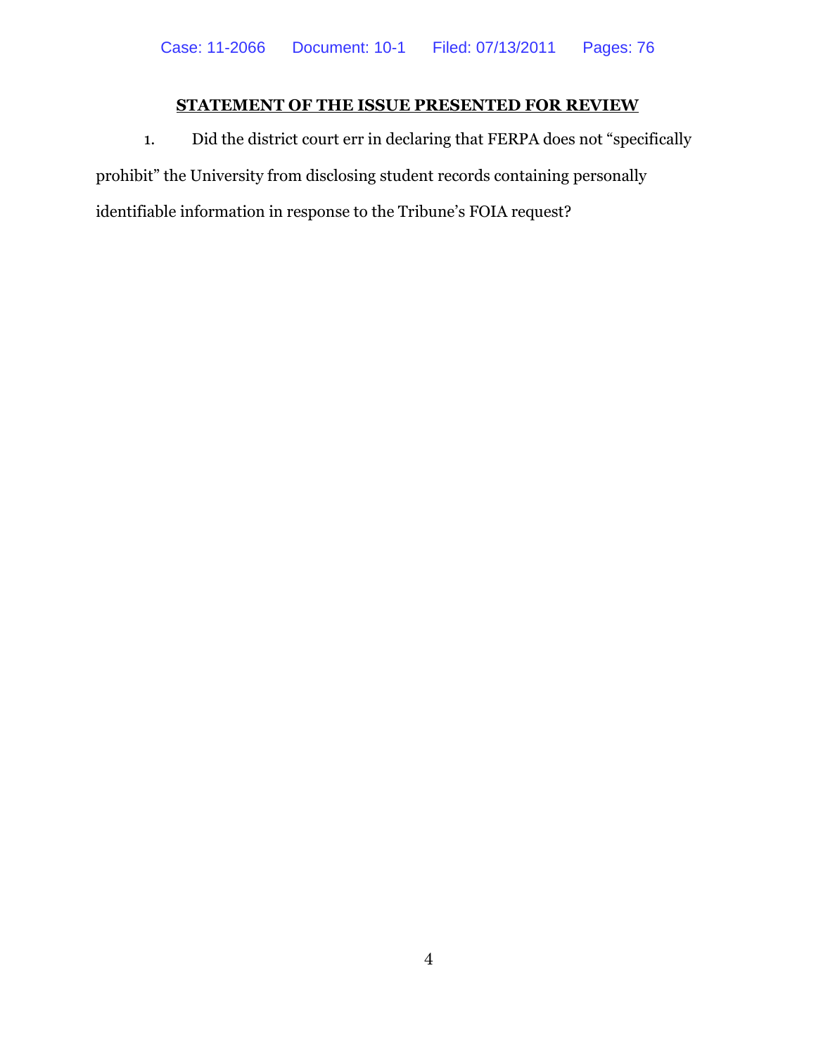## STATEMENT OF THE ISSUE PRESENTED FOR REVIEW

1. Did the district court err in declaring that FERPA does not "specifically prohibit" the University from disclosing student records containing personally identifiable information in response to the Tribune's FOIA request?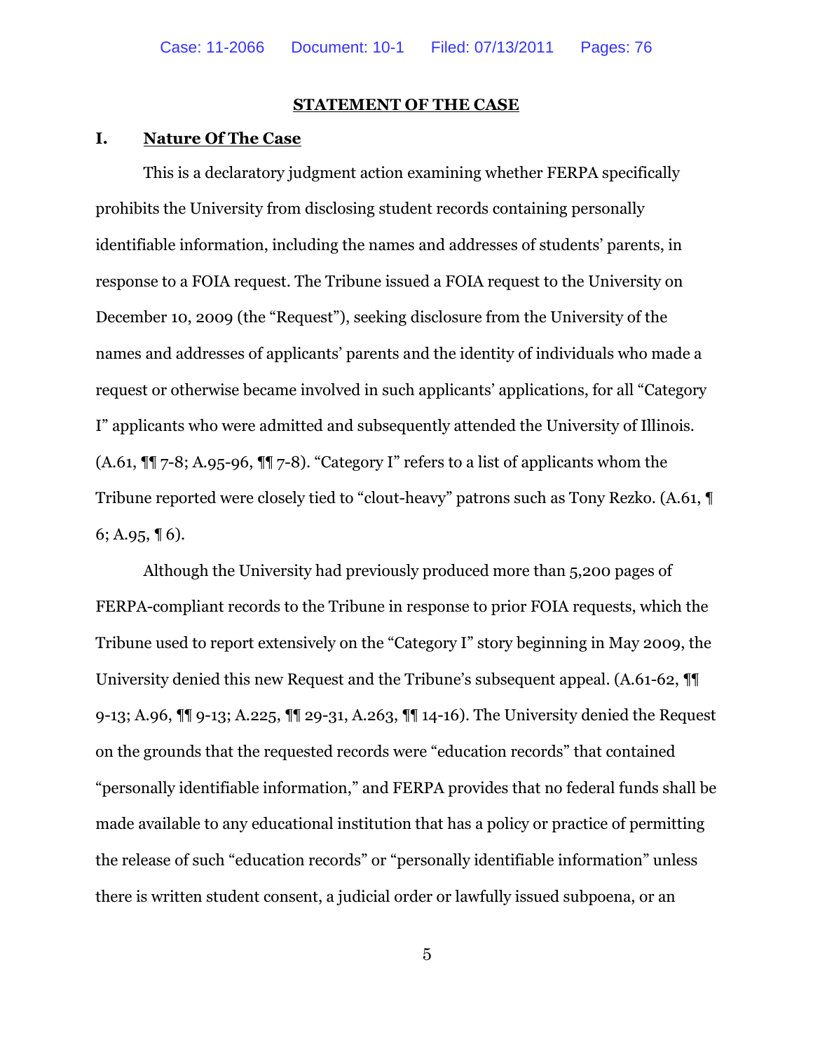## STATEMENT OF THE CASE

### I. Nature Of The Case

This is a declaratory judgment action examining whether FERPA specifically prohibits the University from disclosing student records containing personally identifiable information, including the names and addresses of students' parents, in response to a FOIA request. The Tribune issued a FOIA request to the University on December 10, 2009 (the "Request"), seeking disclosure from the University of the names and addresses of applicants' parents and the identity of individuals who made a request or otherwise became involved in such applicants' applications, for all "Category I" applicants who were admitted and subsequently attended the University of Illinois. (A.61, ¶¶ 7-8; A.95-96, ¶¶ 7-8). "Category I" refers to a list of applicants whom the Tribune reported were closely tied to "clout-heavy" patrons such as Tony Rezko. (A.61, ¶ 6; A.95, ¶ 6).

Although the University had previously produced more than 5,200 pages of FERPA-compliant records to the Tribune in response to prior FOIA requests, which the Tribune used to report extensively on the "Category I" story beginning in May 2009, the University denied this new Request and the Tribune's subsequent appeal. (A.61-62, ¶¶ 9-13; A.96, ¶¶ 9-13; A.225, ¶¶ 29-31, A.263, ¶¶ 14-16). The University denied the Request on the grounds that the requested records were "education records" that contained "personally identifiable information," and FERPA provides that no federal funds shall be made available to any educational institution that has a policy or practice of permitting the release of such "education records" or "personally identifiable information" unless there is written student consent, a judicial order or lawfully issued subpoena, or an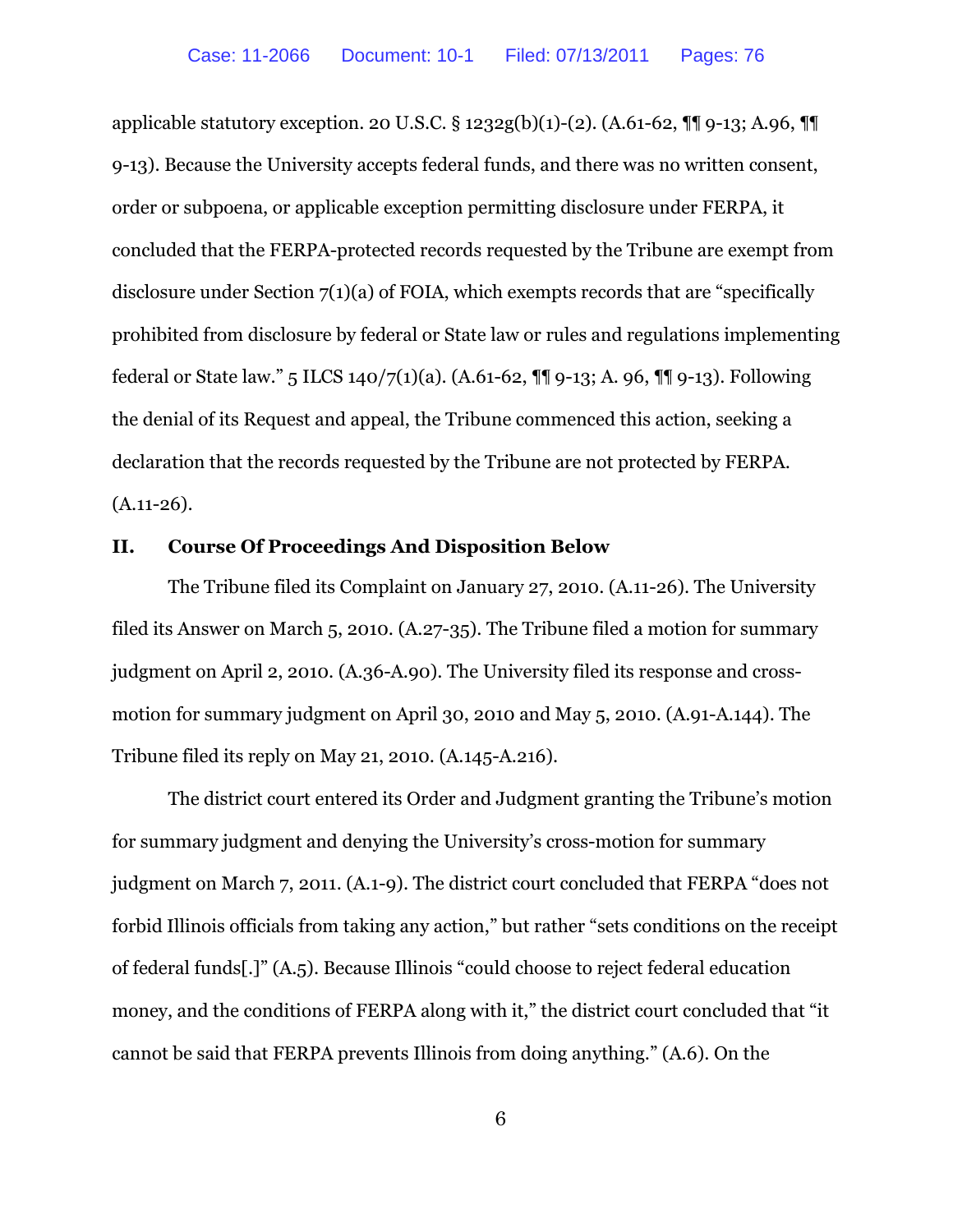applicable statutory exception. 20 U.S.C. § 1232g(b)(1)-(2). (A.61-62, ¶¶ 9-13; A.96, ¶¶ 9-13). Because the University accepts federal funds, and there was no written consent, order or subpoena, or applicable exception permitting disclosure under FERPA, it concluded that the FERPA-protected records requested by the Tribune are exempt from disclosure under Section 7(1)(a) of FOIA, which exempts records that are "specifically prohibited from disclosure by federal or State law or rules and regulations implementing federal or State law." 5 ILCS 140/7(1)(a). (A.61-62, ¶¶ 9-13; A. 96, ¶¶ 9-13). Following the denial of its Request and appeal, the Tribune commenced this action, seeking a declaration that the records requested by the Tribune are not protected by FERPA. (A.11-26).

## II. Course Of Proceedings And Disposition Below

The Tribune filed its Complaint on January 27, 2010. (A.11-26). The University filed its Answer on March 5, 2010. (A.27-35). The Tribune filed a motion for summary judgment on April 2, 2010. (A.36-A.90). The University filed its response and cross-motion for summary judgment on April 30, 2010 and May 5, 2010. (A.91-A.144). The Tribune filed its reply on May 21, 2010. (A.145-A.216).

The district court entered its Order and Judgment granting the Tribune's motion for summary judgment and denying the University's cross-motion for summary judgment on March 7, 2011. (A.1-9). The district court concluded that FERPA "does not forbid Illinois officials from taking any action," but rather "sets conditions on the receipt of federal funds[.]" (A.5). Because Illinois "could choose to reject federal education money, and the conditions of FERPA along with it," the district court concluded that "it cannot be said that FERPA prevents Illinois from doing anything." (A.6). On the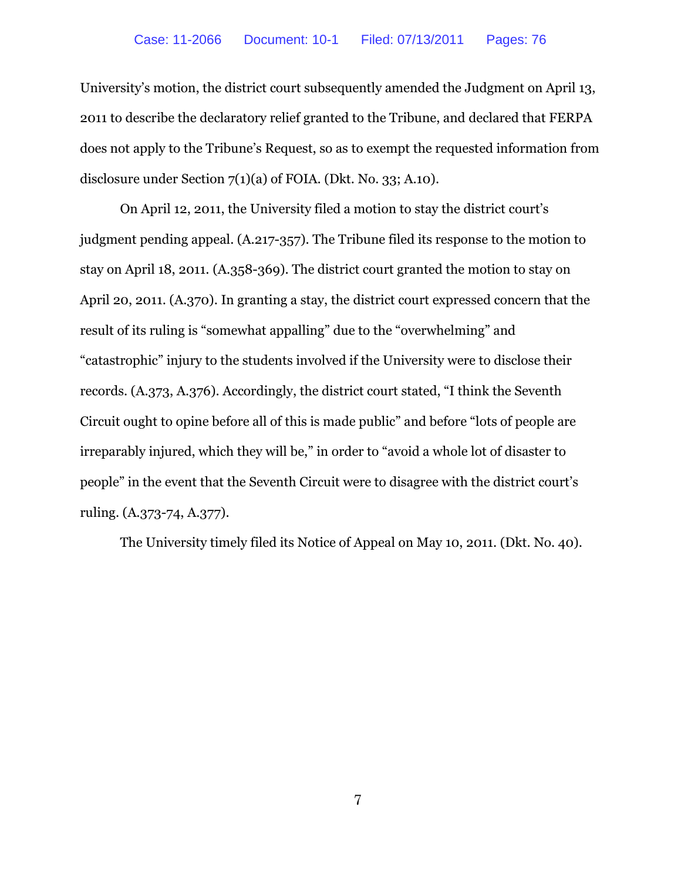University's motion, the district court subsequently amended the Judgment on April 13, 2011 to describe the declaratory relief granted to the Tribune, and declared that FERPA does not apply to the Tribune's Request, so as to exempt the requested information from disclosure under Section 7(1)(a) of FOIA. (Dkt. No. 33; A.10).

On April 12, 2011, the University filed a motion to stay the district court's judgment pending appeal. (A.217-357). The Tribune filed its response to the motion to stay on April 18, 2011. (A.358-369). The district court granted the motion to stay on April 20, 2011. (A.370). In granting a stay, the district court expressed concern that the result of its ruling is "somewhat appalling" due to the "overwhelming" and "catastrophic" injury to the students involved if the University were to disclose their records. (A.373, A.376). Accordingly, the district court stated, "I think the Seventh Circuit ought to opine before all of this is made public" and before "lots of people are irreparably injured, which they will be," in order to "avoid a whole lot of disaster to people" in the event that the Seventh Circuit were to disagree with the district court's ruling. (A.373-74, A.377).

The University timely filed its Notice of Appeal on May 10, 2011. (Dkt. No. 40).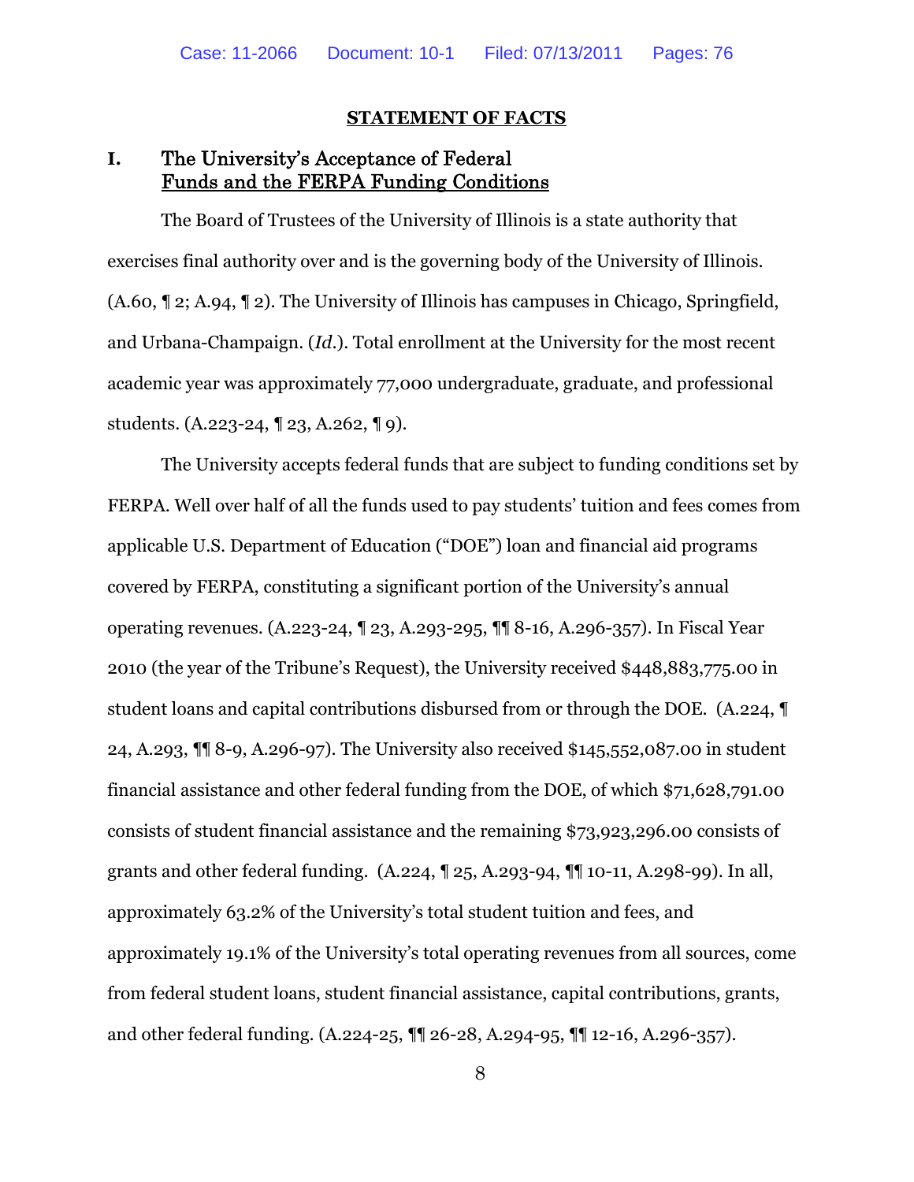## STATEMENT OF FACTS

### I. The University's Acceptance of Federal Funds and the FERPA Funding Conditions

The Board of Trustees of the University of Illinois is a state authority that exercises final authority over and is the governing body of the University of Illinois. (A.60, ¶ 2; A.94, ¶ 2). The University of Illinois has campuses in Chicago, Springfield, and Urbana-Champaign. (*Id.*). Total enrollment at the University for the most recent academic year was approximately 77,000 undergraduate, graduate, and professional students. (A.223-24, ¶ 23, A.262, ¶ 9).

The University accepts federal funds that are subject to funding conditions set by FERPA. Well over half of all the funds used to pay students' tuition and fees comes from applicable U.S. Department of Education ("DOE") loan and financial aid programs covered by FERPA, constituting a significant portion of the University's annual operating revenues. (A.223-24, ¶ 23, A.293-295, ¶¶ 8-16, A.296-357). In Fiscal Year 2010 (the year of the Tribune's Request), the University received $448,883,775.00 in student loans and capital contributions disbursed from or through the DOE. (A.224, ¶ 24, A.293, ¶¶ 8-9, A.296-97). The University also received $145,552,087.00 in student financial assistance and other federal funding from the DOE, of which $71,628,791.00 consists of student financial assistance and the remaining $73,923,296.00 consists of grants and other federal funding. (A.224, ¶ 25, A.293-94, ¶¶ 10-11, A.298-99). In all, approximately 63.2% of the University's total student tuition and fees, and approximately 19.1% of the University's total operating revenues from all sources, come from federal student loans, student financial assistance, capital contributions, grants, and other federal funding. (A.224-25, ¶¶ 26-28, A.294-95, ¶¶ 12-16, A.296-357).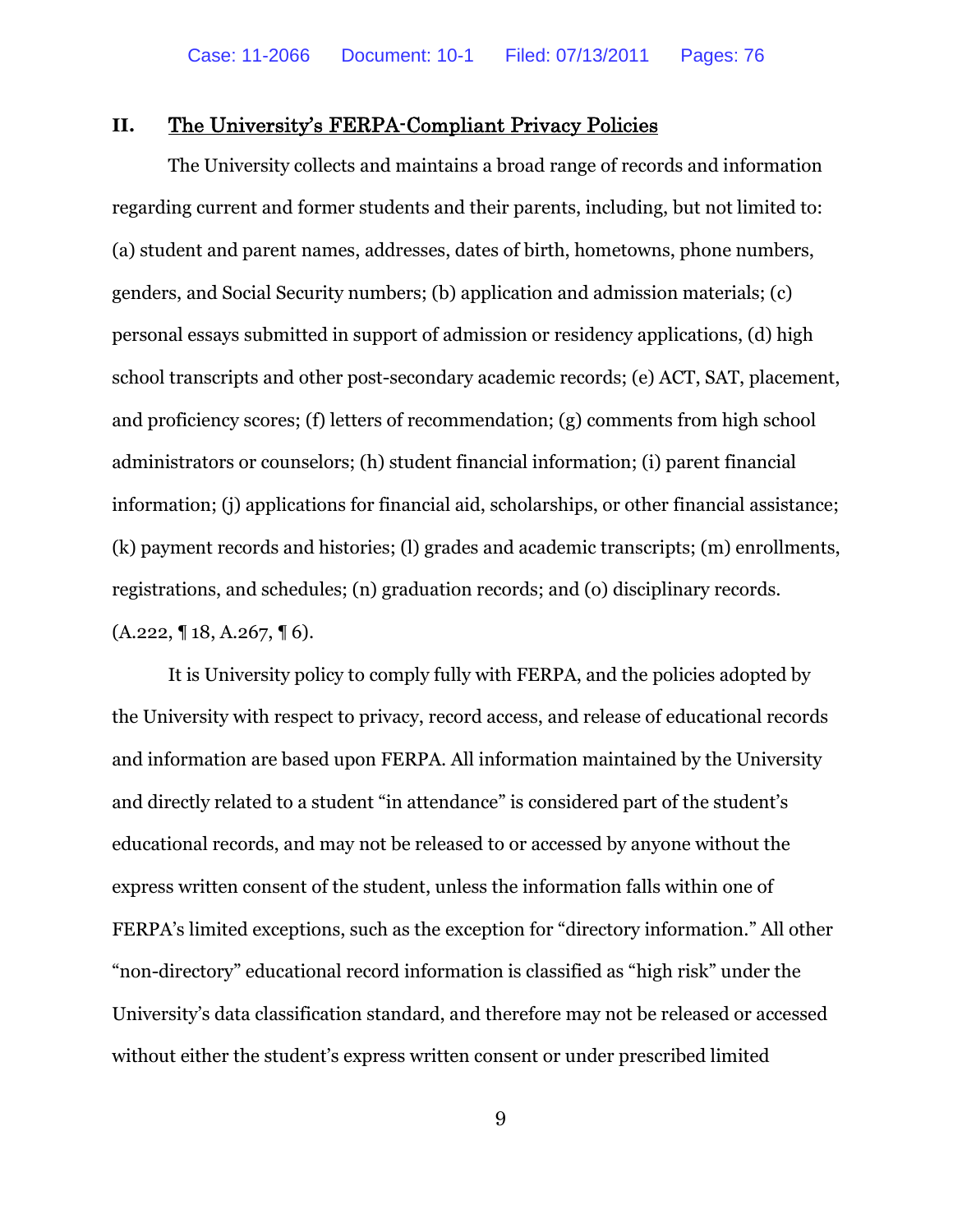## II. The University's FERPA-Compliant Privacy Policies

The University collects and maintains a broad range of records and information regarding current and former students and their parents, including, but not limited to: (a) student and parent names, addresses, dates of birth, hometowns, phone numbers, genders, and Social Security numbers; (b) application and admission materials; (c) personal essays submitted in support of admission or residency applications, (d) high school transcripts and other post-secondary academic records; (e) ACT, SAT, placement, and proficiency scores; (f) letters of recommendation; (g) comments from high school administrators or counselors; (h) student financial information; (i) parent financial information; (j) applications for financial aid, scholarships, or other financial assistance; (k) payment records and histories; (l) grades and academic transcripts; (m) enrollments, registrations, and schedules; (n) graduation records; and (o) disciplinary records. (A.222, ¶ 18, A.267, ¶ 6).

It is University policy to comply fully with FERPA, and the policies adopted by the University with respect to privacy, record access, and release of educational records and information are based upon FERPA. All information maintained by the University and directly related to a student "in attendance" is considered part of the student's educational records, and may not be released to or accessed by anyone without the express written consent of the student, unless the information falls within one of FERPA's limited exceptions, such as the exception for "directory information." All other "non-directory" educational record information is classified as "high risk" under the University's data classification standard, and therefore may not be released or accessed without either the student's express written consent or under prescribed limited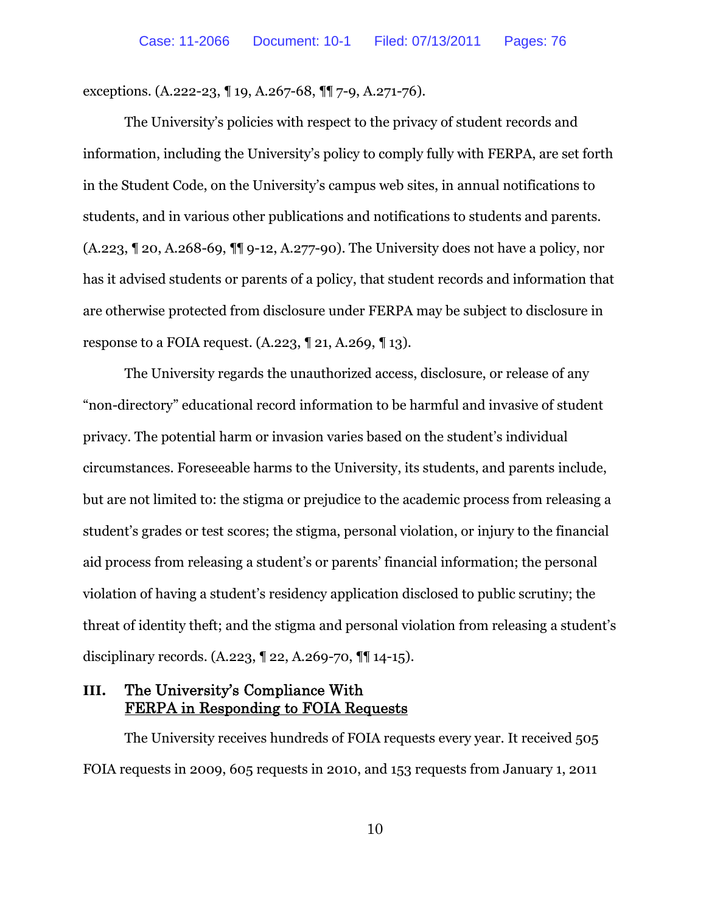exceptions. (A.222-23, ¶ 19, A.267-68, ¶¶ 7-9, A.271-76).

The University's policies with respect to the privacy of student records and information, including the University's policy to comply fully with FERPA, are set forth in the Student Code, on the University's campus web sites, in annual notifications to students, and in various other publications and notifications to students and parents. (A.223, ¶ 20, A.268-69, ¶¶ 9-12, A.277-90). The University does not have a policy, nor has it advised students or parents of a policy, that student records and information that are otherwise protected from disclosure under FERPA may be subject to disclosure in response to a FOIA request. (A.223, ¶ 21, A.269, ¶ 13).

The University regards the unauthorized access, disclosure, or release of any "non-directory" educational record information to be harmful and invasive of student privacy. The potential harm or invasion varies based on the student's individual circumstances. Foreseeable harms to the University, its students, and parents include, but are not limited to: the stigma or prejudice to the academic process from releasing a student's grades or test scores; the stigma, personal violation, or injury to the financial aid process from releasing a student's or parents' financial information; the personal violation of having a student's residency application disclosed to public scrutiny; the threat of identity theft; and the stigma and personal violation from releasing a student's disciplinary records. (A.223, ¶ 22, A.269-70, ¶¶ 14-15).

## III. The University's Compliance With FERPA in Responding to FOIA Requests

The University receives hundreds of FOIA requests every year. It received 505 FOIA requests in 2009, 605 requests in 2010, and 153 requests from January 1, 2011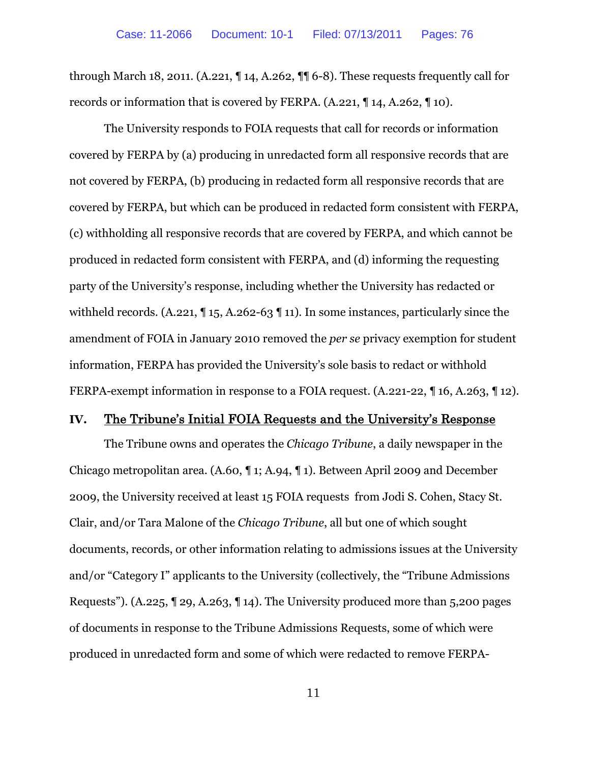through March 18, 2011. (A.221, ¶ 14, A.262, ¶¶ 6-8). These requests frequently call for records or information that is covered by FERPA. (A.221, ¶ 14, A.262, ¶ 10).

The University responds to FOIA requests that call for records or information covered by FERPA by (a) producing in unredacted form all responsive records that are not covered by FERPA, (b) producing in redacted form all responsive records that are covered by FERPA, but which can be produced in redacted form consistent with FERPA, (c) withholding all responsive records that are covered by FERPA, and which cannot be produced in redacted form consistent with FERPA, and (d) informing the requesting party of the University's response, including whether the University has redacted or withheld records. (A.221, ¶ 15, A.262-63 ¶ 11). In some instances, particularly since the amendment of FOIA in January 2010 removed the *per se* privacy exemption for student information, FERPA has provided the University's sole basis to redact or withhold FERPA-exempt information in response to a FOIA request. (A.221-22, ¶ 16, A.263, ¶ 12).

## IV. The Tribune's Initial FOIA Requests and the University's Response

The Tribune owns and operates the *Chicago Tribune*, a daily newspaper in the Chicago metropolitan area. (A.60, ¶ 1; A.94, ¶ 1). Between April 2009 and December 2009, the University received at least 15 FOIA requests from Jodi S. Cohen, Stacy St. Clair, and/or Tara Malone of the *Chicago Tribune*, all but one of which sought documents, records, or other information relating to admissions issues at the University and/or "Category I" applicants to the University (collectively, the "Tribune Admissions Requests"). (A.225, ¶ 29, A.263, ¶ 14). The University produced more than 5,200 pages of documents in response to the Tribune Admissions Requests, some of which were produced in unredacted form and some of which were redacted to remove FERPA-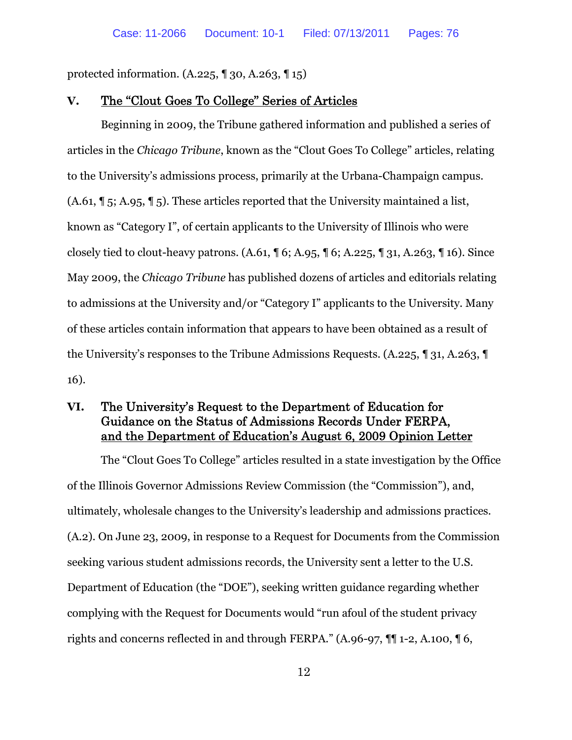protected information. (A.225, ¶ 30, A.263, ¶ 15)

## V. The "Clout Goes To College" Series of Articles

Beginning in 2009, the Tribune gathered information and published a series of articles in the *Chicago Tribune*, known as the "Clout Goes To College" articles, relating to the University's admissions process, primarily at the Urbana-Champaign campus. (A.61, ¶ 5; A.95, ¶ 5). These articles reported that the University maintained a list, known as "Category I", of certain applicants to the University of Illinois who were closely tied to clout-heavy patrons. (A.61, ¶ 6; A.95, ¶ 6; A.225, ¶ 31, A.263, ¶ 16). Since May 2009, the *Chicago Tribune* has published dozens of articles and editorials relating to admissions at the University and/or "Category I" applicants to the University. Many of these articles contain information that appears to have been obtained as a result of the University's responses to the Tribune Admissions Requests. (A.225, ¶ 31, A.263, ¶ 16).

## VI. The University's Request to the Department of Education for Guidance on the Status of Admissions Records Under FERPA, and the Department of Education's August 6, 2009 Opinion Letter

The "Clout Goes To College" articles resulted in a state investigation by the Office of the Illinois Governor Admissions Review Commission (the "Commission"), and, ultimately, wholesale changes to the University's leadership and admissions practices. (A.2). On June 23, 2009, in response to a Request for Documents from the Commission seeking various student admissions records, the University sent a letter to the U.S. Department of Education (the "DOE"), seeking written guidance regarding whether complying with the Request for Documents would "run afoul of the student privacy rights and concerns reflected in and through FERPA." (A.96-97, ¶¶ 1-2, A.100, ¶ 6,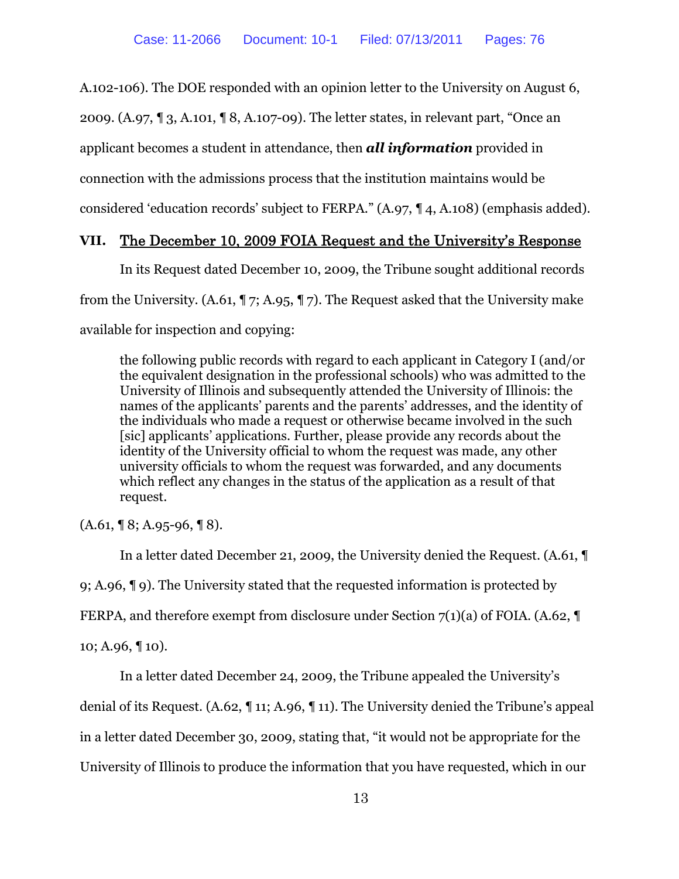A.102-106). The DOE responded with an opinion letter to the University on August 6, 2009. (A.97, ¶ 3, A.101, ¶ 8, A.107-09). The letter states, in relevant part, "Once an applicant becomes a student in attendance, then ***all information*** provided in connection with the admissions process that the institution maintains would be considered 'education records' subject to FERPA." (A.97, ¶ 4, A.108) (emphasis added).

## VII. <u>The December 10, 2009 FOIA Request and the University's Response</u>

In its Request dated December 10, 2009, the Tribune sought additional records from the University. (A.61, ¶ 7; A.95, ¶ 7). The Request asked that the University make available for inspection and copying:

> the following public records with regard to each applicant in Category I (and/or the equivalent designation in the professional schools) who was admitted to the University of Illinois and subsequently attended the University of Illinois: the names of the applicants' parents and the parents' addresses, and the identity of the individuals who made a request or otherwise became involved in the such [sic] applicants' applications. Further, please provide any records about the identity of the University official to whom the request was made, any other university officials to whom the request was forwarded, and any documents which reflect any changes in the status of the application as a result of that request.

(A.61, ¶ 8; A.95-96, ¶ 8).

In a letter dated December 21, 2009, the University denied the Request. (A.61, ¶ 9; A.96, ¶ 9). The University stated that the requested information is protected by FERPA, and therefore exempt from disclosure under Section 7(1)(a) of FOIA. (A.62, ¶ 10; A.96, ¶ 10).

In a letter dated December 24, 2009, the Tribune appealed the University's denial of its Request. (A.62, ¶ 11; A.96, ¶ 11). The University denied the Tribune's appeal in a letter dated December 30, 2009, stating that, "it would not be appropriate for the University of Illinois to produce the information that you have requested, which in our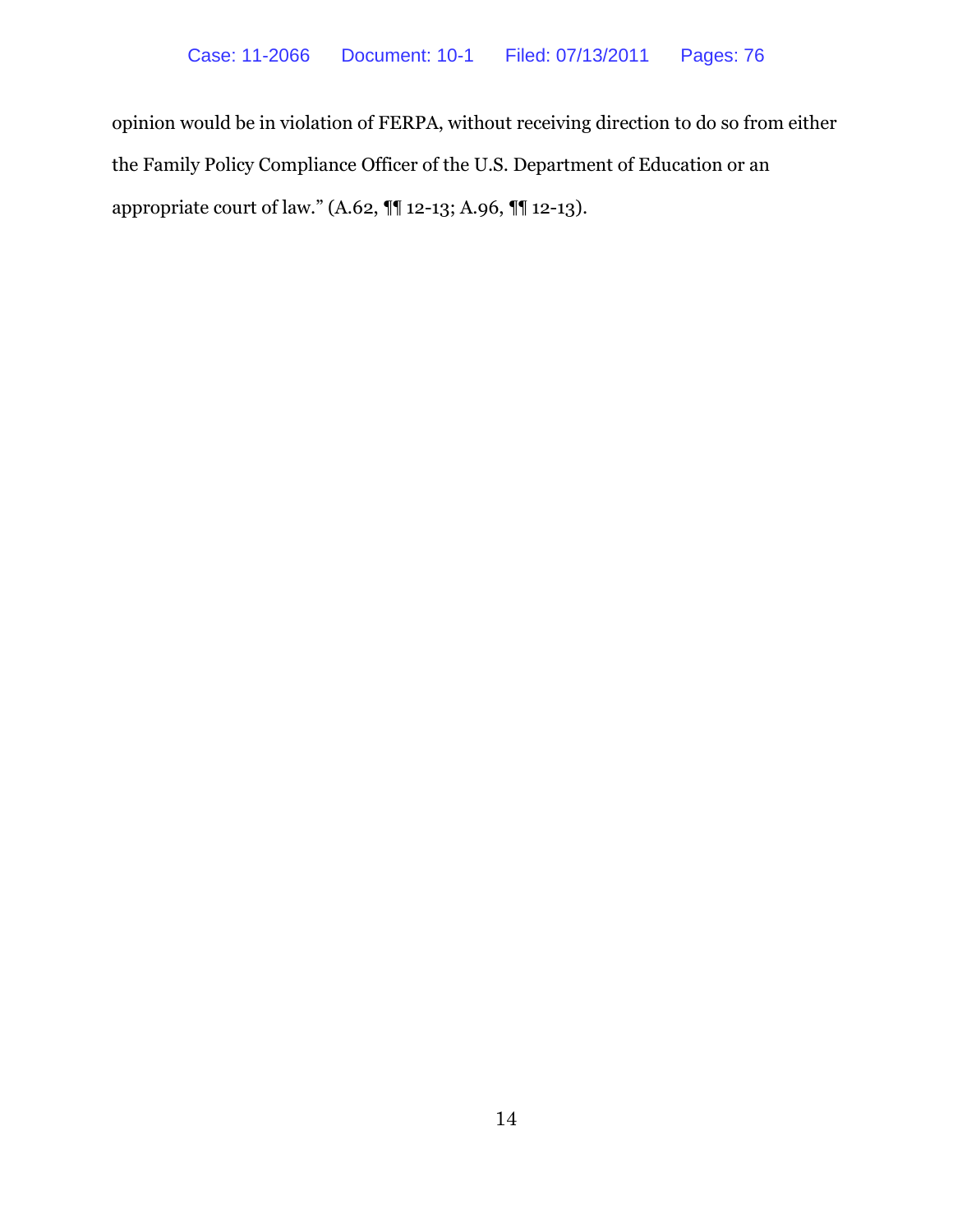opinion would be in violation of FERPA, without receiving direction to do so from either the Family Policy Compliance Officer of the U.S. Department of Education or an appropriate court of law." (A.62, ¶¶ 12-13; A.96, ¶¶ 12-13).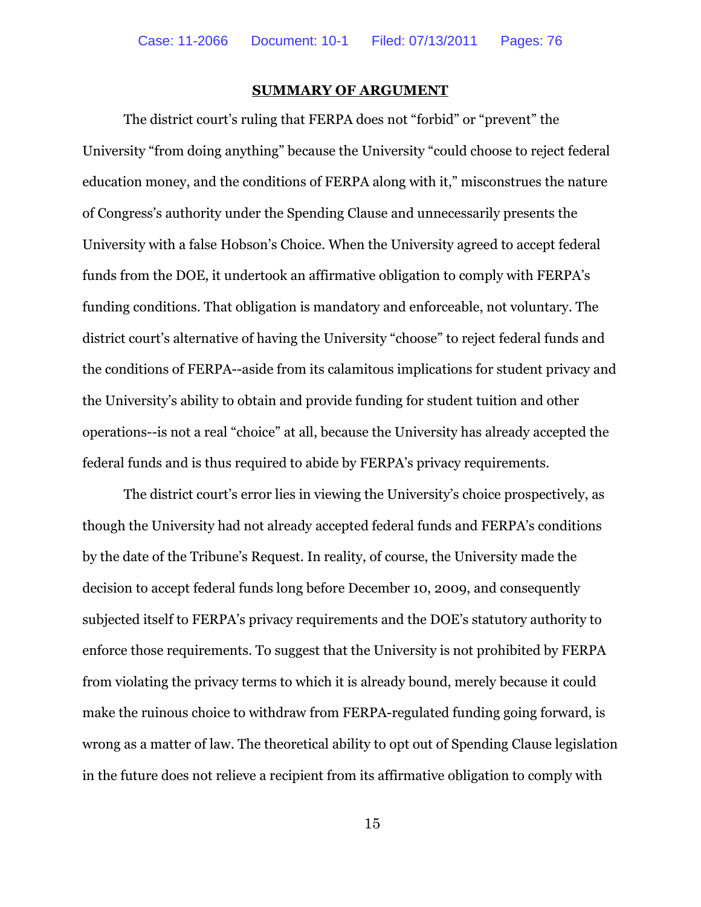## SUMMARY OF ARGUMENT

The district court's ruling that FERPA does not "forbid" or "prevent" the University "from doing anything" because the University "could choose to reject federal education money, and the conditions of FERPA along with it," misconstrues the nature of Congress's authority under the Spending Clause and unnecessarily presents the University with a false Hobson's Choice. When the University agreed to accept federal funds from the DOE, it undertook an affirmative obligation to comply with FERPA's funding conditions. That obligation is mandatory and enforceable, not voluntary. The district court's alternative of having the University "choose" to reject federal funds and the conditions of FERPA--aside from its calamitous implications for student privacy and the University's ability to obtain and provide funding for student tuition and other operations--is not a real "choice" at all, because the University has already accepted the federal funds and is thus required to abide by FERPA's privacy requirements.

The district court's error lies in viewing the University's choice prospectively, as though the University had not already accepted federal funds and FERPA's conditions by the date of the Tribune's Request. In reality, of course, the University made the decision to accept federal funds long before December 10, 2009, and consequently subjected itself to FERPA's privacy requirements and the DOE's statutory authority to enforce those requirements. To suggest that the University is not prohibited by FERPA from violating the privacy terms to which it is already bound, merely because it could make the ruinous choice to withdraw from FERPA-regulated funding going forward, is wrong as a matter of law. The theoretical ability to opt out of Spending Clause legislation in the future does not relieve a recipient from its affirmative obligation to comply with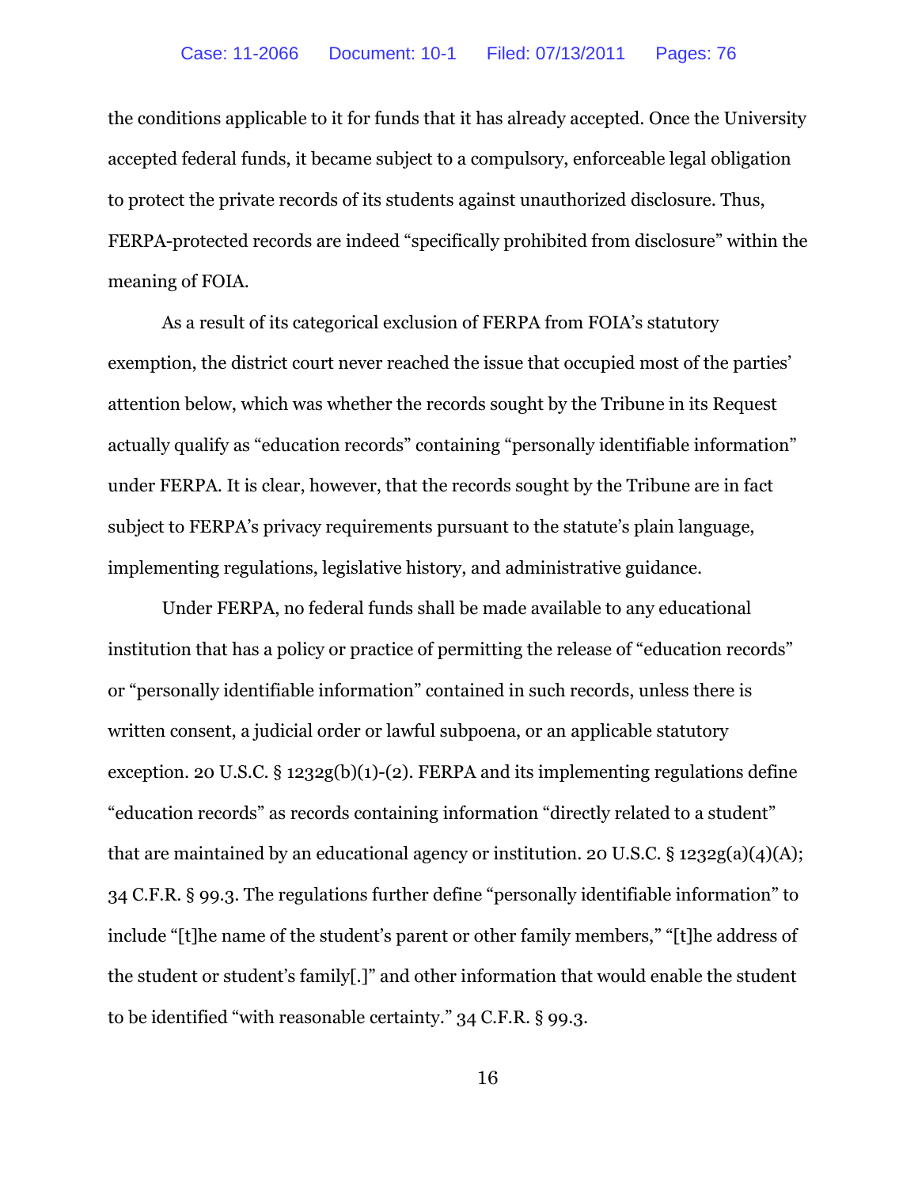the conditions applicable to it for funds that it has already accepted. Once the University accepted federal funds, it became subject to a compulsory, enforceable legal obligation to protect the private records of its students against unauthorized disclosure. Thus, FERPA-protected records are indeed "specifically prohibited from disclosure" within the meaning of FOIA.

As a result of its categorical exclusion of FERPA from FOIA's statutory exemption, the district court never reached the issue that occupied most of the parties' attention below, which was whether the records sought by the Tribune in its Request actually qualify as "education records" containing "personally identifiable information" under FERPA. It is clear, however, that the records sought by the Tribune are in fact subject to FERPA's privacy requirements pursuant to the statute's plain language, implementing regulations, legislative history, and administrative guidance.

Under FERPA, no federal funds shall be made available to any educational institution that has a policy or practice of permitting the release of "education records" or "personally identifiable information" contained in such records, unless there is written consent, a judicial order or lawful subpoena, or an applicable statutory exception. 20 U.S.C. § 1232g(b)(1)-(2). FERPA and its implementing regulations define "education records" as records containing information "directly related to a student" that are maintained by an educational agency or institution. 20 U.S.C. § 1232g(a)(4)(A); 34 C.F.R. § 99.3. The regulations further define "personally identifiable information" to include "[t]he name of the student's parent or other family members," "[t]he address of the student or student's family[.]" and other information that would enable the student to be identified "with reasonable certainty." 34 C.F.R. § 99.3.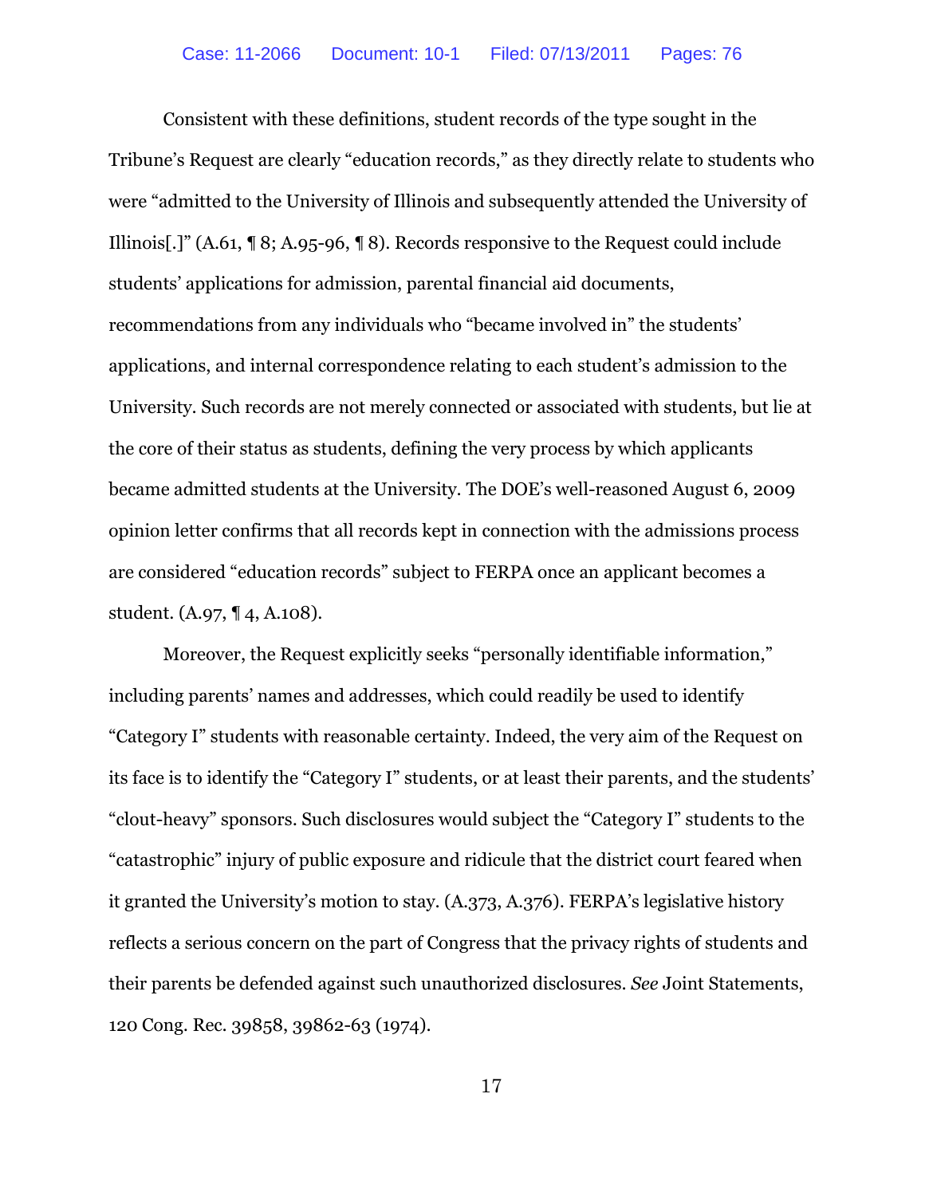Consistent with these definitions, student records of the type sought in the Tribune's Request are clearly "education records," as they directly relate to students who were "admitted to the University of Illinois and subsequently attended the University of Illinois[.]" (A.61, ¶ 8; A.95-96, ¶ 8). Records responsive to the Request could include students' applications for admission, parental financial aid documents, recommendations from any individuals who "became involved in" the students' applications, and internal correspondence relating to each student's admission to the University. Such records are not merely connected or associated with students, but lie at the core of their status as students, defining the very process by which applicants became admitted students at the University. The DOE's well-reasoned August 6, 2009 opinion letter confirms that all records kept in connection with the admissions process are considered "education records" subject to FERPA once an applicant becomes a student. (A.97, ¶ 4, A.108).

Moreover, the Request explicitly seeks "personally identifiable information," including parents' names and addresses, which could readily be used to identify "Category I" students with reasonable certainty. Indeed, the very aim of the Request on its face is to identify the "Category I" students, or at least their parents, and the students' "clout-heavy" sponsors. Such disclosures would subject the "Category I" students to the "catastrophic" injury of public exposure and ridicule that the district court feared when it granted the University's motion to stay. (A.373, A.376). FERPA's legislative history reflects a serious concern on the part of Congress that the privacy rights of students and their parents be defended against such unauthorized disclosures. *See* Joint Statements, 120 Cong. Rec. 39858, 39862-63 (1974).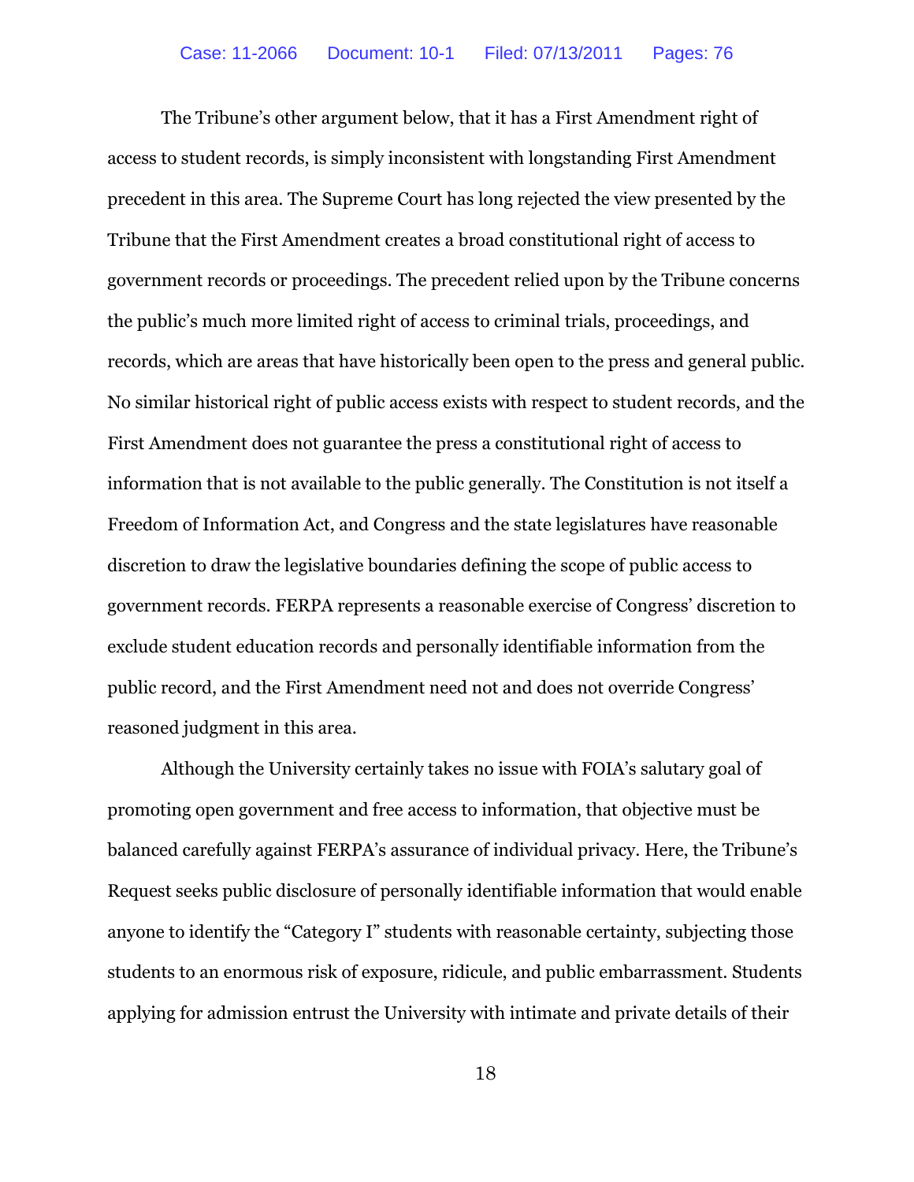The Tribune's other argument below, that it has a First Amendment right of access to student records, is simply inconsistent with longstanding First Amendment precedent in this area. The Supreme Court has long rejected the view presented by the Tribune that the First Amendment creates a broad constitutional right of access to government records or proceedings. The precedent relied upon by the Tribune concerns the public's much more limited right of access to criminal trials, proceedings, and records, which are areas that have historically been open to the press and general public. No similar historical right of public access exists with respect to student records, and the First Amendment does not guarantee the press a constitutional right of access to information that is not available to the public generally. The Constitution is not itself a Freedom of Information Act, and Congress and the state legislatures have reasonable discretion to draw the legislative boundaries defining the scope of public access to government records. FERPA represents a reasonable exercise of Congress' discretion to exclude student education records and personally identifiable information from the public record, and the First Amendment need not and does not override Congress' reasoned judgment in this area.

Although the University certainly takes no issue with FOIA's salutary goal of promoting open government and free access to information, that objective must be balanced carefully against FERPA's assurance of individual privacy. Here, the Tribune's Request seeks public disclosure of personally identifiable information that would enable anyone to identify the "Category I" students with reasonable certainty, subjecting those students to an enormous risk of exposure, ridicule, and public embarrassment. Students applying for admission entrust the University with intimate and private details of their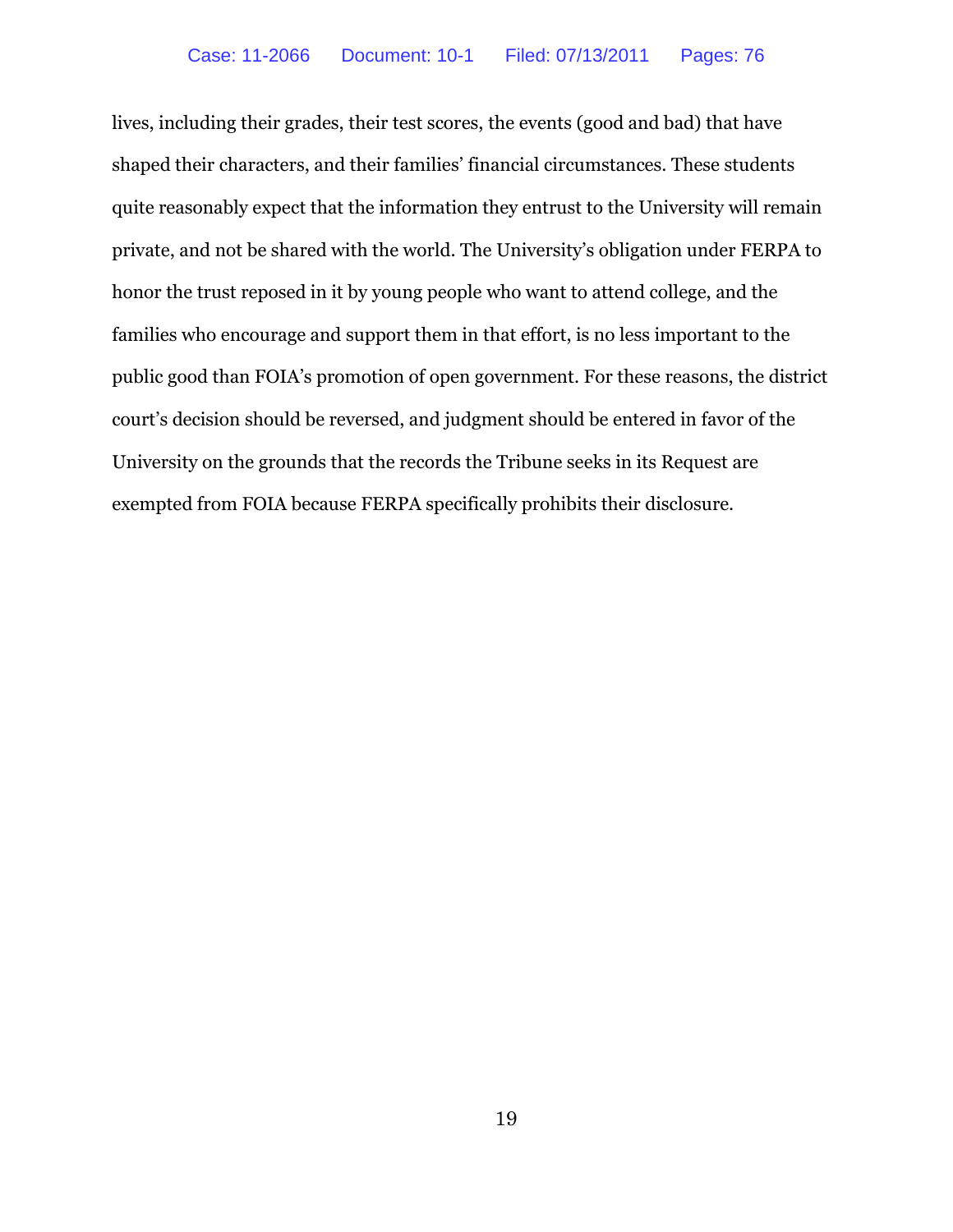lives, including their grades, their test scores, the events (good and bad) that have shaped their characters, and their families' financial circumstances. These students quite reasonably expect that the information they entrust to the University will remain private, and not be shared with the world. The University's obligation under FERPA to honor the trust reposed in it by young people who want to attend college, and the families who encourage and support them in that effort, is no less important to the public good than FOIA's promotion of open government. For these reasons, the district court's decision should be reversed, and judgment should be entered in favor of the University on the grounds that the records the Tribune seeks in its Request are exempted from FOIA because FERPA specifically prohibits their disclosure.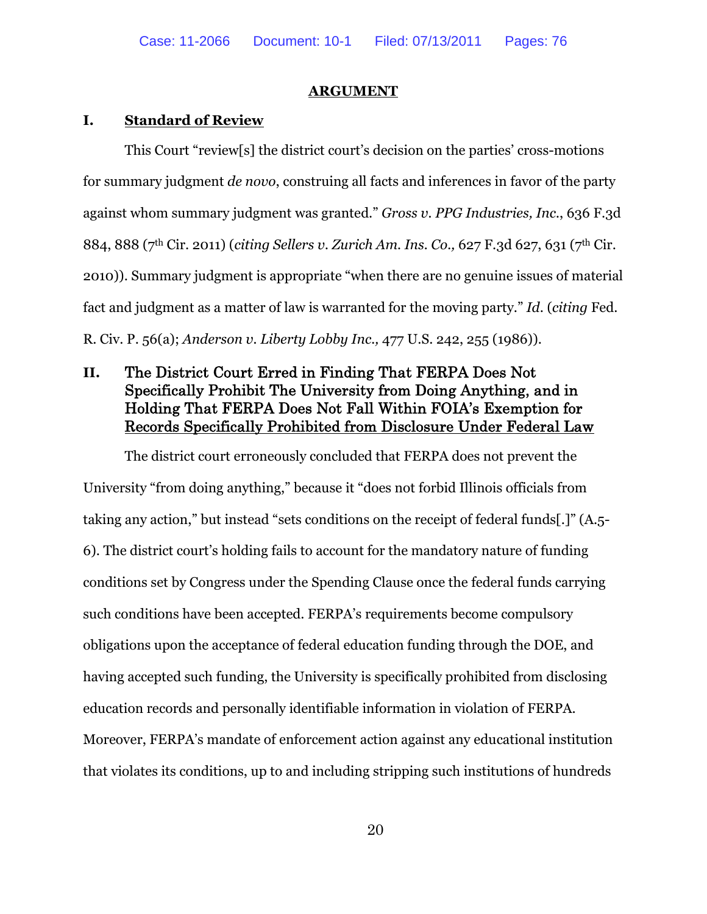## ARGUMENT

### I. Standard of Review

This Court "review[s] the district court's decision on the parties' cross-motions for summary judgment *de novo*, construing all facts and inferences in favor of the party against whom summary judgment was granted." *Gross v. PPG Industries, Inc.*, 636 F.3d 884, 888 (7th Cir. 2011) (*citing Sellers v. Zurich Am. Ins. Co.,* 627 F.3d 627, 631 (7th Cir. 2010)). Summary judgment is appropriate "when there are no genuine issues of material fact and judgment as a matter of law is warranted for the moving party." *Id.* (*citing* Fed. R. Civ. P. 56(a); *Anderson v. Liberty Lobby Inc.,* 477 U.S. 242, 255 (1986)).

### II. The District Court Erred in Finding That FERPA Does Not Specifically Prohibit The University from Doing Anything, and in Holding That FERPA Does Not Fall Within FOIA's Exemption for Records Specifically Prohibited from Disclosure Under Federal Law

The district court erroneously concluded that FERPA does not prevent the University "from doing anything," because it "does not forbid Illinois officials from taking any action," but instead "sets conditions on the receipt of federal funds[.]" (A.5-6). The district court's holding fails to account for the mandatory nature of funding conditions set by Congress under the Spending Clause once the federal funds carrying such conditions have been accepted. FERPA's requirements become compulsory obligations upon the acceptance of federal education funding through the DOE, and having accepted such funding, the University is specifically prohibited from disclosing education records and personally identifiable information in violation of FERPA. Moreover, FERPA's mandate of enforcement action against any educational institution that violates its conditions, up to and including stripping such institutions of hundreds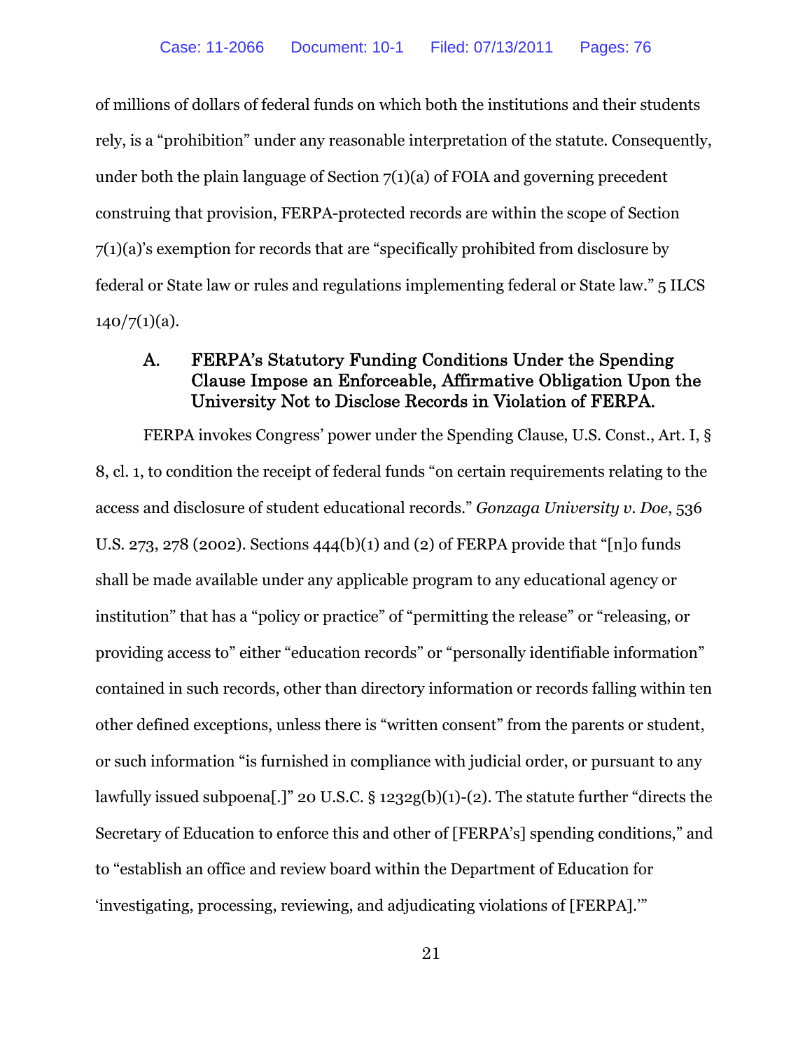of millions of dollars of federal funds on which both the institutions and their students rely, is a "prohibition" under any reasonable interpretation of the statute. Consequently, under both the plain language of Section 7(1)(a) of FOIA and governing precedent construing that provision, FERPA-protected records are within the scope of Section 7(1)(a)'s exemption for records that are "specifically prohibited from disclosure by federal or State law or rules and regulations implementing federal or State law." 5 ILCS 140/7(1)(a).

### A. FERPA's Statutory Funding Conditions Under the Spending Clause Impose an Enforceable, Affirmative Obligation Upon the University Not to Disclose Records in Violation of FERPA.

FERPA invokes Congress' power under the Spending Clause, U.S. Const., Art. I, § 8, cl. 1, to condition the receipt of federal funds "on certain requirements relating to the access and disclosure of student educational records." *Gonzaga University v. Doe*, 536 U.S. 273, 278 (2002). Sections 444(b)(1) and (2) of FERPA provide that "[n]o funds shall be made available under any applicable program to any educational agency or institution" that has a "policy or practice" of "permitting the release" or "releasing, or providing access to" either "education records" or "personally identifiable information" contained in such records, other than directory information or records falling within ten other defined exceptions, unless there is "written consent" from the parents or student, or such information "is furnished in compliance with judicial order, or pursuant to any lawfully issued subpoena[.]" 20 U.S.C. § 1232g(b)(1)-(2). The statute further "directs the Secretary of Education to enforce this and other of [FERPA's] spending conditions," and to "establish an office and review board within the Department of Education for 'investigating, processing, reviewing, and adjudicating violations of [FERPA].'"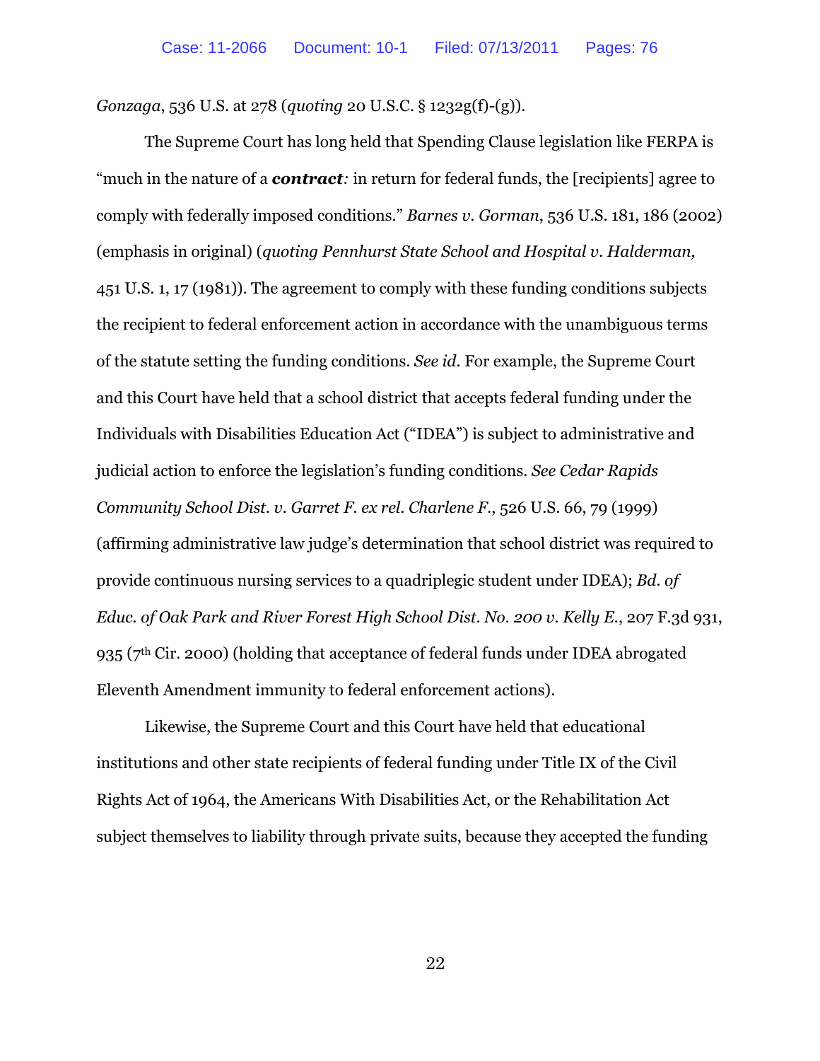*Gonzaga*, 536 U.S. at 278 (*quoting* 20 U.S.C. § 1232g(f)-(g)).

The Supreme Court has long held that Spending Clause legislation like FERPA is "much in the nature of a ***contract****:* in return for federal funds, the [recipients] agree to comply with federally imposed conditions." *Barnes v. Gorman*, 536 U.S. 181, 186 (2002) (emphasis in original) (*quoting Pennhurst State School and Hospital v. Halderman,* 451 U.S. 1, 17 (1981)). The agreement to comply with these funding conditions subjects the recipient to federal enforcement action in accordance with the unambiguous terms of the statute setting the funding conditions. *See id.* For example, the Supreme Court and this Court have held that a school district that accepts federal funding under the Individuals with Disabilities Education Act ("IDEA") is subject to administrative and judicial action to enforce the legislation's funding conditions. *See Cedar Rapids Community School Dist. v. Garret F. ex rel. Charlene F.*, 526 U.S. 66, 79 (1999) (affirming administrative law judge's determination that school district was required to provide continuous nursing services to a quadriplegic student under IDEA); *Bd. of Educ. of Oak Park and River Forest High School Dist. No. 200 v. Kelly E.*, 207 F.3d 931, 935 (7th Cir. 2000) (holding that acceptance of federal funds under IDEA abrogated Eleventh Amendment immunity to federal enforcement actions).

Likewise, the Supreme Court and this Court have held that educational institutions and other state recipients of federal funding under Title IX of the Civil Rights Act of 1964, the Americans With Disabilities Act, or the Rehabilitation Act subject themselves to liability through private suits, because they accepted the funding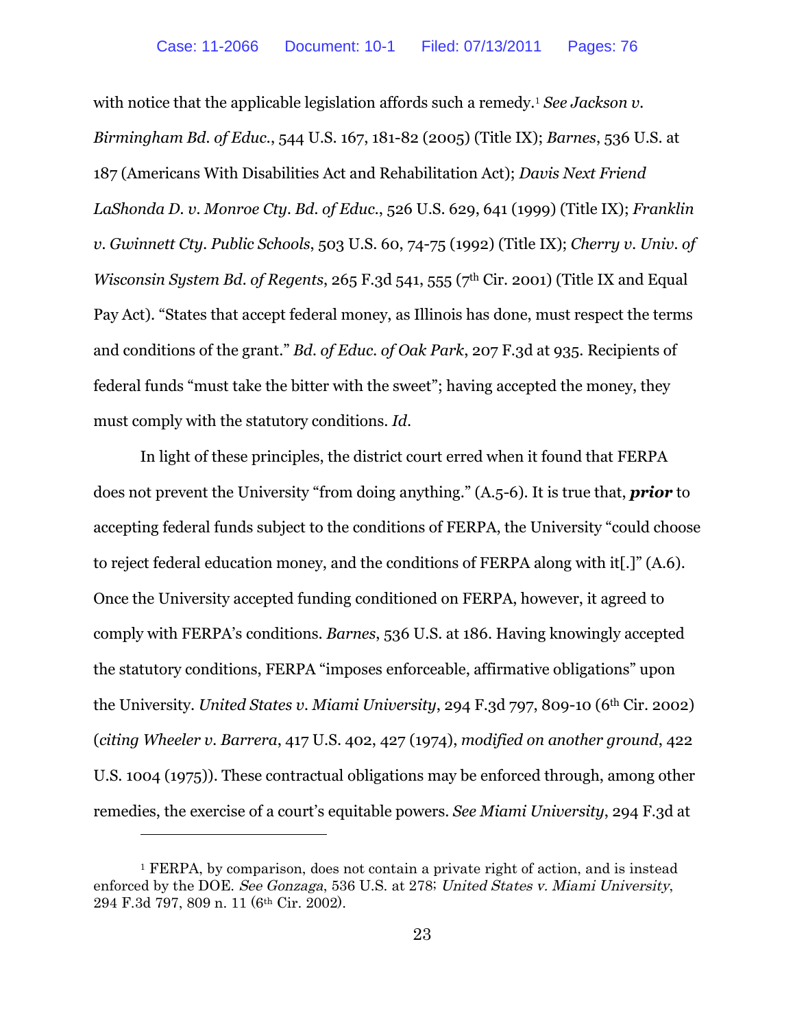with notice that the applicable legislation affords such a remedy.[1] *See Jackson v. Birmingham Bd. of Educ.*, 544 U.S. 167, 181-82 (2005) (Title IX); *Barnes*, 536 U.S. at 187 (Americans With Disabilities Act and Rehabilitation Act); *Davis Next Friend LaShonda D. v. Monroe Cty. Bd. of Educ.*, 526 U.S. 629, 641 (1999) (Title IX); *Franklin v. Gwinnett Cty. Public Schools*, 503 U.S. 60, 74-75 (1992) (Title IX); *Cherry v. Univ. of Wisconsin System Bd. of Regents*, 265 F.3d 541, 555 (7th Cir. 2001) (Title IX and Equal Pay Act). "States that accept federal money, as Illinois has done, must respect the terms and conditions of the grant." *Bd. of Educ. of Oak Park*, 207 F.3d at 935. Recipients of federal funds "must take the bitter with the sweet"; having accepted the money, they must comply with the statutory conditions. *Id*.

In light of these principles, the district court erred when it found that FERPA does not prevent the University "from doing anything." (A.5-6). It is true that, ***prior*** to accepting federal funds subject to the conditions of FERPA, the University "could choose to reject federal education money, and the conditions of FERPA along with it[.]" (A.6). Once the University accepted funding conditioned on FERPA, however, it agreed to comply with FERPA's conditions. *Barnes*, 536 U.S. at 186. Having knowingly accepted the statutory conditions, FERPA "imposes enforceable, affirmative obligations" upon the University. *United States v. Miami University*, 294 F.3d 797, 809-10 (6th Cir. 2002) (*citing Wheeler v. Barrera*, 417 U.S. 402, 427 (1974), *modified on another ground*, 422 U.S. 1004 (1975)). These contractual obligations may be enforced through, among other remedies, the exercise of a court's equitable powers. *See Miami University*, 294 F.3d at

---

[1] FERPA, by comparison, does not contain a private right of action, and is instead enforced by the DOE. *See Gonzaga*, 536 U.S. at 278; *United States v. Miami University*, 294 F.3d 797, 809 n. 11 (6th Cir. 2002).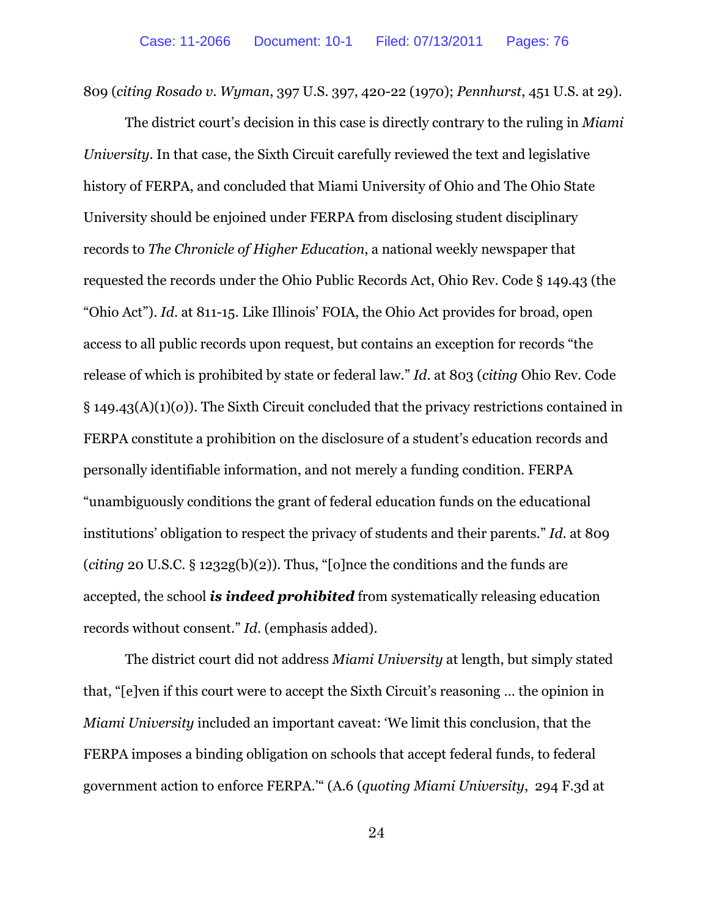809 (*citing Rosado v. Wyman*, 397 U.S. 397, 420-22 (1970); *Pennhurst*, 451 U.S. at 29).

The district court's decision in this case is directly contrary to the ruling in *Miami University*. In that case, the Sixth Circuit carefully reviewed the text and legislative history of FERPA, and concluded that Miami University of Ohio and The Ohio State University should be enjoined under FERPA from disclosing student disciplinary records to *The Chronicle of Higher Education*, a national weekly newspaper that requested the records under the Ohio Public Records Act, Ohio Rev. Code § 149.43 (the "Ohio Act"). *Id.* at 811-15. Like Illinois' FOIA, the Ohio Act provides for broad, open access to all public records upon request, but contains an exception for records "the release of which is prohibited by state or federal law." *Id.* at 803 (*citing* Ohio Rev. Code § 149.43(A)(1)(*o*)). The Sixth Circuit concluded that the privacy restrictions contained in FERPA constitute a prohibition on the disclosure of a student's education records and personally identifiable information, and not merely a funding condition. FERPA "unambiguously conditions the grant of federal education funds on the educational institutions' obligation to respect the privacy of students and their parents." *Id.* at 809 (*citing* 20 U.S.C. § 1232g(b)(2)). Thus, "[o]nce the conditions and the funds are accepted, the school ***is indeed prohibited*** from systematically releasing education records without consent." *Id.* (emphasis added).

The district court did not address *Miami University* at length, but simply stated that, "[e]ven if this court were to accept the Sixth Circuit's reasoning … the opinion in *Miami University* included an important caveat: 'We limit this conclusion, that the FERPA imposes a binding obligation on schools that accept federal funds, to federal government action to enforce FERPA.'" (A.6 (*quoting Miami University*, 294 F.3d at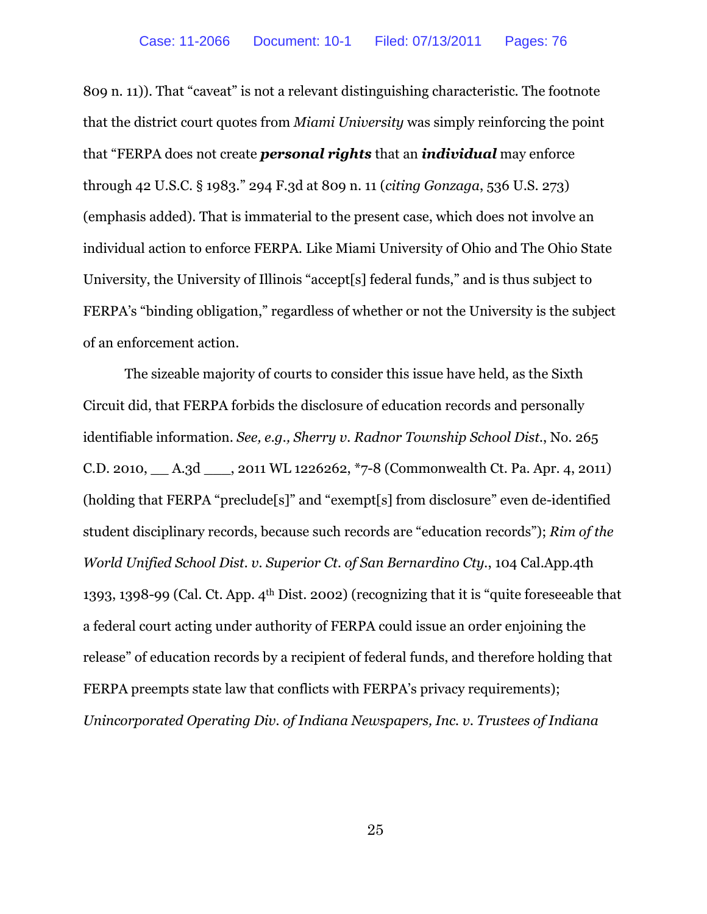809 n. 11)). That "caveat" is not a relevant distinguishing characteristic. The footnote that the district court quotes from *Miami University* was simply reinforcing the point that "FERPA does not create ***personal rights*** that an ***individual*** may enforce through 42 U.S.C. § 1983." 294 F.3d at 809 n. 11 (*citing Gonzaga*, 536 U.S. 273) (emphasis added). That is immaterial to the present case, which does not involve an individual action to enforce FERPA. Like Miami University of Ohio and The Ohio State University, the University of Illinois "accept[s] federal funds," and is thus subject to FERPA's "binding obligation," regardless of whether or not the University is the subject of an enforcement action.

The sizeable majority of courts to consider this issue have held, as the Sixth Circuit did, that FERPA forbids the disclosure of education records and personally identifiable information. *See, e.g., Sherry v. Radnor Township School Dist.*, No. 265 C.D. 2010, __ A.3d ___, 2011 WL 1226262, *7-8 (Commonwealth Ct. Pa. Apr. 4, 2011) (holding that FERPA "preclude[s]" and "exempt[s] from disclosure" even de-identified student disciplinary records, because such records are "education records"); *Rim of the World Unified School Dist. v. Superior Ct. of San Bernardino Cty.*, 104 Cal.App.4th 1393, 1398-99 (Cal. Ct. App. 4th Dist. 2002) (recognizing that it is "quite foreseeable that a federal court acting under authority of FERPA could issue an order enjoining the release" of education records by a recipient of federal funds, and therefore holding that FERPA preempts state law that conflicts with FERPA's privacy requirements); *Unincorporated Operating Div. of Indiana Newspapers, Inc. v. Trustees of Indiana*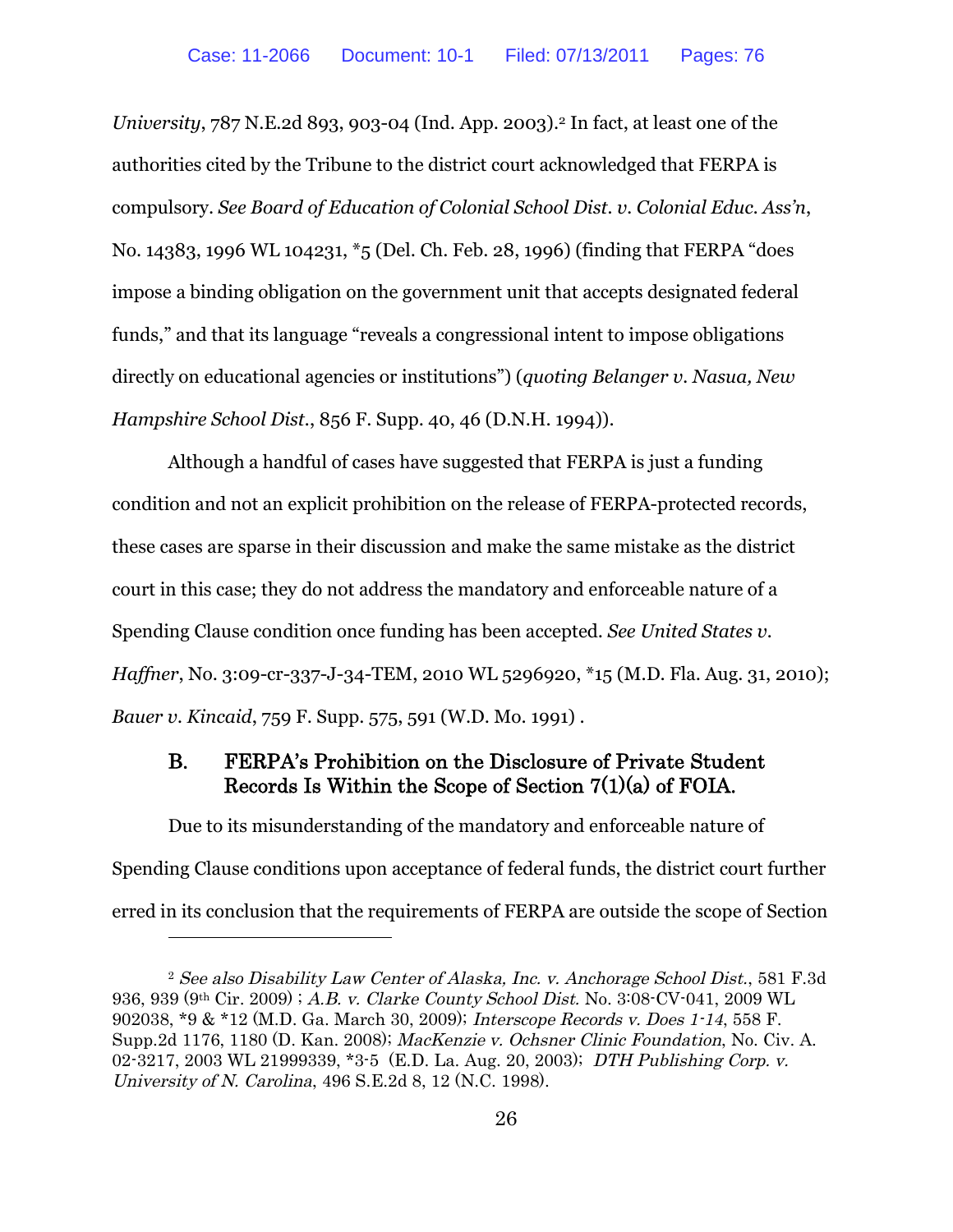*University*, 787 N.E.2d 893, 903-04 (Ind. App. 2003).[2] In fact, at least one of the authorities cited by the Tribune to the district court acknowledged that FERPA is compulsory. *See Board of Education of Colonial School Dist. v. Colonial Educ. Ass'n*, No. 14383, 1996 WL 104231, *5 (Del. Ch. Feb. 28, 1996) (finding that FERPA "does impose a binding obligation on the government unit that accepts designated federal funds," and that its language "reveals a congressional intent to impose obligations directly on educational agencies or institutions") (*quoting Belanger v. Nasua, New Hampshire School Dist.*, 856 F. Supp. 40, 46 (D.N.H. 1994)).

Although a handful of cases have suggested that FERPA is just a funding condition and not an explicit prohibition on the release of FERPA-protected records, these cases are sparse in their discussion and make the same mistake as the district court in this case; they do not address the mandatory and enforceable nature of a Spending Clause condition once funding has been accepted. *See United States v. Haffner*, No. 3:09-cr-337-J-34-TEM, 2010 WL 5296920, *15 (M.D. Fla. Aug. 31, 2010); *Bauer v. Kincaid*, 759 F. Supp. 575, 591 (W.D. Mo. 1991) .

### B. FERPA's Prohibition on the Disclosure of Private Student Records Is Within the Scope of Section 7(1)(a) of FOIA.

Due to its misunderstanding of the mandatory and enforceable nature of Spending Clause conditions upon acceptance of federal funds, the district court further erred in its conclusion that the requirements of FERPA are outside the scope of Section

---

[2] *See also Disability Law Center of Alaska, Inc. v. Anchorage School Dist.*, 581 F.3d 936, 939 (9th Cir. 2009) ; *A.B. v. Clarke County School Dist.* No. 3:08-CV-041, 2009 WL 902038, *9 & *12 (M.D. Ga. March 30, 2009); *Interscope Records v. Does 1-14*, 558 F. Supp.2d 1176, 1180 (D. Kan. 2008); *MacKenzie v. Ochsner Clinic Foundation*, No. Civ. A. 02-3217, 2003 WL 21999339, *3-5 (E.D. La. Aug. 20, 2003); *DTH Publishing Corp. v. University of N. Carolina*, 496 S.E.2d 8, 12 (N.C. 1998).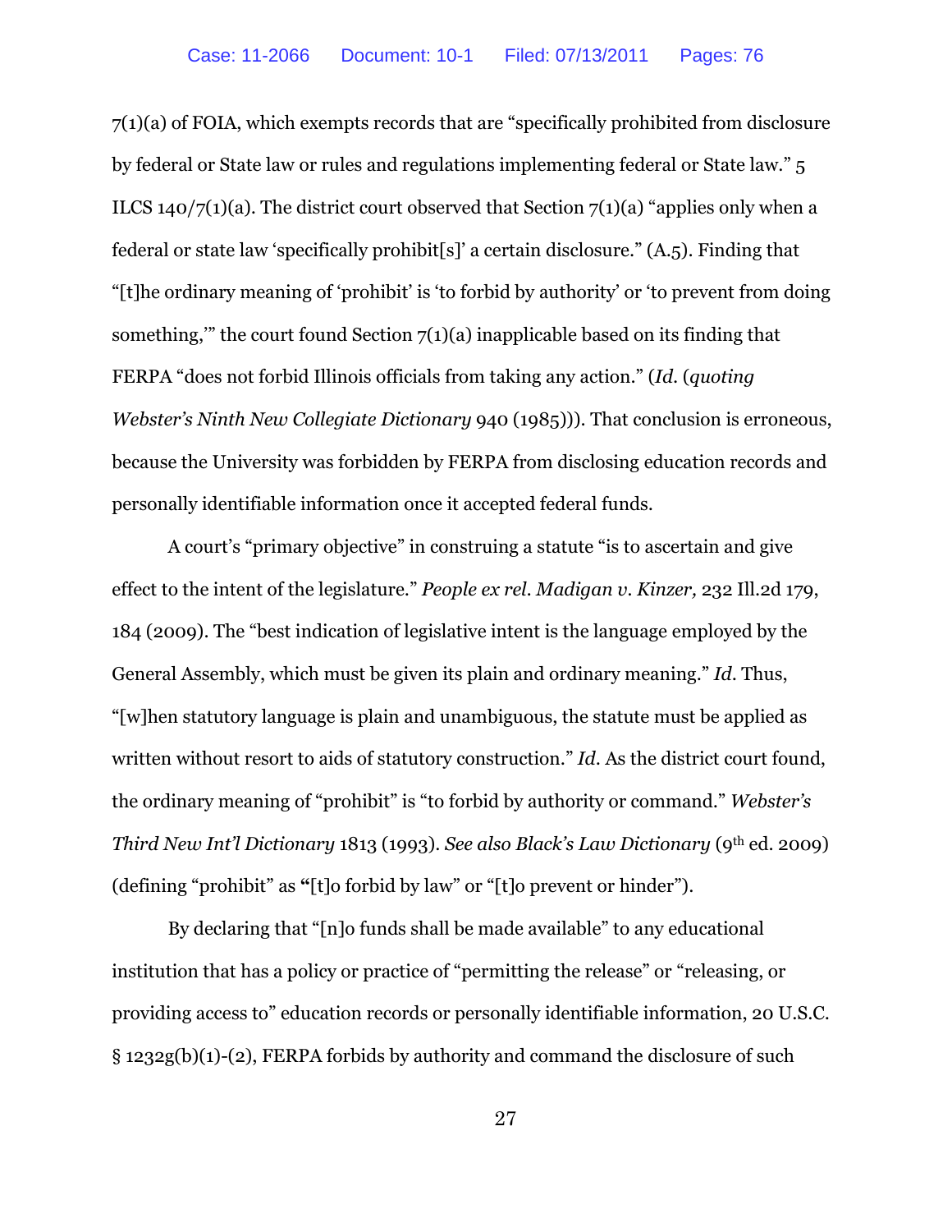7(1)(a) of FOIA, which exempts records that are "specifically prohibited from disclosure by federal or State law or rules and regulations implementing federal or State law." 5 ILCS 140/7(1)(a). The district court observed that Section 7(1)(a) "applies only when a federal or state law 'specifically prohibit[s]' a certain disclosure." (A.5). Finding that "[t]he ordinary meaning of 'prohibit' is 'to forbid by authority' or 'to prevent from doing something,'" the court found Section 7(1)(a) inapplicable based on its finding that FERPA "does not forbid Illinois officials from taking any action." (*Id.* (*quoting Webster's Ninth New Collegiate Dictionary* 940 (1985))). That conclusion is erroneous, because the University was forbidden by FERPA from disclosing education records and personally identifiable information once it accepted federal funds.

A court's "primary objective" in construing a statute "is to ascertain and give effect to the intent of the legislature." *People ex rel. Madigan v. Kinzer,* 232 Ill.2d 179, 184 (2009). The "best indication of legislative intent is the language employed by the General Assembly, which must be given its plain and ordinary meaning." *Id*. Thus, "[w]hen statutory language is plain and unambiguous, the statute must be applied as written without resort to aids of statutory construction." *Id*. As the district court found, the ordinary meaning of "prohibit" is "to forbid by authority or command." *Webster's Third New Int'l Dictionary* 1813 (1993). *See also Black's Law Dictionary* (9th ed. 2009) (defining "prohibit" as "[t]o forbid by law" or "[t]o prevent or hinder").

By declaring that "[n]o funds shall be made available" to any educational institution that has a policy or practice of "permitting the release" or "releasing, or providing access to" education records or personally identifiable information, 20 U.S.C. § 1232g(b)(1)-(2), FERPA forbids by authority and command the disclosure of such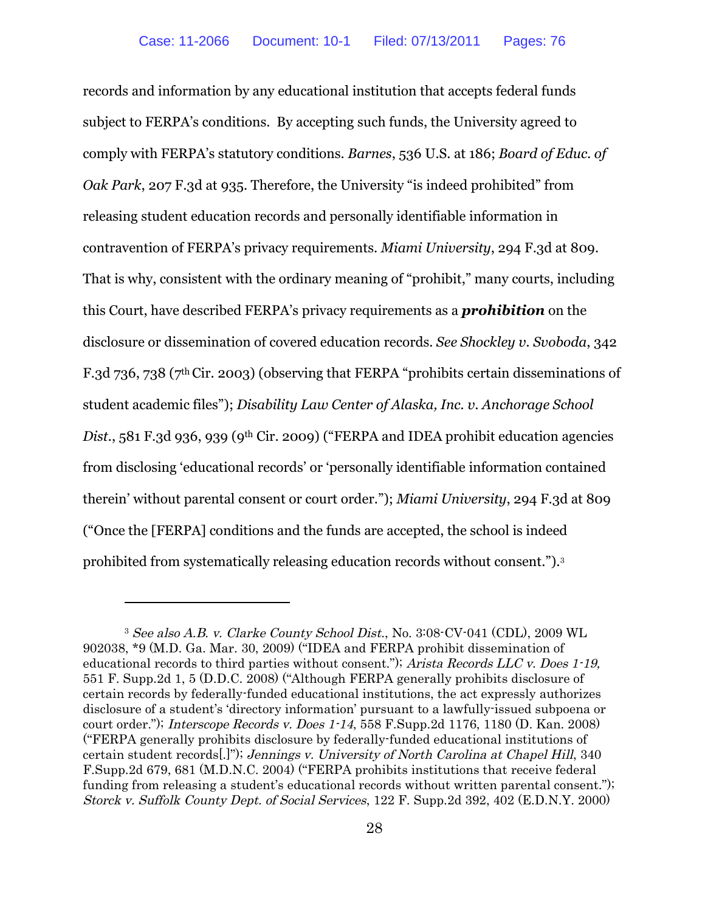records and information by any educational institution that accepts federal funds subject to FERPA's conditions. By accepting such funds, the University agreed to comply with FERPA's statutory conditions. *Barnes*, 536 U.S. at 186; *Board of Educ. of Oak Park*, 207 F.3d at 935. Therefore, the University "is indeed prohibited" from releasing student education records and personally identifiable information in contravention of FERPA's privacy requirements. *Miami University*, 294 F.3d at 809. That is why, consistent with the ordinary meaning of "prohibit," many courts, including this Court, have described FERPA's privacy requirements as a ***prohibition*** on the disclosure or dissemination of covered education records. *See Shockley v. Svoboda*, 342 F.3d 736, 738 (7th Cir. 2003) (observing that FERPA "prohibits certain disseminations of student academic files"); *Disability Law Center of Alaska, Inc. v. Anchorage School Dist.*, 581 F.3d 936, 939 (9th Cir. 2009) ("FERPA and IDEA prohibit education agencies from disclosing 'educational records' or 'personally identifiable information contained therein' without parental consent or court order."); *Miami University*, 294 F.3d at 809 ("Once the [FERPA] conditions and the funds are accepted, the school is indeed prohibited from systematically releasing education records without consent.").[3]

---

[3] *See also A.B. v. Clarke County School Dist.*, No. 3:08-CV-041 (CDL), 2009 WL 902038, *9 (M.D. Ga. Mar. 30, 2009) ("IDEA and FERPA prohibit dissemination of educational records to third parties without consent."); *Arista Records LLC v. Does 1-19*, 551 F. Supp.2d 1, 5 (D.D.C. 2008) ("Although FERPA generally prohibits disclosure of certain records by federally-funded educational institutions, the act expressly authorizes disclosure of a student's 'directory information' pursuant to a lawfully-issued subpoena or court order."); *Interscope Records v. Does 1-14*, 558 F.Supp.2d 1176, 1180 (D. Kan. 2008) ("FERPA generally prohibits disclosure by federally-funded educational institutions of certain student records[.]"); *Jennings v. University of North Carolina at Chapel Hill*, 340 F.Supp.2d 679, 681 (M.D.N.C. 2004) ("FERPA prohibits institutions that receive federal funding from releasing a student's educational records without written parental consent."); *Storck v. Suffolk County Dept. of Social Services*, 122 F. Supp.2d 392, 402 (E.D.N.Y. 2000)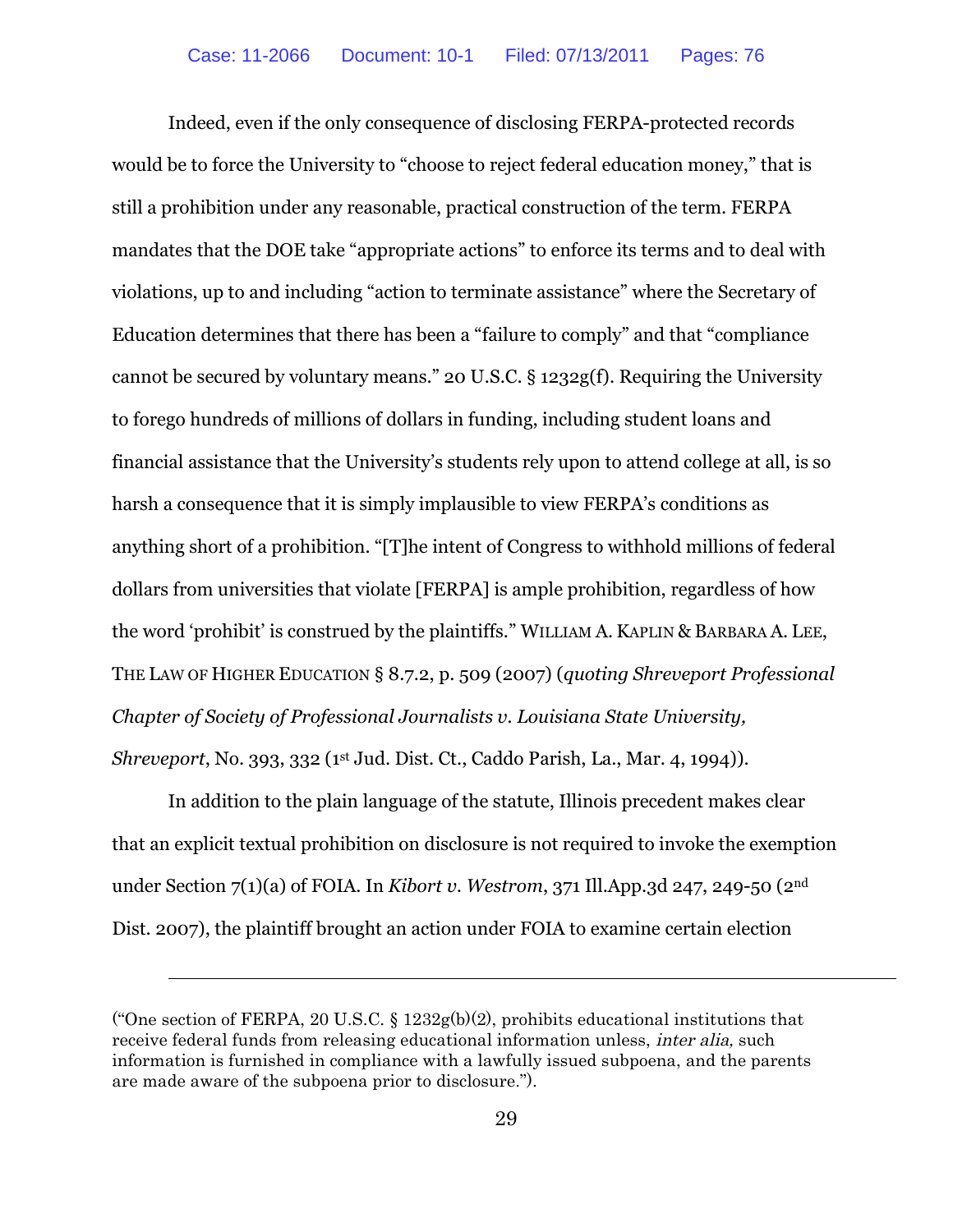Indeed, even if the only consequence of disclosing FERPA-protected records would be to force the University to "choose to reject federal education money," that is still a prohibition under any reasonable, practical construction of the term. FERPA mandates that the DOE take "appropriate actions" to enforce its terms and to deal with violations, up to and including "action to terminate assistance" where the Secretary of Education determines that there has been a "failure to comply" and that "compliance cannot be secured by voluntary means." 20 U.S.C. § 1232g(f). Requiring the University to forego hundreds of millions of dollars in funding, including student loans and financial assistance that the University's students rely upon to attend college at all, is so harsh a consequence that it is simply implausible to view FERPA's conditions as anything short of a prohibition. "[T]he intent of Congress to withhold millions of federal dollars from universities that violate [FERPA] is ample prohibition, regardless of how the word 'prohibit' is construed by the plaintiffs." WILLIAM A. KAPLIN & BARBARA A. LEE, THE LAW OF HIGHER EDUCATION § 8.7.2, p. 509 (2007) (*quoting Shreveport Professional Chapter of Society of Professional Journalists v. Louisiana State University, Shreveport*, No. 393, 332 (1st Jud. Dist. Ct., Caddo Parish, La., Mar. 4, 1994)).

In addition to the plain language of the statute, Illinois precedent makes clear that an explicit textual prohibition on disclosure is not required to invoke the exemption under Section 7(1)(a) of FOIA. In *Kibort v. Westrom*, 371 Ill.App.3d 247, 249-50 (2nd Dist. 2007), the plaintiff brought an action under FOIA to examine certain election

---

("One section of FERPA, 20 U.S.C. § 1232g(b)(2), prohibits educational institutions that receive federal funds from releasing educational information unless, *inter alia,* such information is furnished in compliance with a lawfully issued subpoena, and the parents are made aware of the subpoena prior to disclosure.").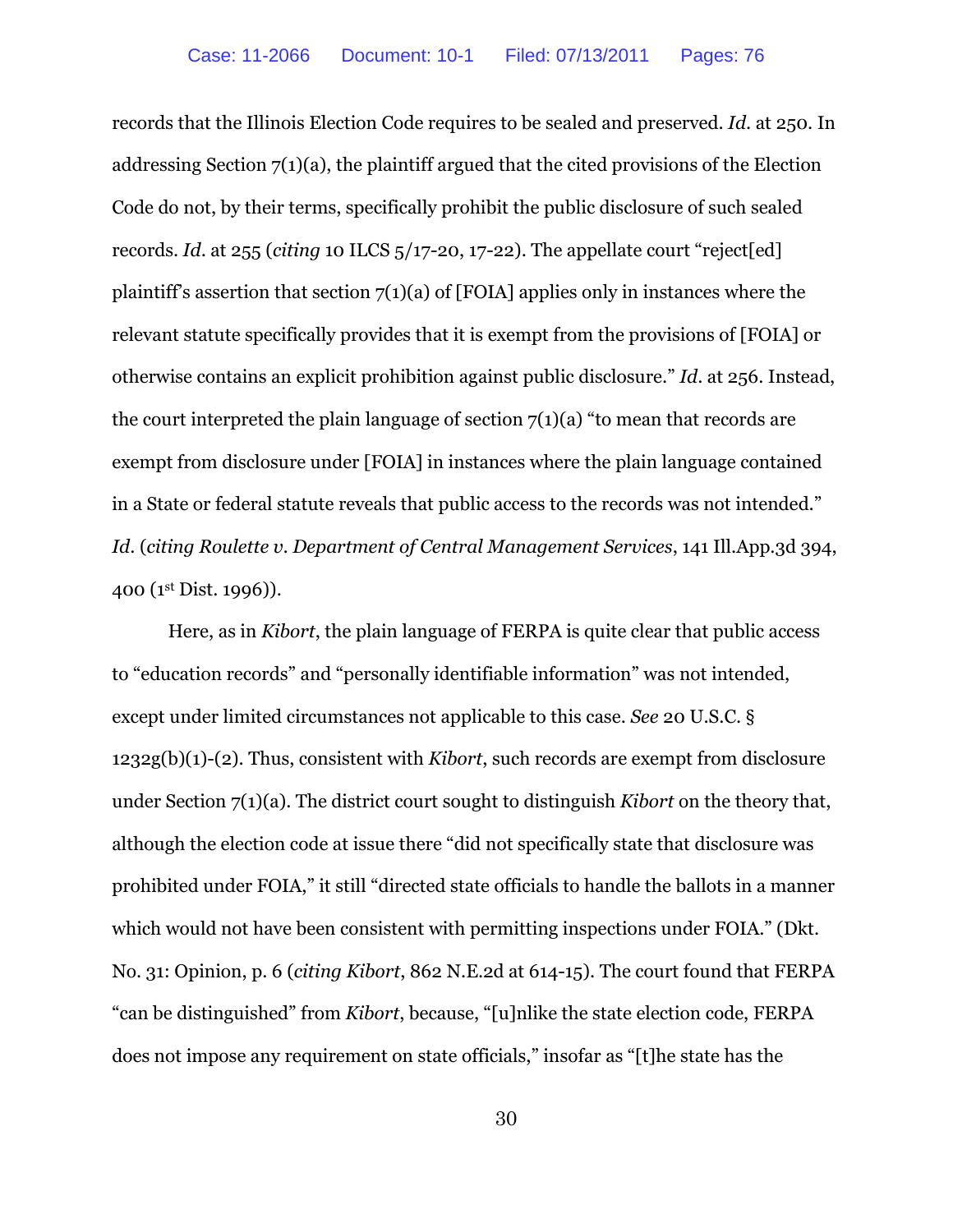records that the Illinois Election Code requires to be sealed and preserved. *Id.* at 250. In addressing Section 7(1)(a), the plaintiff argued that the cited provisions of the Election Code do not, by their terms, specifically prohibit the public disclosure of such sealed records. *Id.* at 255 (*citing* 10 ILCS 5/17-20, 17-22). The appellate court "reject[ed] plaintiff's assertion that section 7(1)(a) of [FOIA] applies only in instances where the relevant statute specifically provides that it is exempt from the provisions of [FOIA] or otherwise contains an explicit prohibition against public disclosure." *Id.* at 256. Instead, the court interpreted the plain language of section 7(1)(a) "to mean that records are exempt from disclosure under [FOIA] in instances where the plain language contained in a State or federal statute reveals that public access to the records was not intended." *Id.* (*citing Roulette v. Department of Central Management Services*, 141 Ill.App.3d 394, 400 (1st Dist. 1996)).

Here, as in *Kibort*, the plain language of FERPA is quite clear that public access to "education records" and "personally identifiable information" was not intended, except under limited circumstances not applicable to this case. *See* 20 U.S.C. § 1232g(b)(1)-(2). Thus, consistent with *Kibort*, such records are exempt from disclosure under Section 7(1)(a). The district court sought to distinguish *Kibort* on the theory that, although the election code at issue there "did not specifically state that disclosure was prohibited under FOIA," it still "directed state officials to handle the ballots in a manner which would not have been consistent with permitting inspections under FOIA." (Dkt. No. 31: Opinion, p. 6 (*citing Kibort*, 862 N.E.2d at 614-15). The court found that FERPA "can be distinguished" from *Kibort*, because, "[u]nlike the state election code, FERPA does not impose any requirement on state officials," insofar as "[t]he state has the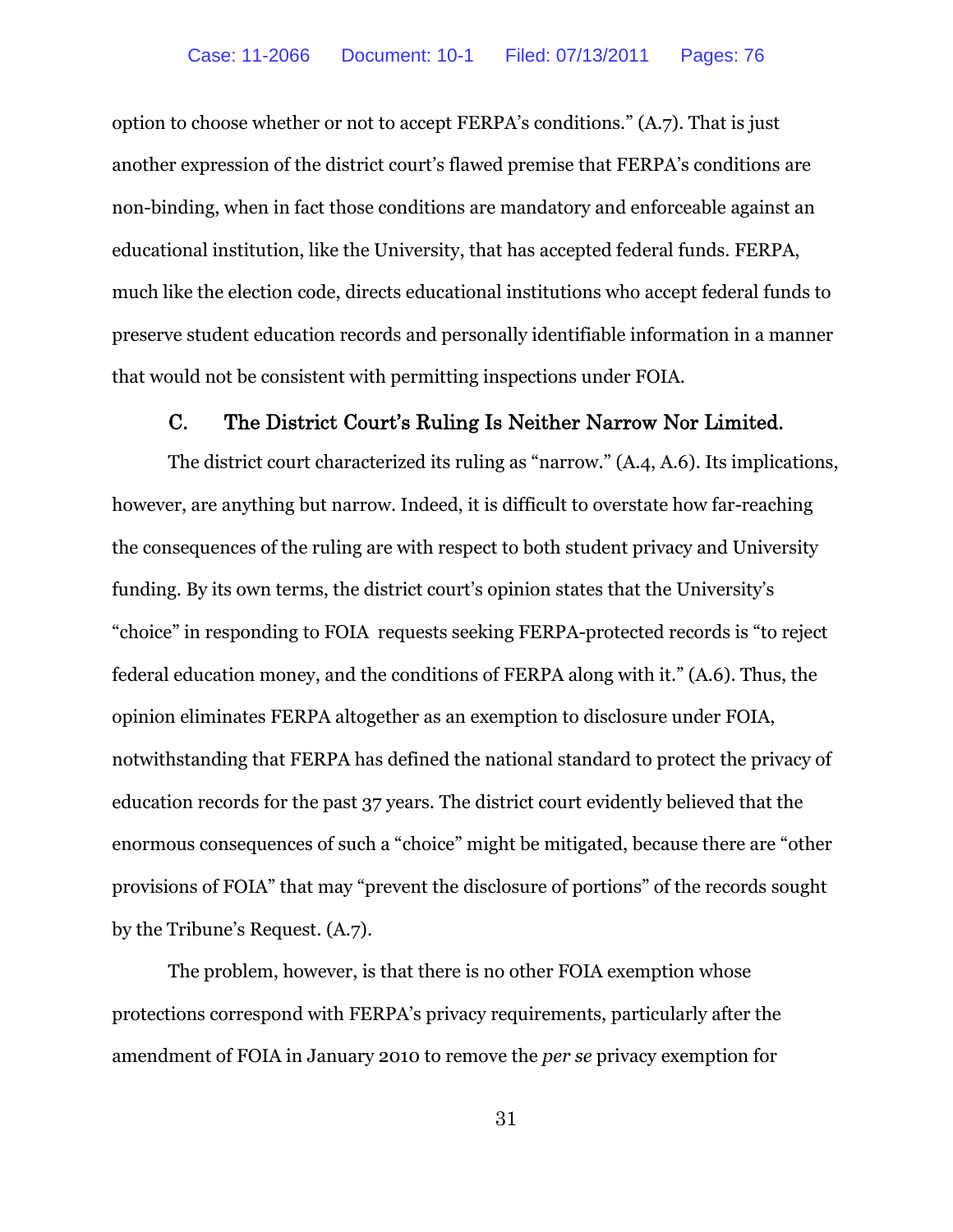option to choose whether or not to accept FERPA's conditions." (A.7). That is just another expression of the district court's flawed premise that FERPA's conditions are non-binding, when in fact those conditions are mandatory and enforceable against an educational institution, like the University, that has accepted federal funds. FERPA, much like the election code, directs educational institutions who accept federal funds to preserve student education records and personally identifiable information in a manner that would not be consistent with permitting inspections under FOIA.

### C. The District Court's Ruling Is Neither Narrow Nor Limited.

The district court characterized its ruling as "narrow." (A.4, A.6). Its implications, however, are anything but narrow. Indeed, it is difficult to overstate how far-reaching the consequences of the ruling are with respect to both student privacy and University funding. By its own terms, the district court's opinion states that the University's "choice" in responding to FOIA requests seeking FERPA-protected records is "to reject federal education money, and the conditions of FERPA along with it." (A.6). Thus, the opinion eliminates FERPA altogether as an exemption to disclosure under FOIA, notwithstanding that FERPA has defined the national standard to protect the privacy of education records for the past 37 years. The district court evidently believed that the enormous consequences of such a "choice" might be mitigated, because there are "other provisions of FOIA" that may "prevent the disclosure of portions" of the records sought by the Tribune's Request. (A.7).

The problem, however, is that there is no other FOIA exemption whose protections correspond with FERPA's privacy requirements, particularly after the amendment of FOIA in January 2010 to remove the *per se* privacy exemption for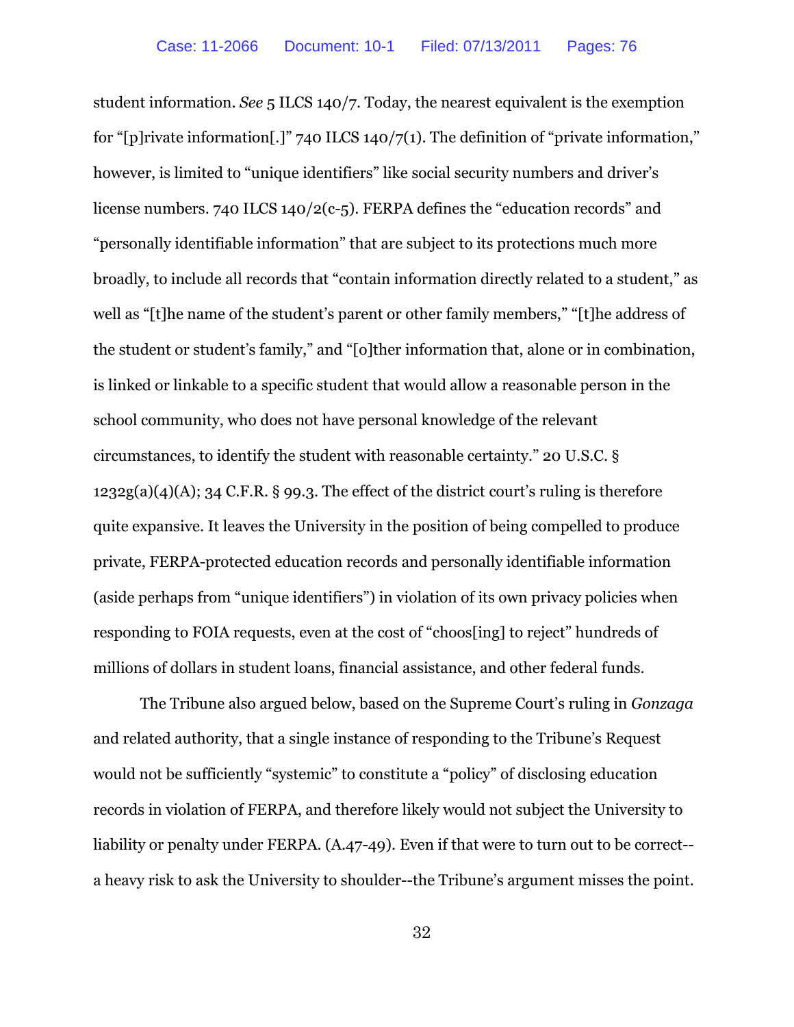student information. *See* 5 ILCS 140/7. Today, the nearest equivalent is the exemption for "[p]rivate information[.]" 740 ILCS 140/7(1). The definition of "private information," however, is limited to "unique identifiers" like social security numbers and driver's license numbers. 740 ILCS 140/2(c-5). FERPA defines the "education records" and "personally identifiable information" that are subject to its protections much more broadly, to include all records that "contain information directly related to a student," as well as "[t]he name of the student's parent or other family members," "[t]he address of the student or student's family," and "[o]ther information that, alone or in combination, is linked or linkable to a specific student that would allow a reasonable person in the school community, who does not have personal knowledge of the relevant circumstances, to identify the student with reasonable certainty." 20 U.S.C. § 1232g(a)(4)(A); 34 C.F.R. § 99.3. The effect of the district court's ruling is therefore quite expansive. It leaves the University in the position of being compelled to produce private, FERPA-protected education records and personally identifiable information (aside perhaps from "unique identifiers") in violation of its own privacy policies when responding to FOIA requests, even at the cost of "choos[ing] to reject" hundreds of millions of dollars in student loans, financial assistance, and other federal funds.

The Tribune also argued below, based on the Supreme Court's ruling in *Gonzaga* and related authority, that a single instance of responding to the Tribune's Request would not be sufficiently "systemic" to constitute a "policy" of disclosing education records in violation of FERPA, and therefore likely would not subject the University to liability or penalty under FERPA. (A.47-49). Even if that were to turn out to be correct--a heavy risk to ask the University to shoulder--the Tribune's argument misses the point.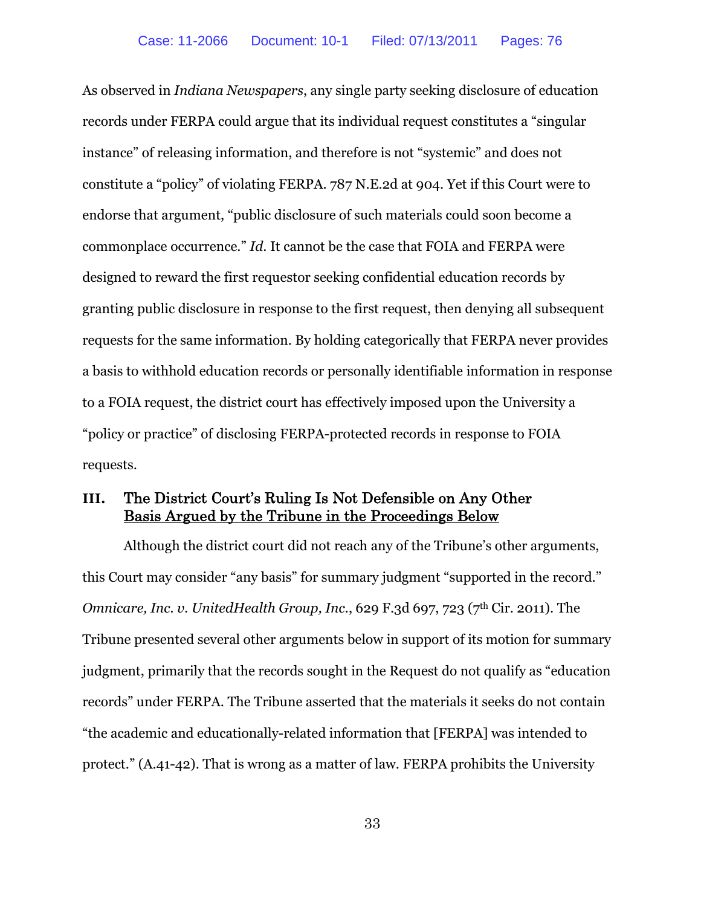As observed in *Indiana Newspapers*, any single party seeking disclosure of education records under FERPA could argue that its individual request constitutes a "singular instance" of releasing information, and therefore is not "systemic" and does not constitute a "policy" of violating FERPA. 787 N.E.2d at 904. Yet if this Court were to endorse that argument, "public disclosure of such materials could soon become a commonplace occurrence." *Id.* It cannot be the case that FOIA and FERPA were designed to reward the first requestor seeking confidential education records by granting public disclosure in response to the first request, then denying all subsequent requests for the same information. By holding categorically that FERPA never provides a basis to withhold education records or personally identifiable information in response to a FOIA request, the district court has effectively imposed upon the University a "policy or practice" of disclosing FERPA-protected records in response to FOIA requests.

## III. The District Court's Ruling Is Not Defensible on Any Other <u>Basis Argued by the Tribune in the Proceedings Below</u>

Although the district court did not reach any of the Tribune's other arguments, this Court may consider "any basis" for summary judgment "supported in the record." *Omnicare, Inc. v. UnitedHealth Group, Inc.*, 629 F.3d 697, 723 (7th Cir. 2011). The Tribune presented several other arguments below in support of its motion for summary judgment, primarily that the records sought in the Request do not qualify as "education records" under FERPA. The Tribune asserted that the materials it seeks do not contain "the academic and educationally-related information that [FERPA] was intended to protect." (A.41-42). That is wrong as a matter of law. FERPA prohibits the University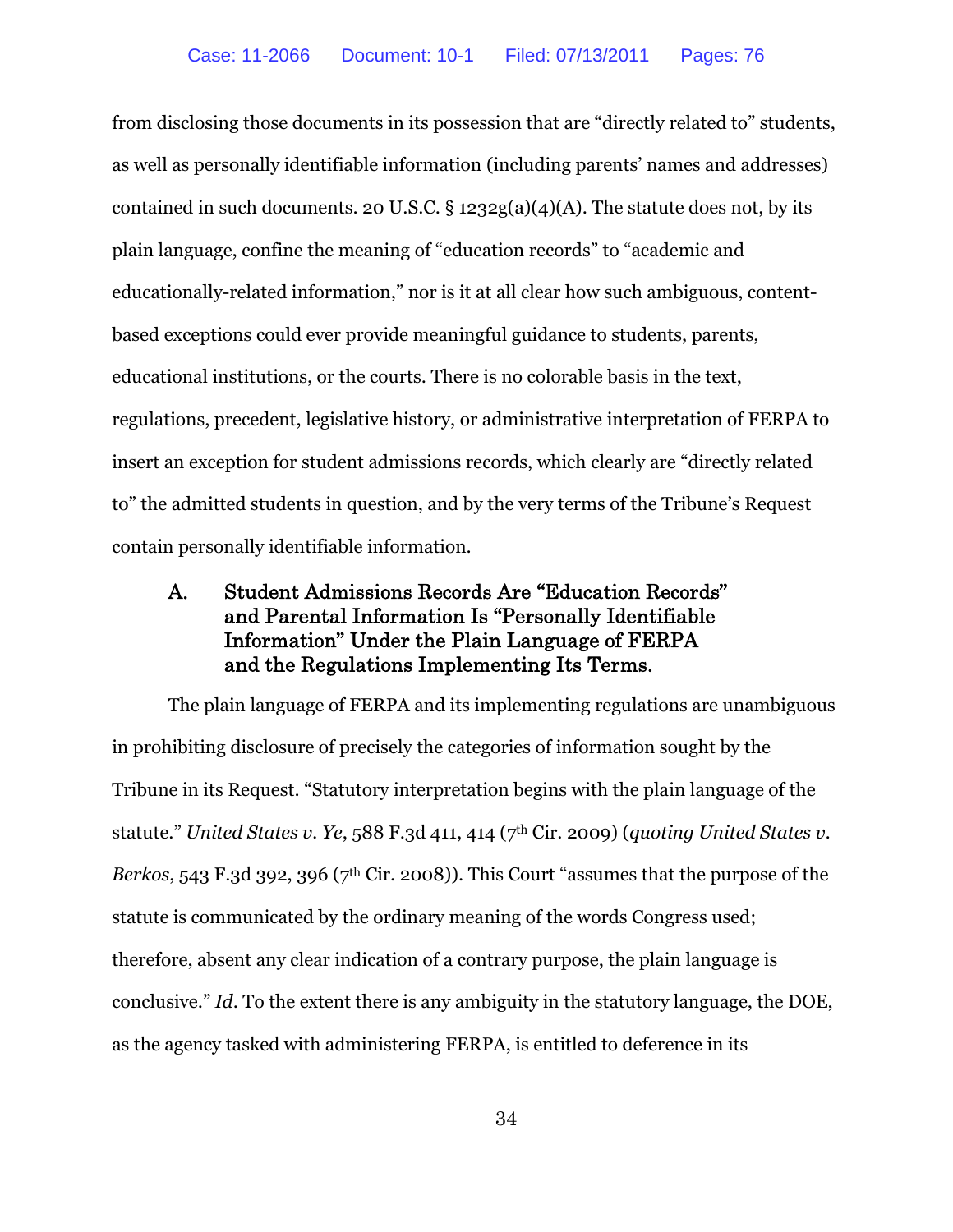from disclosing those documents in its possession that are "directly related to" students, as well as personally identifiable information (including parents' names and addresses) contained in such documents. 20 U.S.C. § 1232g(a)(4)(A). The statute does not, by its plain language, confine the meaning of "education records" to "academic and educationally-related information," nor is it at all clear how such ambiguous, content-based exceptions could ever provide meaningful guidance to students, parents, educational institutions, or the courts. There is no colorable basis in the text, regulations, precedent, legislative history, or administrative interpretation of FERPA to insert an exception for student admissions records, which clearly are "directly related to" the admitted students in question, and by the very terms of the Tribune's Request contain personally identifiable information.

### A. Student Admissions Records Are "Education Records" and Parental Information Is "Personally Identifiable Information" Under the Plain Language of FERPA and the Regulations Implementing Its Terms.

The plain language of FERPA and its implementing regulations are unambiguous in prohibiting disclosure of precisely the categories of information sought by the Tribune in its Request. "Statutory interpretation begins with the plain language of the statute." *United States v. Ye*, 588 F.3d 411, 414 (7th Cir. 2009) (*quoting United States v. Berkos*, 543 F.3d 392, 396 (7th Cir. 2008)). This Court "assumes that the purpose of the statute is communicated by the ordinary meaning of the words Congress used; therefore, absent any clear indication of a contrary purpose, the plain language is conclusive." *Id.* To the extent there is any ambiguity in the statutory language, the DOE, as the agency tasked with administering FERPA, is entitled to deference in its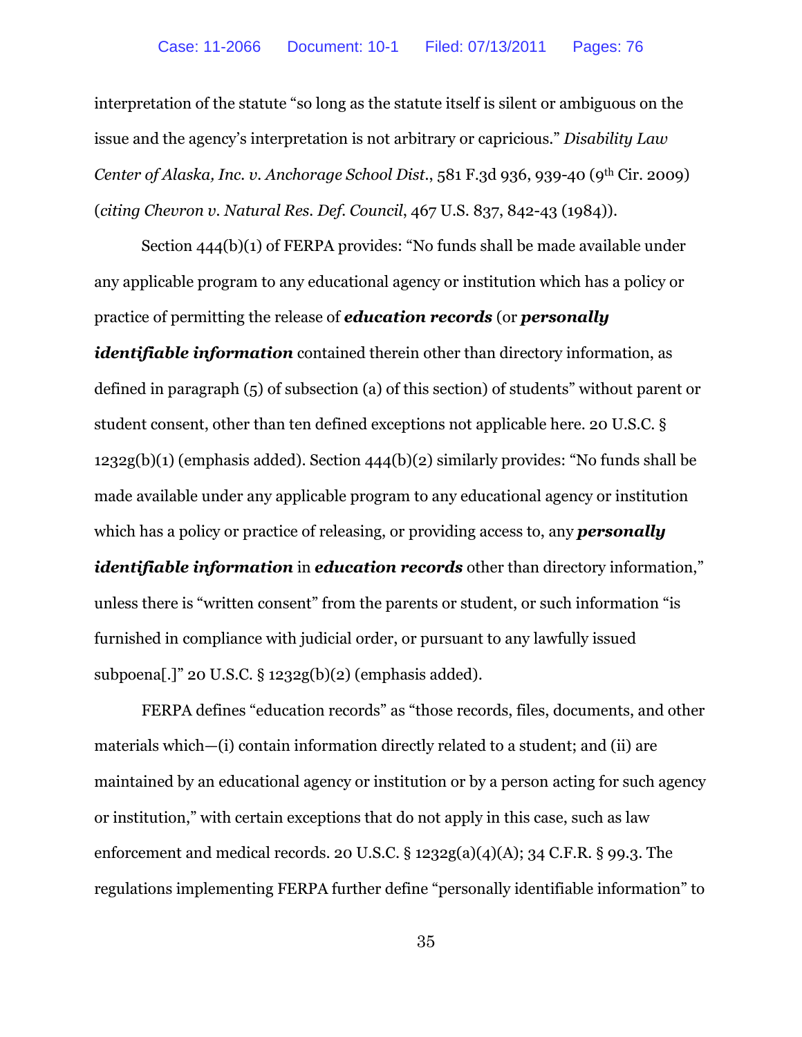interpretation of the statute "so long as the statute itself is silent or ambiguous on the issue and the agency's interpretation is not arbitrary or capricious." *Disability Law Center of Alaska, Inc. v. Anchorage School Dist*., 581 F.3d 936, 939-40 (9th Cir. 2009) (*citing Chevron v. Natural Res. Def. Council*, 467 U.S. 837, 842-43 (1984)).

Section 444(b)(1) of FERPA provides: "No funds shall be made available under any applicable program to any educational agency or institution which has a policy or practice of permitting the release of ***education records*** (or ***personally identifiable information*** contained therein other than directory information, as defined in paragraph (5) of subsection (a) of this section) of students" without parent or student consent, other than ten defined exceptions not applicable here. 20 U.S.C. § 1232g(b)(1) (emphasis added). Section 444(b)(2) similarly provides: "No funds shall be made available under any applicable program to any educational agency or institution which has a policy or practice of releasing, or providing access to, any ***personally identifiable information*** in ***education records*** other than directory information," unless there is "written consent" from the parents or student, or such information "is furnished in compliance with judicial order, or pursuant to any lawfully issued subpoena[.]" 20 U.S.C. § 1232g(b)(2) (emphasis added).

FERPA defines "education records" as "those records, files, documents, and other materials which—(i) contain information directly related to a student; and (ii) are maintained by an educational agency or institution or by a person acting for such agency or institution," with certain exceptions that do not apply in this case, such as law enforcement and medical records. 20 U.S.C. § 1232g(a)(4)(A); 34 C.F.R. § 99.3. The regulations implementing FERPA further define "personally identifiable information" to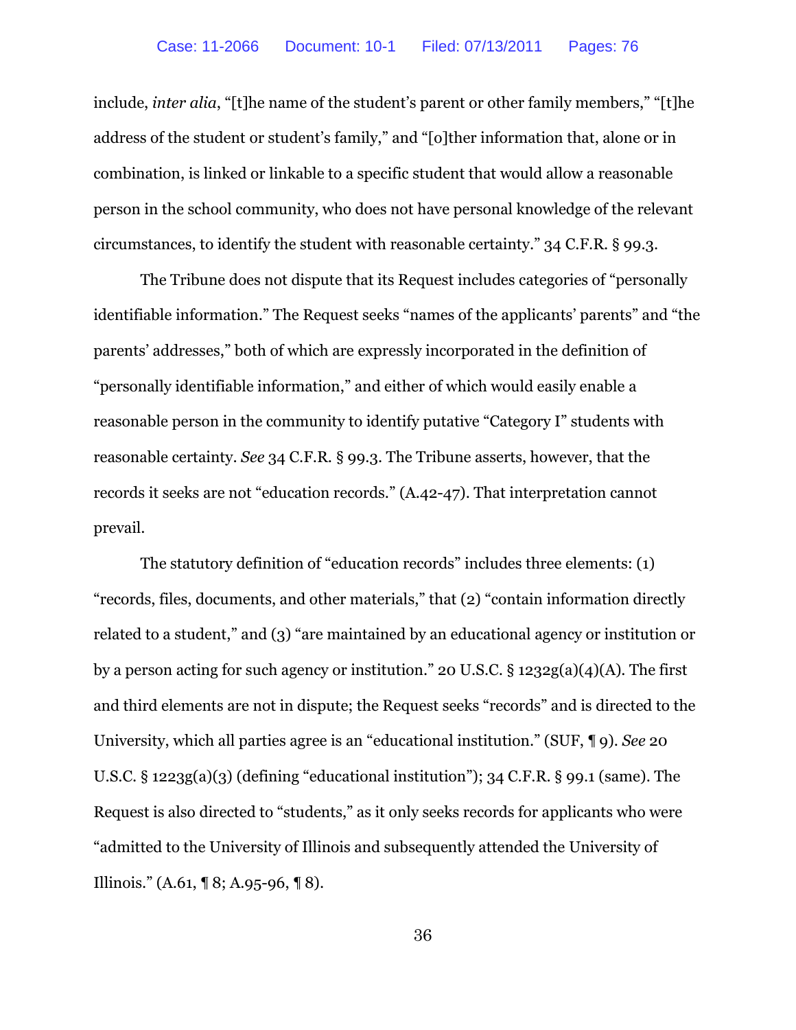include, *inter alia*, "[t]he name of the student's parent or other family members," "[t]he address of the student or student's family," and "[o]ther information that, alone or in combination, is linked or linkable to a specific student that would allow a reasonable person in the school community, who does not have personal knowledge of the relevant circumstances, to identify the student with reasonable certainty." 34 C.F.R. § 99.3.

The Tribune does not dispute that its Request includes categories of "personally identifiable information." The Request seeks "names of the applicants' parents" and "the parents' addresses," both of which are expressly incorporated in the definition of "personally identifiable information," and either of which would easily enable a reasonable person in the community to identify putative "Category I" students with reasonable certainty. *See* 34 C.F.R. § 99.3. The Tribune asserts, however, that the records it seeks are not "education records." (A.42-47). That interpretation cannot prevail.

The statutory definition of "education records" includes three elements: (1) "records, files, documents, and other materials," that (2) "contain information directly related to a student," and (3) "are maintained by an educational agency or institution or by a person acting for such agency or institution." 20 U.S.C. § 1232g(a)(4)(A). The first and third elements are not in dispute; the Request seeks "records" and is directed to the University, which all parties agree is an "educational institution." (SUF, ¶ 9). *See* 20 U.S.C. § 1223g(a)(3) (defining "educational institution"); 34 C.F.R. § 99.1 (same). The Request is also directed to "students," as it only seeks records for applicants who were "admitted to the University of Illinois and subsequently attended the University of Illinois." (A.61, ¶ 8; A.95-96, ¶ 8).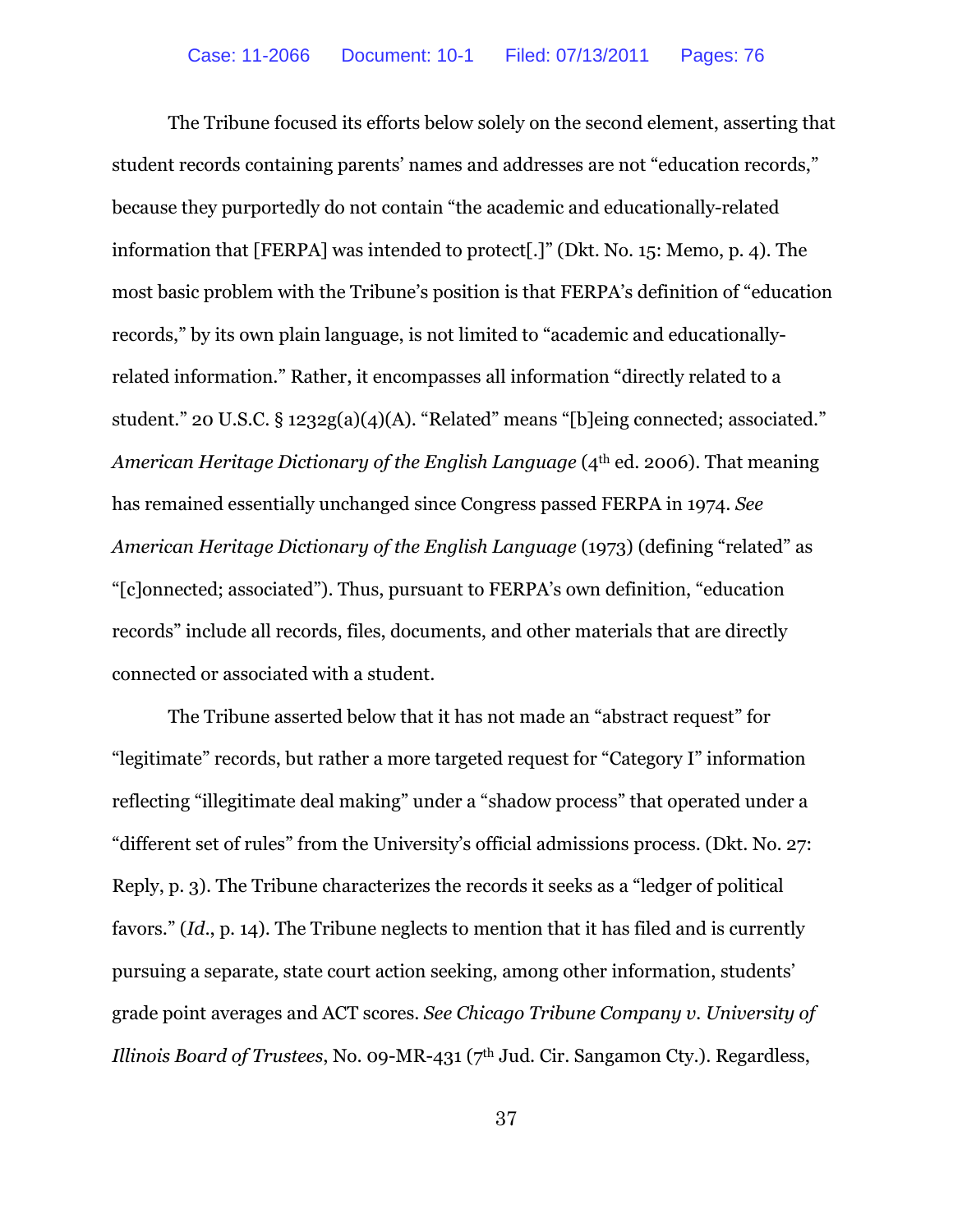The Tribune focused its efforts below solely on the second element, asserting that student records containing parents' names and addresses are not "education records," because they purportedly do not contain "the academic and educationally-related information that [FERPA] was intended to protect[.]" (Dkt. No. 15: Memo, p. 4). The most basic problem with the Tribune's position is that FERPA's definition of "education records," by its own plain language, is not limited to "academic and educationally-related information." Rather, it encompasses all information "directly related to a student." 20 U.S.C. § 1232g(a)(4)(A). "Related" means "[b]eing connected; associated." *American Heritage Dictionary of the English Language* (4th ed. 2006). That meaning has remained essentially unchanged since Congress passed FERPA in 1974. *See American Heritage Dictionary of the English Language* (1973) (defining "related" as "[c]onnected; associated"). Thus, pursuant to FERPA's own definition, "education records" include all records, files, documents, and other materials that are directly connected or associated with a student.

The Tribune asserted below that it has not made an "abstract request" for "legitimate" records, but rather a more targeted request for "Category I" information reflecting "illegitimate deal making" under a "shadow process" that operated under a "different set of rules" from the University's official admissions process. (Dkt. No. 27: Reply, p. 3). The Tribune characterizes the records it seeks as a "ledger of political favors." (*Id.*, p. 14). The Tribune neglects to mention that it has filed and is currently pursuing a separate, state court action seeking, among other information, students' grade point averages and ACT scores. *See Chicago Tribune Company v. University of Illinois Board of Trustees*, No. 09-MR-431 (7th Jud. Cir. Sangamon Cty.). Regardless,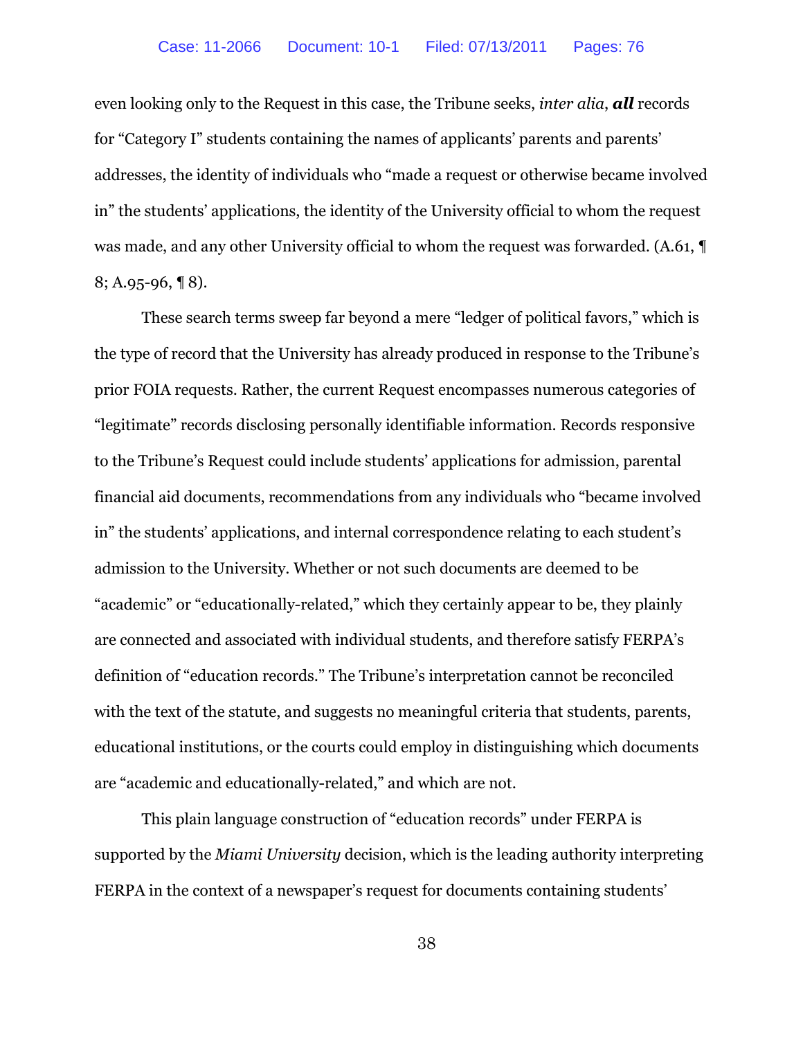even looking only to the Request in this case, the Tribune seeks, *inter alia*, ***all*** records for "Category I" students containing the names of applicants' parents and parents' addresses, the identity of individuals who "made a request or otherwise became involved in" the students' applications, the identity of the University official to whom the request was made, and any other University official to whom the request was forwarded. (A.61, ¶ 8; A.95-96, ¶ 8).

These search terms sweep far beyond a mere "ledger of political favors," which is the type of record that the University has already produced in response to the Tribune's prior FOIA requests. Rather, the current Request encompasses numerous categories of "legitimate" records disclosing personally identifiable information. Records responsive to the Tribune's Request could include students' applications for admission, parental financial aid documents, recommendations from any individuals who "became involved in" the students' applications, and internal correspondence relating to each student's admission to the University. Whether or not such documents are deemed to be "academic" or "educationally-related," which they certainly appear to be, they plainly are connected and associated with individual students, and therefore satisfy FERPA's definition of "education records." The Tribune's interpretation cannot be reconciled with the text of the statute, and suggests no meaningful criteria that students, parents, educational institutions, or the courts could employ in distinguishing which documents are "academic and educationally-related," and which are not.

This plain language construction of "education records" under FERPA is supported by the *Miami University* decision, which is the leading authority interpreting FERPA in the context of a newspaper's request for documents containing students'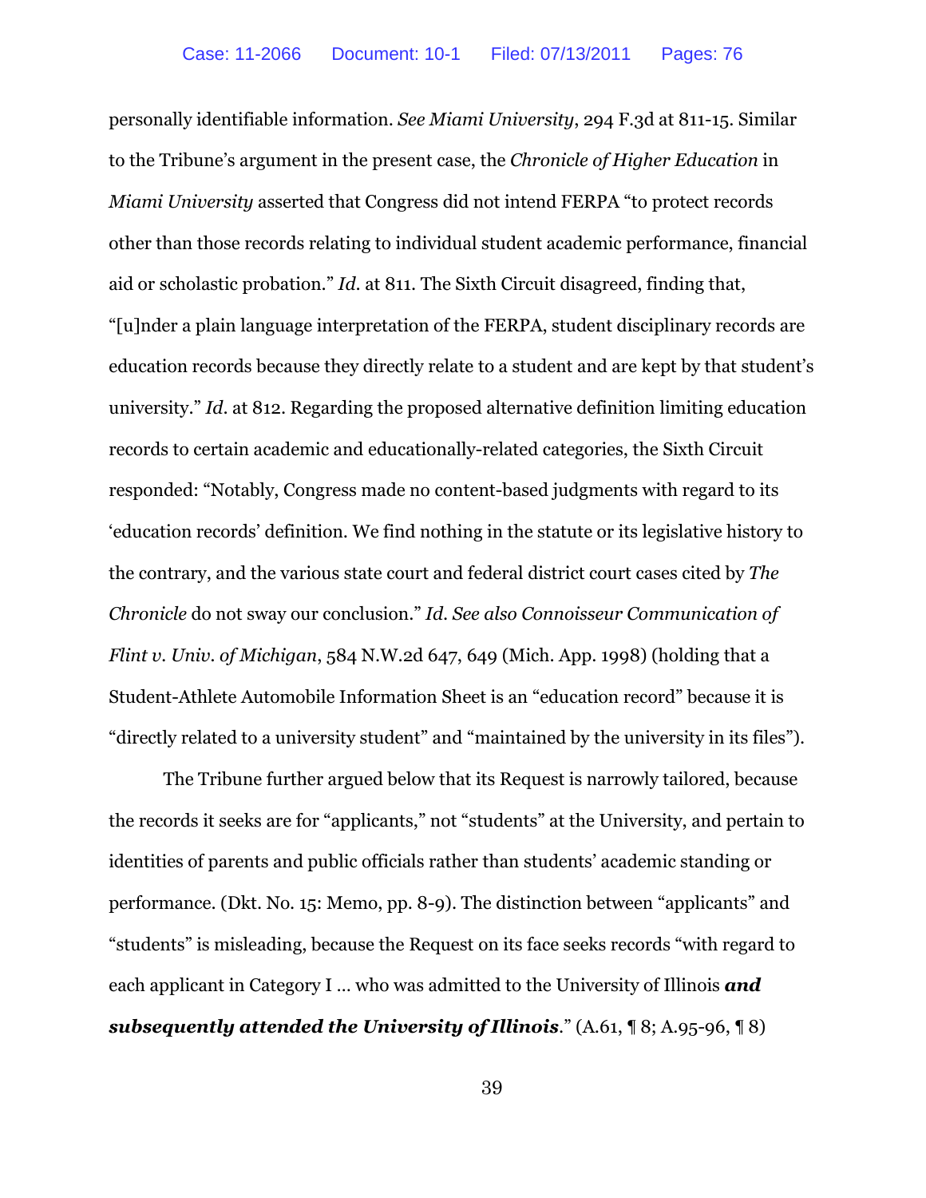personally identifiable information. *See Miami University*, 294 F.3d at 811-15. Similar to the Tribune's argument in the present case, the *Chronicle of Higher Education* in *Miami University* asserted that Congress did not intend FERPA "to protect records other than those records relating to individual student academic performance, financial aid or scholastic probation." *Id.* at 811. The Sixth Circuit disagreed, finding that, "[u]nder a plain language interpretation of the FERPA, student disciplinary records are education records because they directly relate to a student and are kept by that student's university." *Id*. at 812. Regarding the proposed alternative definition limiting education records to certain academic and educationally-related categories, the Sixth Circuit responded: "Notably, Congress made no content-based judgments with regard to its 'education records' definition. We find nothing in the statute or its legislative history to the contrary, and the various state court and federal district court cases cited by *The Chronicle* do not sway our conclusion." *Id. See also Connoisseur Communication of Flint v. Univ. of Michigan*, 584 N.W.2d 647, 649 (Mich. App. 1998) (holding that a Student-Athlete Automobile Information Sheet is an "education record" because it is "directly related to a university student" and "maintained by the university in its files").

The Tribune further argued below that its Request is narrowly tailored, because the records it seeks are for "applicants," not "students" at the University, and pertain to identities of parents and public officials rather than students' academic standing or performance. (Dkt. No. 15: Memo, pp. 8-9). The distinction between "applicants" and "students" is misleading, because the Request on its face seeks records "with regard to each applicant in Category I … who was admitted to the University of Illinois ***and subsequently attended the University of Illinois***." (A.61, ¶ 8; A.95-96, ¶ 8)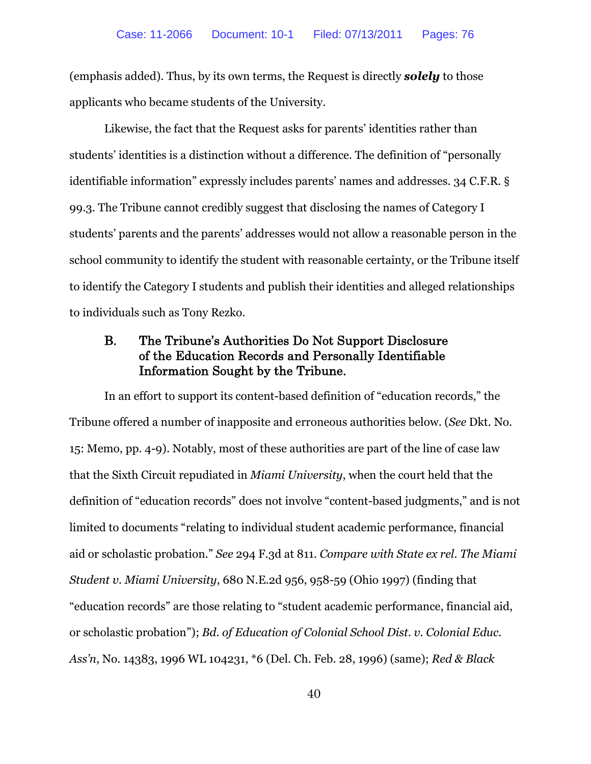(emphasis added). Thus, by its own terms, the Request is directly ***solely*** to those applicants who became students of the University.

Likewise, the fact that the Request asks for parents' identities rather than students' identities is a distinction without a difference. The definition of "personally identifiable information" expressly includes parents' names and addresses. 34 C.F.R. § 99.3. The Tribune cannot credibly suggest that disclosing the names of Category I students' parents and the parents' addresses would not allow a reasonable person in the school community to identify the student with reasonable certainty, or the Tribune itself to identify the Category I students and publish their identities and alleged relationships to individuals such as Tony Rezko.

### B. The Tribune's Authorities Do Not Support Disclosure of the Education Records and Personally Identifiable Information Sought by the Tribune.

In an effort to support its content-based definition of "education records," the Tribune offered a number of inapposite and erroneous authorities below. (*See* Dkt. No. 15: Memo, pp. 4-9). Notably, most of these authorities are part of the line of case law that the Sixth Circuit repudiated in *Miami University*, when the court held that the definition of "education records" does not involve "content-based judgments," and is not limited to documents "relating to individual student academic performance, financial aid or scholastic probation." *See* 294 F.3d at 811. *Compare with State ex rel. The Miami Student v. Miami University*, 680 N.E.2d 956, 958-59 (Ohio 1997) (finding that "education records" are those relating to "student academic performance, financial aid, or scholastic probation"); *Bd. of Education of Colonial School Dist. v. Colonial Educ. Ass'n*, No. 14383, 1996 WL 104231, *6 (Del. Ch. Feb. 28, 1996) (same); *Red & Black*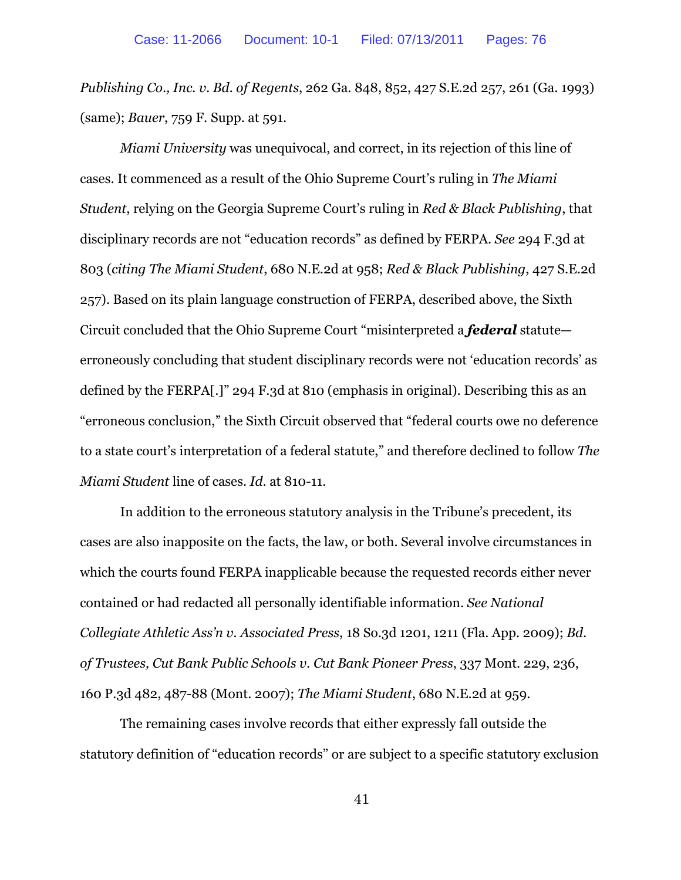*Publishing Co., Inc. v. Bd. of Regents*, 262 Ga. 848, 852, 427 S.E.2d 257, 261 (Ga. 1993) (same); *Bauer*, 759 F. Supp. at 591.

*Miami University* was unequivocal, and correct, in its rejection of this line of cases. It commenced as a result of the Ohio Supreme Court's ruling in *The Miami Student*, relying on the Georgia Supreme Court's ruling in *Red & Black Publishing*, that disciplinary records are not "education records" as defined by FERPA. *See* 294 F.3d at 803 (*citing The Miami Student*, 680 N.E.2d at 958; *Red & Black Publishing*, 427 S.E.2d 257). Based on its plain language construction of FERPA, described above, the Sixth Circuit concluded that the Ohio Supreme Court "misinterpreted a ***federal*** statute—erroneously concluding that student disciplinary records were not 'education records' as defined by the FERPA[.]" 294 F.3d at 810 (emphasis in original). Describing this as an "erroneous conclusion," the Sixth Circuit observed that "federal courts owe no deference to a state court's interpretation of a federal statute," and therefore declined to follow *The Miami Student* line of cases. *Id.* at 810-11.

In addition to the erroneous statutory analysis in the Tribune's precedent, its cases are also inapposite on the facts, the law, or both. Several involve circumstances in which the courts found FERPA inapplicable because the requested records either never contained or had redacted all personally identifiable information. *See National Collegiate Athletic Ass'n v. Associated Press*, 18 So.3d 1201, 1211 (Fla. App. 2009); *Bd. of Trustees, Cut Bank Public Schools v. Cut Bank Pioneer Press*, 337 Mont. 229, 236, 160 P.3d 482, 487-88 (Mont. 2007); *The Miami Student*, 680 N.E.2d at 959.

The remaining cases involve records that either expressly fall outside the statutory definition of "education records" or are subject to a specific statutory exclusion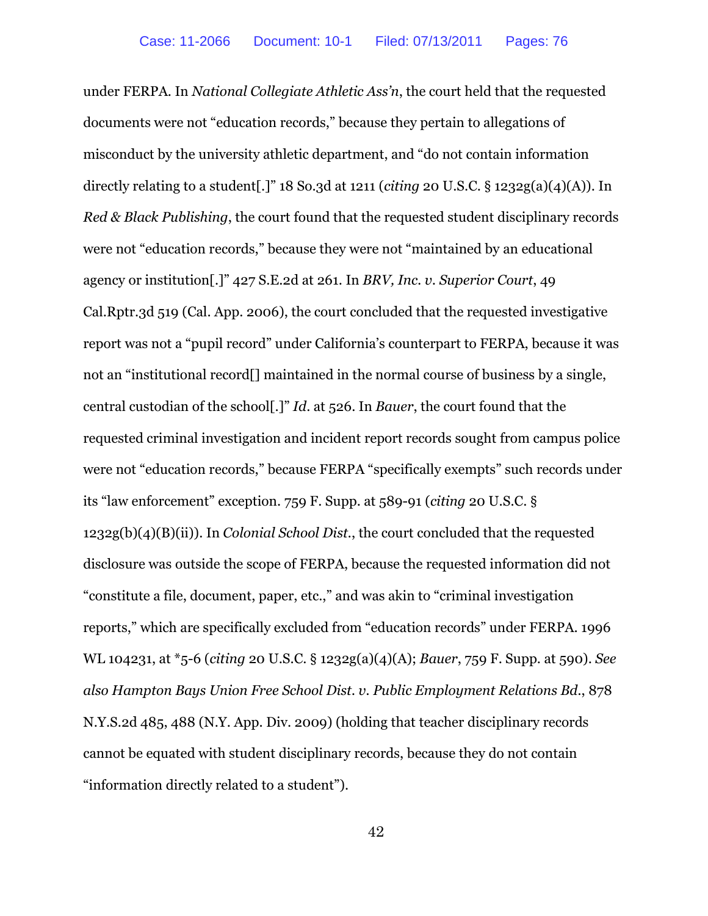under FERPA. In *National Collegiate Athletic Ass'n*, the court held that the requested documents were not "education records," because they pertain to allegations of misconduct by the university athletic department, and "do not contain information directly relating to a student[.]" 18 So.3d at 1211 (*citing* 20 U.S.C. § 1232g(a)(4)(A)). In *Red & Black Publishing*, the court found that the requested student disciplinary records were not "education records," because they were not "maintained by an educational agency or institution[.]" 427 S.E.2d at 261. In *BRV, Inc. v. Superior Court*, 49 Cal.Rptr.3d 519 (Cal. App. 2006), the court concluded that the requested investigative report was not a "pupil record" under California's counterpart to FERPA, because it was not an "institutional record[] maintained in the normal course of business by a single, central custodian of the school[.]" *Id.* at 526. In *Bauer*, the court found that the requested criminal investigation and incident report records sought from campus police were not "education records," because FERPA "specifically exempts" such records under its "law enforcement" exception. 759 F. Supp. at 589-91 (*citing* 20 U.S.C. § 1232g(b)(4)(B)(ii)). In *Colonial School Dist.*, the court concluded that the requested disclosure was outside the scope of FERPA, because the requested information did not "constitute a file, document, paper, etc.," and was akin to "criminal investigation reports," which are specifically excluded from "education records" under FERPA. 1996 WL 104231, at *5-6 (*citing* 20 U.S.C. § 1232g(a)(4)(A); *Bauer*, 759 F. Supp. at 590). *See also Hampton Bays Union Free School Dist. v. Public Employment Relations Bd.*, 878 N.Y.S.2d 485, 488 (N.Y. App. Div. 2009) (holding that teacher disciplinary records cannot be equated with student disciplinary records, because they do not contain "information directly related to a student").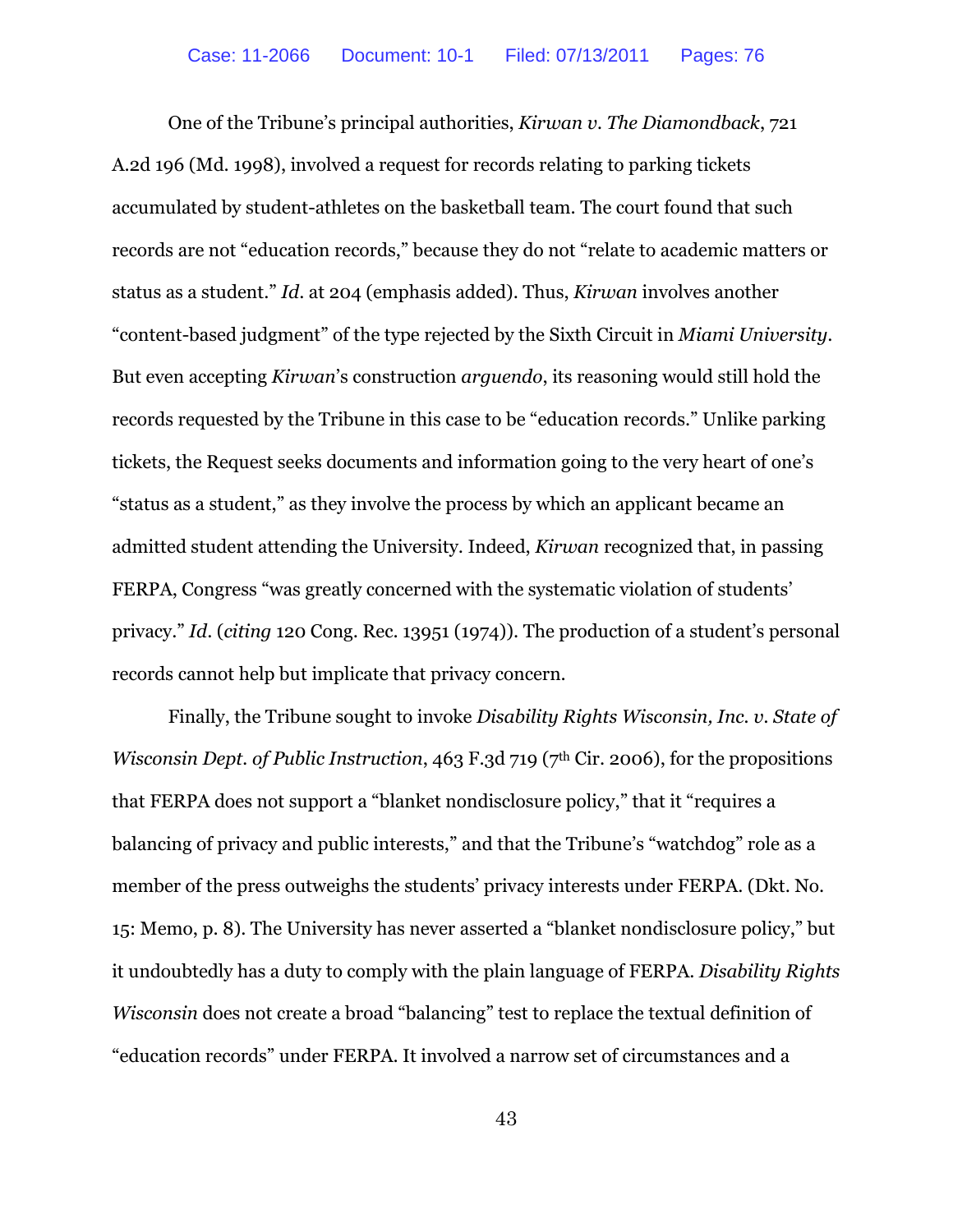One of the Tribune's principal authorities, *Kirwan v. The Diamondback*, 721 A.2d 196 (Md. 1998), involved a request for records relating to parking tickets accumulated by student-athletes on the basketball team. The court found that such records are not "education records," because they do not "relate to academic matters or status as a student." *Id*. at 204 (emphasis added). Thus, *Kirwan* involves another "content-based judgment" of the type rejected by the Sixth Circuit in *Miami University*. But even accepting *Kirwan*'s construction *arguendo*, its reasoning would still hold the records requested by the Tribune in this case to be "education records." Unlike parking tickets, the Request seeks documents and information going to the very heart of one's "status as a student," as they involve the process by which an applicant became an admitted student attending the University. Indeed, *Kirwan* recognized that, in passing FERPA, Congress "was greatly concerned with the systematic violation of students' privacy." *Id*. (*citing* 120 Cong. Rec. 13951 (1974)). The production of a student's personal records cannot help but implicate that privacy concern.

Finally, the Tribune sought to invoke *Disability Rights Wisconsin, Inc. v. State of Wisconsin Dept. of Public Instruction*, 463 F.3d 719 (7th Cir. 2006), for the propositions that FERPA does not support a "blanket nondisclosure policy," that it "requires a balancing of privacy and public interests," and that the Tribune's "watchdog" role as a member of the press outweighs the students' privacy interests under FERPA. (Dkt. No. 15: Memo, p. 8). The University has never asserted a "blanket nondisclosure policy," but it undoubtedly has a duty to comply with the plain language of FERPA. *Disability Rights Wisconsin* does not create a broad "balancing" test to replace the textual definition of "education records" under FERPA. It involved a narrow set of circumstances and a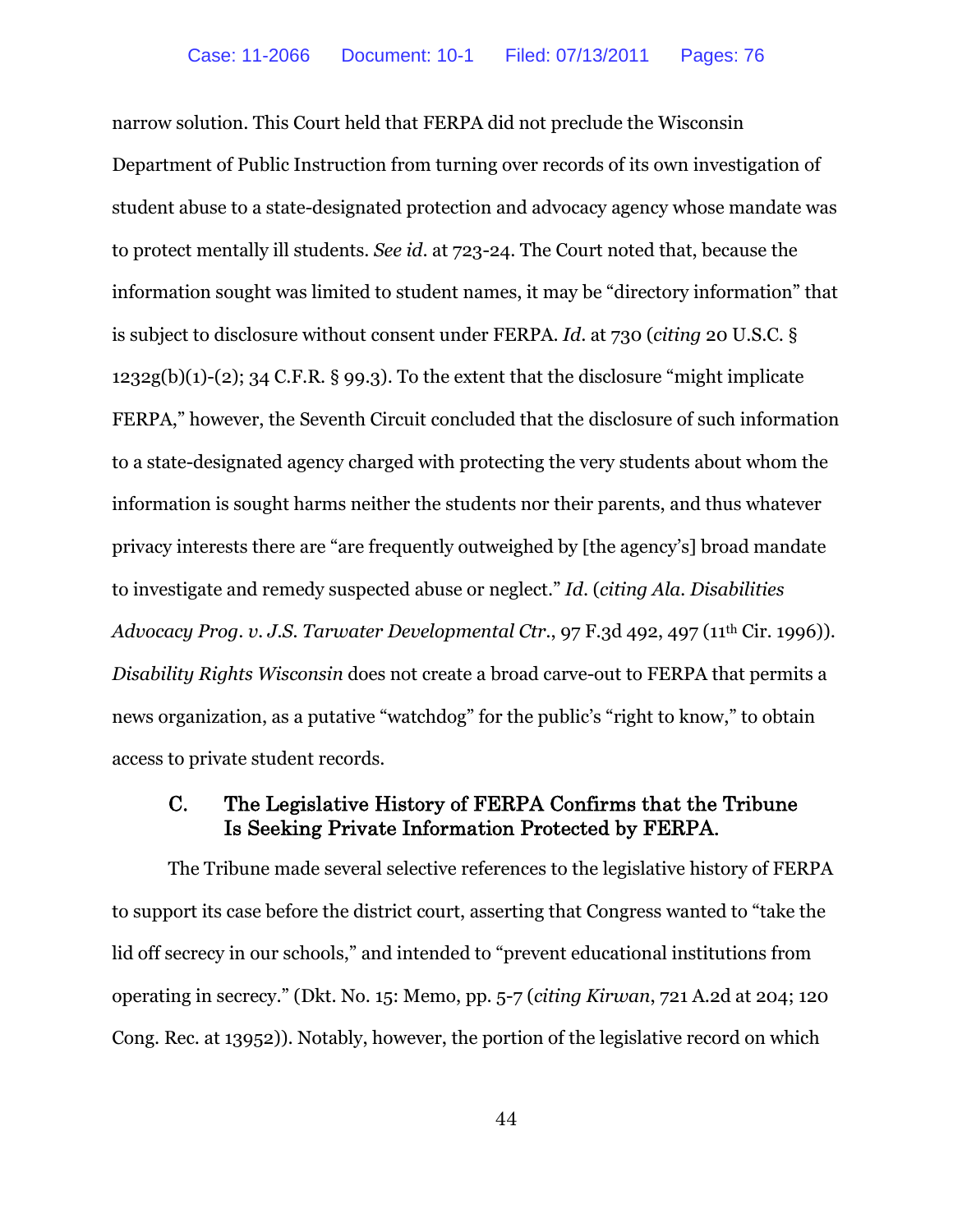narrow solution. This Court held that FERPA did not preclude the Wisconsin Department of Public Instruction from turning over records of its own investigation of student abuse to a state-designated protection and advocacy agency whose mandate was to protect mentally ill students. *See id.* at 723-24. The Court noted that, because the information sought was limited to student names, it may be "directory information" that is subject to disclosure without consent under FERPA. *Id.* at 730 (*citing* 20 U.S.C. § 1232g(b)(1)-(2); 34 C.F.R. § 99.3). To the extent that the disclosure "might implicate FERPA," however, the Seventh Circuit concluded that the disclosure of such information to a state-designated agency charged with protecting the very students about whom the information is sought harms neither the students nor their parents, and thus whatever privacy interests there are "are frequently outweighed by [the agency's] broad mandate to investigate and remedy suspected abuse or neglect." *Id.* (*citing Ala. Disabilities Advocacy Prog. v. J.S. Tarwater Developmental Ctr.*, 97 F.3d 492, 497 (11th Cir. 1996)). *Disability Rights Wisconsin* does not create a broad carve-out to FERPA that permits a news organization, as a putative "watchdog" for the public's "right to know," to obtain access to private student records.

### C. The Legislative History of FERPA Confirms that the Tribune Is Seeking Private Information Protected by FERPA.

The Tribune made several selective references to the legislative history of FERPA to support its case before the district court, asserting that Congress wanted to "take the lid off secrecy in our schools," and intended to "prevent educational institutions from operating in secrecy." (Dkt. No. 15: Memo, pp. 5-7 (*citing Kirwan*, 721 A.2d at 204; 120 Cong. Rec. at 13952)). Notably, however, the portion of the legislative record on which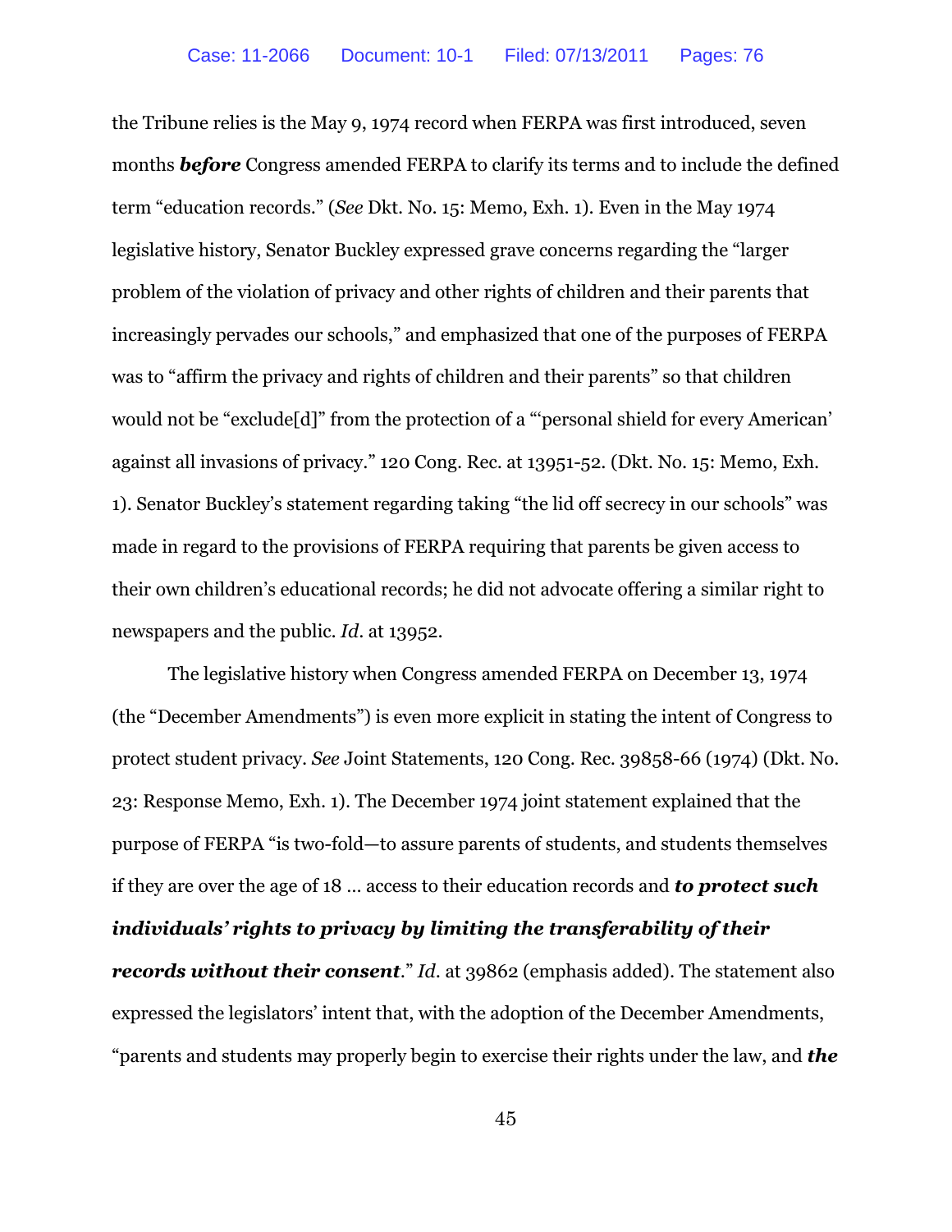the Tribune relies is the May 9, 1974 record when FERPA was first introduced, seven months ***before*** Congress amended FERPA to clarify its terms and to include the defined term "education records." (*See* Dkt. No. 15: Memo, Exh. 1). Even in the May 1974 legislative history, Senator Buckley expressed grave concerns regarding the "larger problem of the violation of privacy and other rights of children and their parents that increasingly pervades our schools," and emphasized that one of the purposes of FERPA was to "affirm the privacy and rights of children and their parents" so that children would not be "exclude[d]" from the protection of a "'personal shield for every American' against all invasions of privacy." 120 Cong. Rec. at 13951-52. (Dkt. No. 15: Memo, Exh. 1). Senator Buckley's statement regarding taking "the lid off secrecy in our schools" was made in regard to the provisions of FERPA requiring that parents be given access to their own children's educational records; he did not advocate offering a similar right to newspapers and the public. *Id.* at 13952.

The legislative history when Congress amended FERPA on December 13, 1974 (the "December Amendments") is even more explicit in stating the intent of Congress to protect student privacy. *See* Joint Statements, 120 Cong. Rec. 39858-66 (1974) (Dkt. No. 23: Response Memo, Exh. 1). The December 1974 joint statement explained that the purpose of FERPA "is two-fold—to assure parents of students, and students themselves if they are over the age of 18 … access to their education records and ***to protect such individuals' rights to privacy by limiting the transferability of their records without their consent***." *Id.* at 39862 (emphasis added). The statement also expressed the legislators' intent that, with the adoption of the December Amendments, "parents and students may properly begin to exercise their rights under the law, and ***the***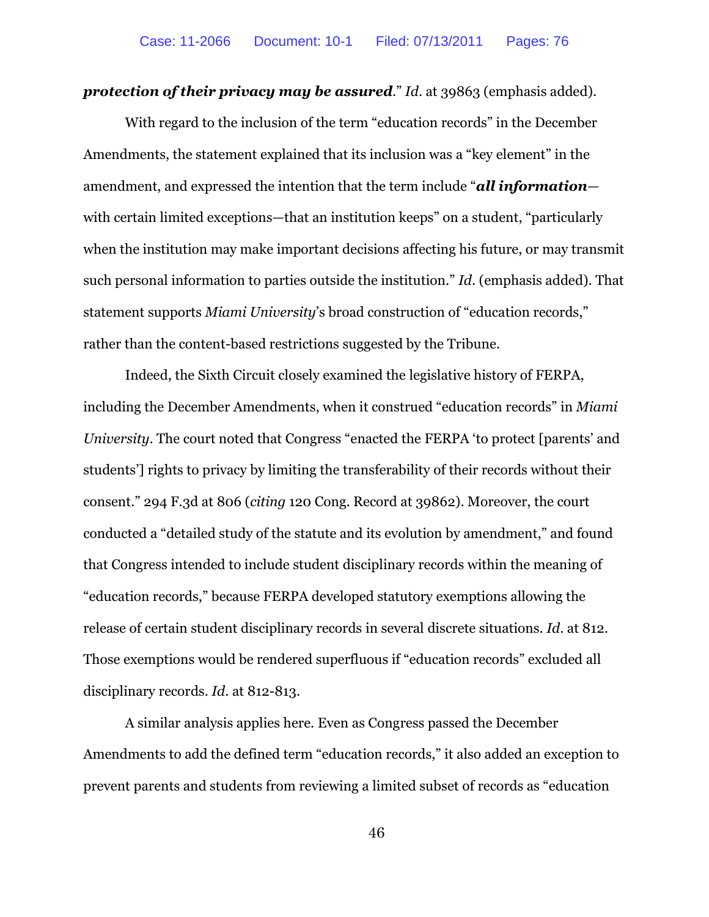***protection of their privacy may be assured***." *Id*. at 39863 (emphasis added).

With regard to the inclusion of the term "education records" in the December Amendments, the statement explained that its inclusion was a "key element" in the amendment, and expressed the intention that the term include "***all information***—with certain limited exceptions—that an institution keeps" on a student, "particularly when the institution may make important decisions affecting his future, or may transmit such personal information to parties outside the institution." *Id*. (emphasis added). That statement supports *Miami University*'s broad construction of "education records," rather than the content-based restrictions suggested by the Tribune.

Indeed, the Sixth Circuit closely examined the legislative history of FERPA, including the December Amendments, when it construed "education records" in *Miami University*. The court noted that Congress "enacted the FERPA 'to protect [parents' and students'] rights to privacy by limiting the transferability of their records without their consent." 294 F.3d at 806 (*citing* 120 Cong. Record at 39862). Moreover, the court conducted a "detailed study of the statute and its evolution by amendment," and found that Congress intended to include student disciplinary records within the meaning of "education records," because FERPA developed statutory exemptions allowing the release of certain student disciplinary records in several discrete situations. *Id*. at 812. Those exemptions would be rendered superfluous if "education records" excluded all disciplinary records. *Id*. at 812-813.

A similar analysis applies here. Even as Congress passed the December Amendments to add the defined term "education records," it also added an exception to prevent parents and students from reviewing a limited subset of records as "education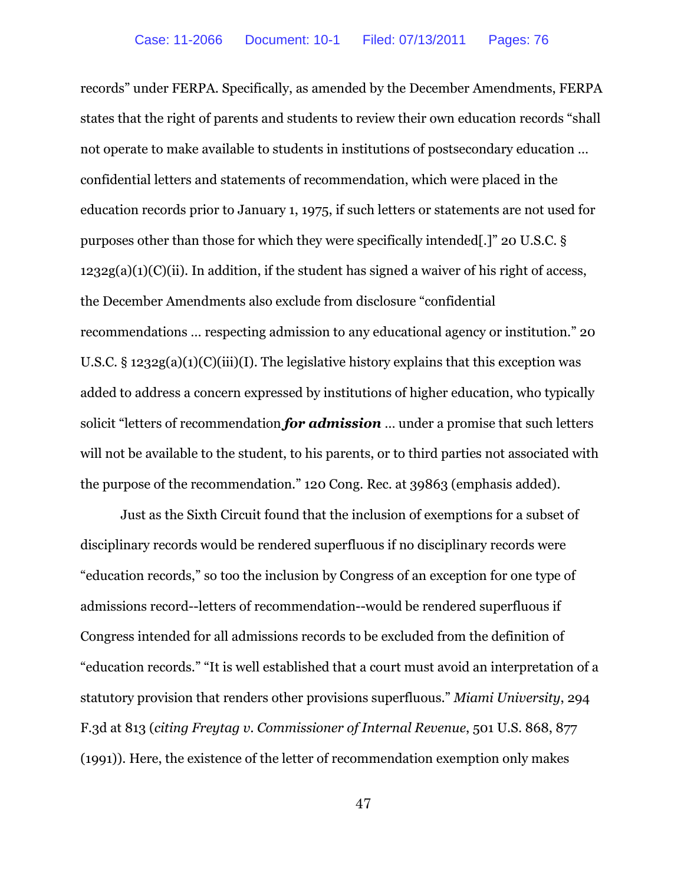records" under FERPA. Specifically, as amended by the December Amendments, FERPA states that the right of parents and students to review their own education records "shall not operate to make available to students in institutions of postsecondary education … confidential letters and statements of recommendation, which were placed in the education records prior to January 1, 1975, if such letters or statements are not used for purposes other than those for which they were specifically intended[.]" 20 U.S.C. § 1232g(a)(1)(C)(ii). In addition, if the student has signed a waiver of his right of access, the December Amendments also exclude from disclosure "confidential recommendations … respecting admission to any educational agency or institution." 20 U.S.C. § 1232g(a)(1)(C)(iii)(I). The legislative history explains that this exception was added to address a concern expressed by institutions of higher education, who typically solicit "letters of recommendation ***for admission*** … under a promise that such letters will not be available to the student, to his parents, or to third parties not associated with the purpose of the recommendation." 120 Cong. Rec. at 39863 (emphasis added).

Just as the Sixth Circuit found that the inclusion of exemptions for a subset of disciplinary records would be rendered superfluous if no disciplinary records were "education records," so too the inclusion by Congress of an exception for one type of admissions record--letters of recommendation--would be rendered superfluous if Congress intended for all admissions records to be excluded from the definition of "education records." "It is well established that a court must avoid an interpretation of a statutory provision that renders other provisions superfluous." *Miami University*, 294 F.3d at 813 (*citing Freytag v. Commissioner of Internal Revenue*, 501 U.S. 868, 877 (1991)). Here, the existence of the letter of recommendation exemption only makes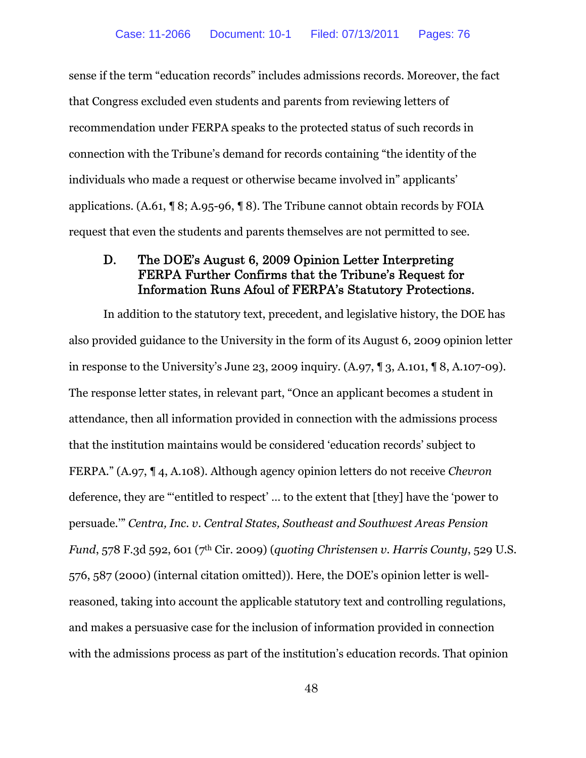sense if the term "education records" includes admissions records. Moreover, the fact that Congress excluded even students and parents from reviewing letters of recommendation under FERPA speaks to the protected status of such records in connection with the Tribune's demand for records containing "the identity of the individuals who made a request or otherwise became involved in" applicants' applications. (A.61, ¶ 8; A.95-96, ¶ 8). The Tribune cannot obtain records by FOIA request that even the students and parents themselves are not permitted to see.

### D. The DOE's August 6, 2009 Opinion Letter Interpreting FERPA Further Confirms that the Tribune's Request for Information Runs Afoul of FERPA's Statutory Protections.

In addition to the statutory text, precedent, and legislative history, the DOE has also provided guidance to the University in the form of its August 6, 2009 opinion letter in response to the University's June 23, 2009 inquiry. (A.97, ¶ 3, A.101, ¶ 8, A.107-09). The response letter states, in relevant part, "Once an applicant becomes a student in attendance, then all information provided in connection with the admissions process that the institution maintains would be considered 'education records' subject to FERPA." (A.97, ¶ 4, A.108). Although agency opinion letters do not receive *Chevron* deference, they are "'entitled to respect' … to the extent that [they] have the 'power to persuade.'" *Centra, Inc. v. Central States, Southeast and Southwest Areas Pension Fund*, 578 F.3d 592, 601 (7th Cir. 2009) (*quoting Christensen v. Harris County*, 529 U.S. 576, 587 (2000) (internal citation omitted)). Here, the DOE's opinion letter is well-reasoned, taking into account the applicable statutory text and controlling regulations, and makes a persuasive case for the inclusion of information provided in connection with the admissions process as part of the institution's education records. That opinion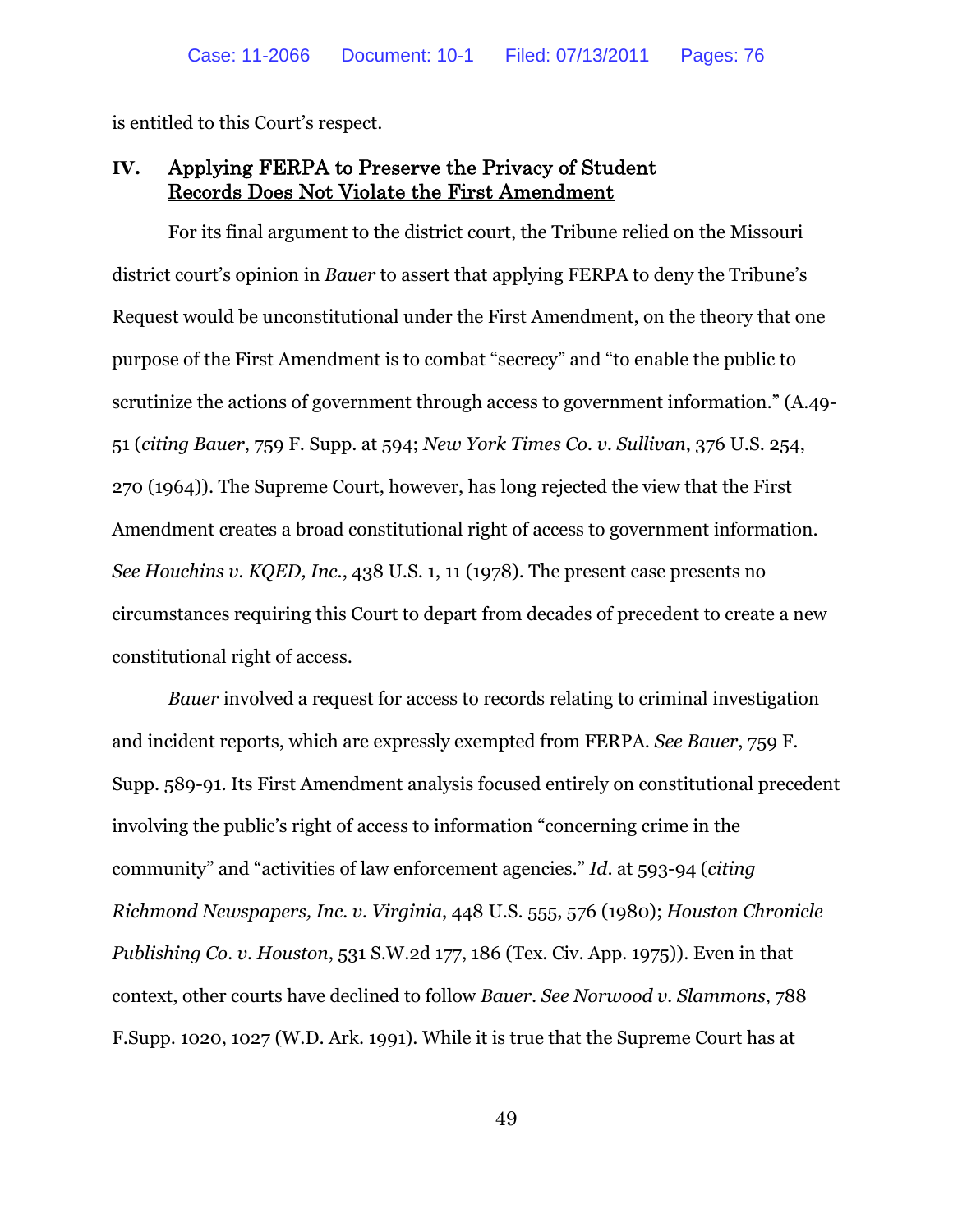is entitled to this Court's respect.

## IV. Applying FERPA to Preserve the Privacy of Student Records Does Not Violate the First Amendment

For its final argument to the district court, the Tribune relied on the Missouri district court's opinion in *Bauer* to assert that applying FERPA to deny the Tribune's Request would be unconstitutional under the First Amendment, on the theory that one purpose of the First Amendment is to combat "secrecy" and "to enable the public to scrutinize the actions of government through access to government information." (A.49-51 (*citing Bauer*, 759 F. Supp. at 594; *New York Times Co. v. Sullivan*, 376 U.S. 254, 270 (1964)). The Supreme Court, however, has long rejected the view that the First Amendment creates a broad constitutional right of access to government information. *See Houchins v. KQED, Inc.*, 438 U.S. 1, 11 (1978). The present case presents no circumstances requiring this Court to depart from decades of precedent to create a new constitutional right of access.

*Bauer* involved a request for access to records relating to criminal investigation and incident reports, which are expressly exempted from FERPA. *See Bauer*, 759 F. Supp. 589-91. Its First Amendment analysis focused entirely on constitutional precedent involving the public's right of access to information "concerning crime in the community" and "activities of law enforcement agencies." *Id.* at 593-94 (*citing Richmond Newspapers, Inc. v. Virginia*, 448 U.S. 555, 576 (1980); *Houston Chronicle Publishing Co. v. Houston*, 531 S.W.2d 177, 186 (Tex. Civ. App. 1975)). Even in that context, other courts have declined to follow *Bauer*. *See Norwood v. Slammons*, 788 F.Supp. 1020, 1027 (W.D. Ark. 1991). While it is true that the Supreme Court has at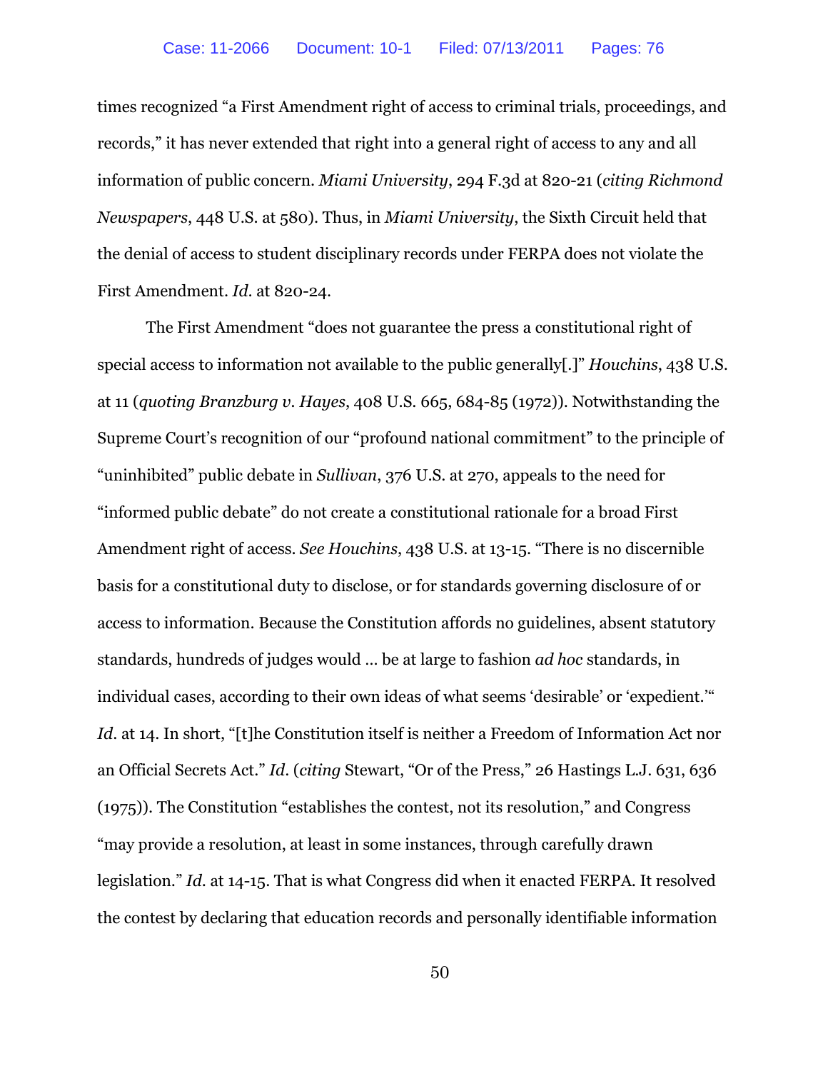times recognized "a First Amendment right of access to criminal trials, proceedings, and records," it has never extended that right into a general right of access to any and all information of public concern. *Miami University*, 294 F.3d at 820-21 (*citing Richmond Newspapers*, 448 U.S. at 580). Thus, in *Miami University*, the Sixth Circuit held that the denial of access to student disciplinary records under FERPA does not violate the First Amendment. *Id.* at 820-24.

The First Amendment "does not guarantee the press a constitutional right of special access to information not available to the public generally[.]" *Houchins*, 438 U.S. at 11 (*quoting Branzburg v. Hayes*, 408 U.S. 665, 684-85 (1972)). Notwithstanding the Supreme Court's recognition of our "profound national commitment" to the principle of "uninhibited" public debate in *Sullivan*, 376 U.S. at 270, appeals to the need for "informed public debate" do not create a constitutional rationale for a broad First Amendment right of access. *See Houchins*, 438 U.S. at 13-15. "There is no discernible basis for a constitutional duty to disclose, or for standards governing disclosure of or access to information. Because the Constitution affords no guidelines, absent statutory standards, hundreds of judges would … be at large to fashion *ad hoc* standards, in individual cases, according to their own ideas of what seems 'desirable' or 'expedient.'" *Id.* at 14. In short, "[t]he Constitution itself is neither a Freedom of Information Act nor an Official Secrets Act." *Id.* (*citing* Stewart, "Or of the Press," 26 Hastings L.J. 631, 636 (1975)). The Constitution "establishes the contest, not its resolution," and Congress "may provide a resolution, at least in some instances, through carefully drawn legislation." *Id.* at 14-15. That is what Congress did when it enacted FERPA. It resolved the contest by declaring that education records and personally identifiable information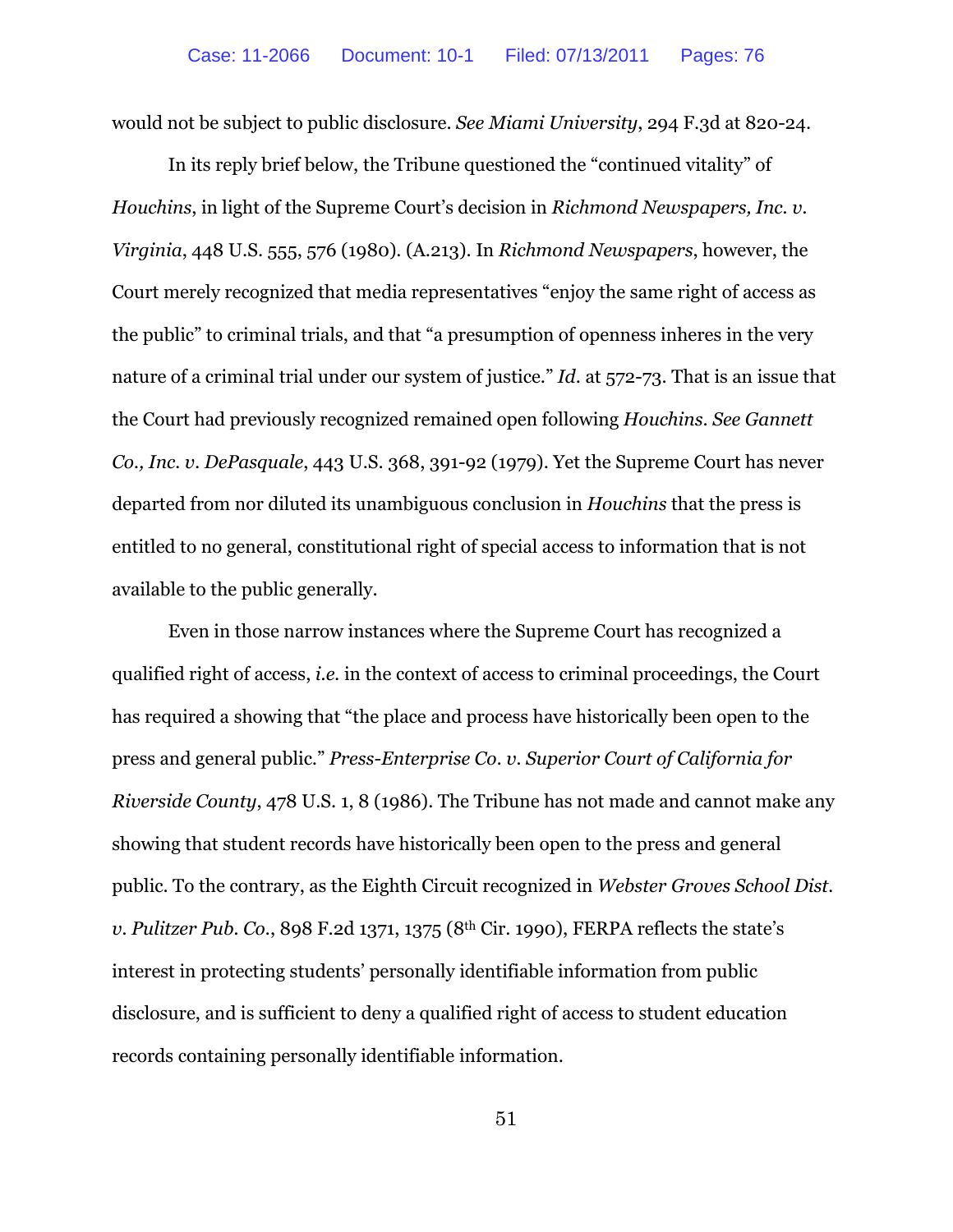would not be subject to public disclosure. *See Miami University*, 294 F.3d at 820-24.

In its reply brief below, the Tribune questioned the "continued vitality" of *Houchins*, in light of the Supreme Court's decision in *Richmond Newspapers, Inc. v. Virginia*, 448 U.S. 555, 576 (1980). (A.213). In *Richmond Newspapers*, however, the Court merely recognized that media representatives "enjoy the same right of access as the public" to criminal trials, and that "a presumption of openness inheres in the very nature of a criminal trial under our system of justice." *Id.* at 572-73. That is an issue that the Court had previously recognized remained open following *Houchins*. *See Gannett Co., Inc. v. DePasquale*, 443 U.S. 368, 391-92 (1979). Yet the Supreme Court has never departed from nor diluted its unambiguous conclusion in *Houchins* that the press is entitled to no general, constitutional right of special access to information that is not available to the public generally.

Even in those narrow instances where the Supreme Court has recognized a qualified right of access, *i.e.* in the context of access to criminal proceedings, the Court has required a showing that "the place and process have historically been open to the press and general public." *Press-Enterprise Co. v. Superior Court of California for Riverside County*, 478 U.S. 1, 8 (1986). The Tribune has not made and cannot make any showing that student records have historically been open to the press and general public. To the contrary, as the Eighth Circuit recognized in *Webster Groves School Dist. v. Pulitzer Pub. Co.*, 898 F.2d 1371, 1375 (8th Cir. 1990), FERPA reflects the state's interest in protecting students' personally identifiable information from public disclosure, and is sufficient to deny a qualified right of access to student education records containing personally identifiable information.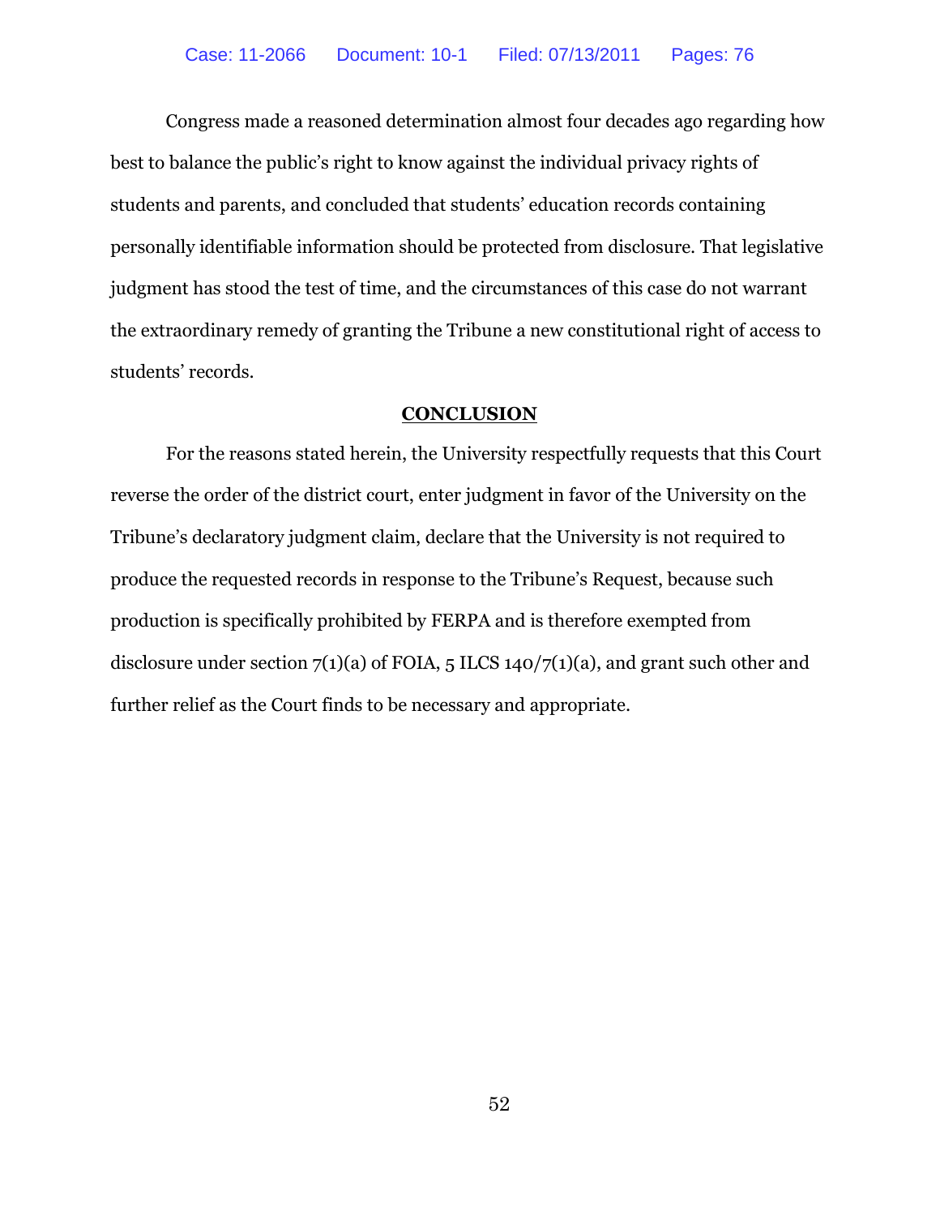Congress made a reasoned determination almost four decades ago regarding how best to balance the public's right to know against the individual privacy rights of students and parents, and concluded that students' education records containing personally identifiable information should be protected from disclosure. That legislative judgment has stood the test of time, and the circumstances of this case do not warrant the extraordinary remedy of granting the Tribune a new constitutional right of access to students' records.

## CONCLUSION

For the reasons stated herein, the University respectfully requests that this Court reverse the order of the district court, enter judgment in favor of the University on the Tribune's declaratory judgment claim, declare that the University is not required to produce the requested records in response to the Tribune's Request, because such production is specifically prohibited by FERPA and is therefore exempted from disclosure under section 7(1)(a) of FOIA, 5 ILCS 140/7(1)(a), and grant such other and further relief as the Court finds to be necessary and appropriate.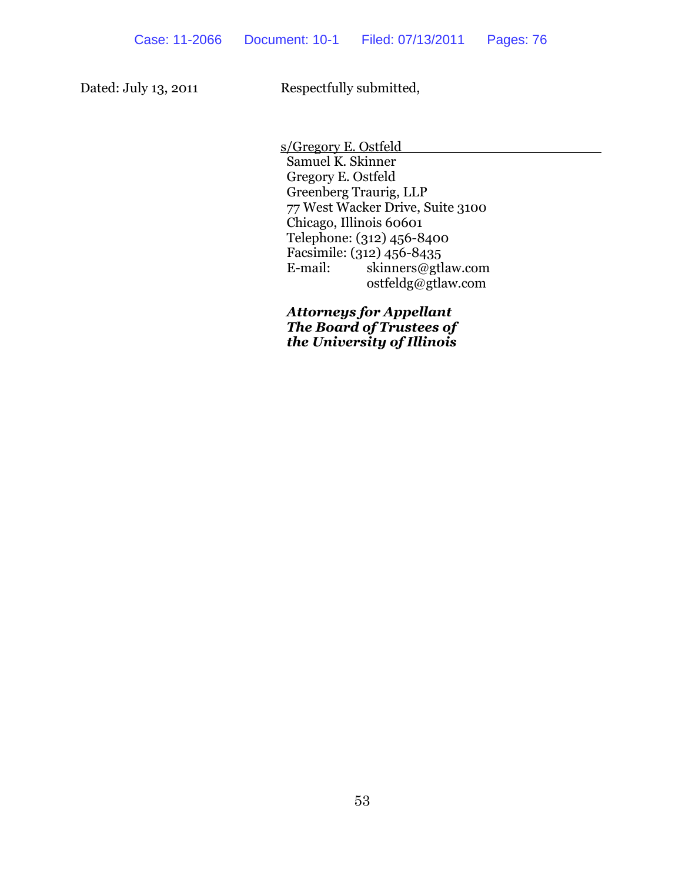Dated: July 13, 2011 Respectfully submitted,

s/Gregory E. Ostfeld
Samuel K. Skinner
Gregory E. Ostfeld
Greenberg Traurig, LLP
77 West Wacker Drive, Suite 3100
Chicago, Illinois 60601
Telephone: (312) 456-8400
Facsimile: (312) 456-8435
E-mail: skinners@gtlaw.com
ostfeldg@gtlaw.com

***Attorneys for Appellant***
***The Board of Trustees of***
***the University of Illinois***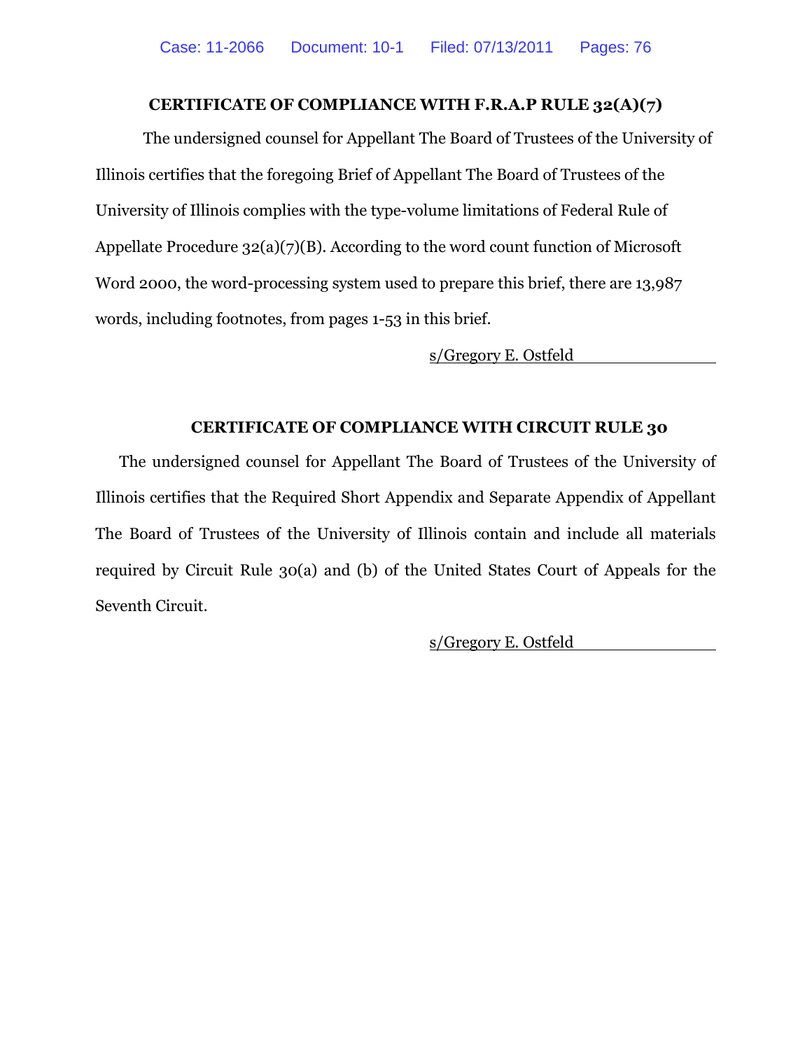## CERTIFICATE OF COMPLIANCE WITH F.R.A.P RULE 32(A)(7)

The undersigned counsel for Appellant The Board of Trustees of the University of Illinois certifies that the foregoing Brief of Appellant The Board of Trustees of the University of Illinois complies with the type-volume limitations of Federal Rule of Appellate Procedure 32(a)(7)(B). According to the word count function of Microsoft Word 2000, the word-processing system used to prepare this brief, there are 13,987 words, including footnotes, from pages 1-53 in this brief.

s/Gregory E. Ostfeld

## CERTIFICATE OF COMPLIANCE WITH CIRCUIT RULE 30

The undersigned counsel for Appellant The Board of Trustees of the University of Illinois certifies that the Required Short Appendix and Separate Appendix of Appellant The Board of Trustees of the University of Illinois contain and include all materials required by Circuit Rule 30(a) and (b) of the United States Court of Appeals for the Seventh Circuit.

s/Gregory E. Ostfeld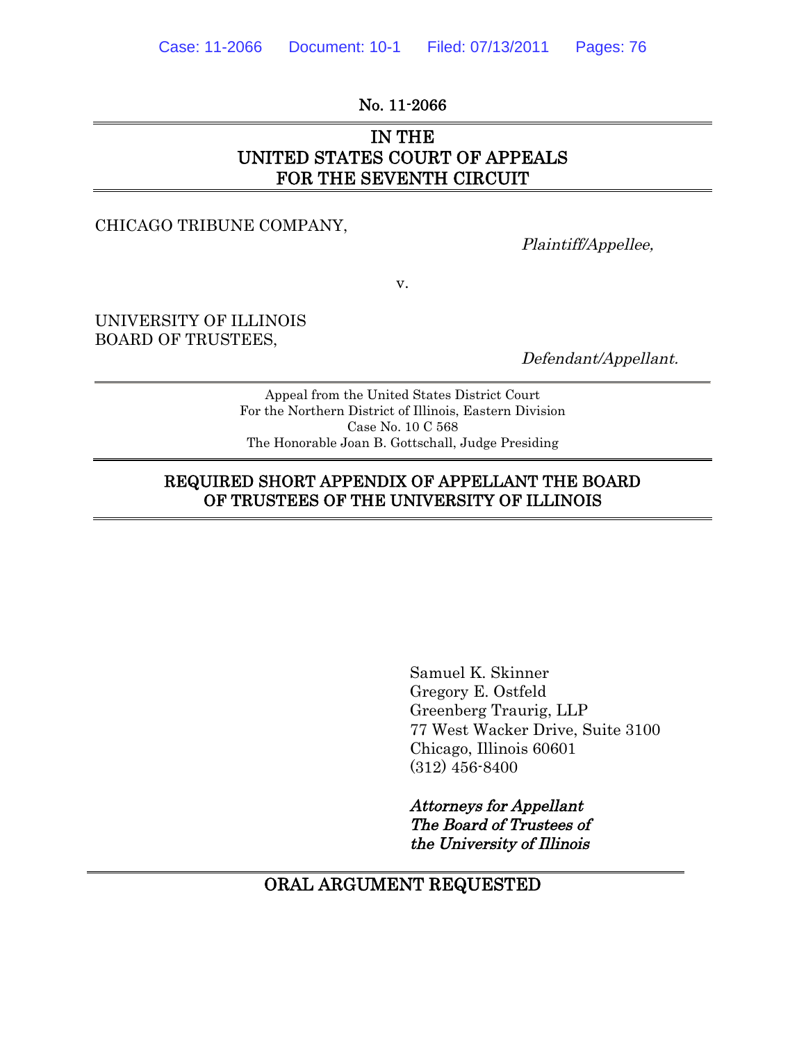No. 11-2066

# IN THE UNITED STATES COURT OF APPEALS FOR THE SEVENTH CIRCUIT

CHICAGO TRIBUNE COMPANY,

*Plaintiff/Appellee,*

v.

UNIVERSITY OF ILLINOIS BOARD OF TRUSTEES,

*Defendant/Appellant.*

Appeal from the United States District Court
For the Northern District of Illinois, Eastern Division
Case No. 10 C 568
The Honorable Joan B. Gottschall, Judge Presiding

## REQUIRED SHORT APPENDIX OF APPELLANT THE BOARD OF TRUSTEES OF THE UNIVERSITY OF ILLINOIS

Samuel K. Skinner
Gregory E. Ostfeld
Greenberg Traurig, LLP
77 West Wacker Drive, Suite 3100
Chicago, Illinois 60601
(312) 456-8400

*Attorneys for Appellant*
*The Board of Trustees of*
*the University of Illinois*

## ORAL ARGUMENT REQUESTED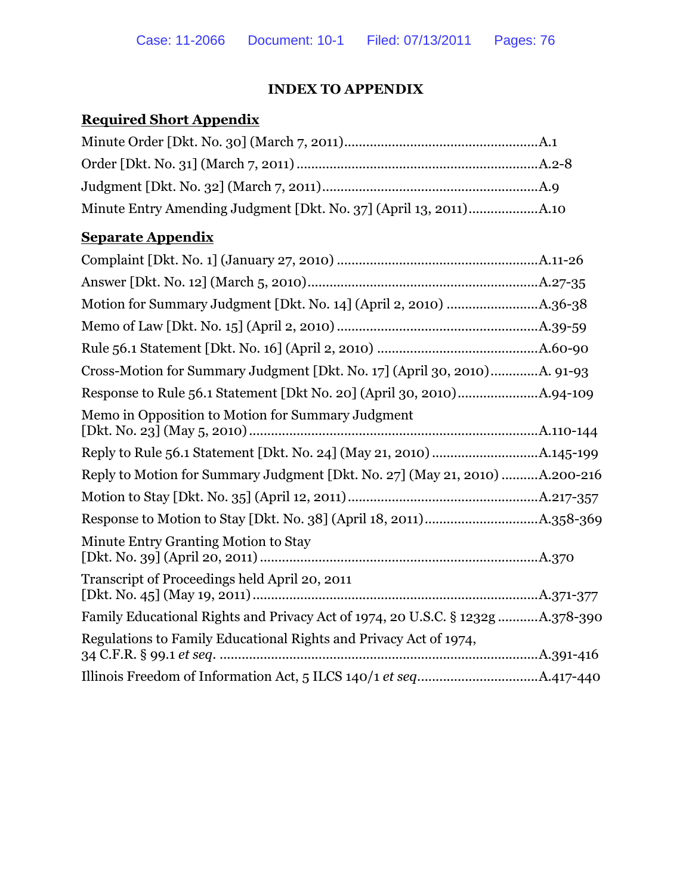# INDEX TO APPENDIX

**Required Short Appendix**

Minute Order [Dkt. No. 30] (March 7, 2011)....................................................A.1

Order [Dkt. No. 31] (March 7, 2011) .................................................................A.2-8

Judgment [Dkt. No. 32] (March 7, 2011)..........................................................A.9

Minute Entry Amending Judgment [Dkt. No. 37] (April 13, 2011)..................A.10

**Separate Appendix**

Complaint [Dkt. No. 1] (January 27, 2010) .....................................................A.11-26

Answer [Dkt. No. 12] (March 5, 2010).............................................................A.27-35

Motion for Summary Judgment [Dkt. No. 14] (April 2, 2010) ........................A.36-38

Memo of Law [Dkt. No. 15] (April 2, 2010) .....................................................A.39-59

Rule 56.1 Statement [Dkt. No. 16] (April 2, 2010) ...........................................A.60-90

Cross-Motion for Summary Judgment [Dkt. No. 17] (April 30, 2010)............A. 91-93

Response to Rule 56.1 Statement [Dkt No. 20] (April 30, 2010).....................A.94-109

Memo in Opposition to Motion for Summary Judgment
[Dkt. No. 23] (May 5, 2010).............................................................................A.110-144

Reply to Rule 56.1 Statement [Dkt. No. 24] (May 21, 2010) ............................A.145-199

Reply to Motion for Summary Judgment [Dkt. No. 27] (May 21, 2010) ..........A.200-216

Motion to Stay [Dkt. No. 35] (April 12, 2011)...................................................A.217-357

Response to Motion to Stay [Dkt. No. 38] (April 18, 2011)..............................A.358-369

Minute Entry Granting Motion to Stay
[Dkt. No. 39] (April 20, 2011) ..........................................................................A.370

Transcript of Proceedings held April 20, 2011
[Dkt. No. 45] (May 19, 2011)............................................................................A.371-377

Family Educational Rights and Privacy Act of 1974, 20 U.S.C. § 1232g ...........A.378-390

Regulations to Family Educational Rights and Privacy Act of 1974,
34 C.F.R. § 99.1 *et seq*. .....................................................................................A.391-416

Illinois Freedom of Information Act, 5 ILCS 140/1 *et seq*...............................A.417-440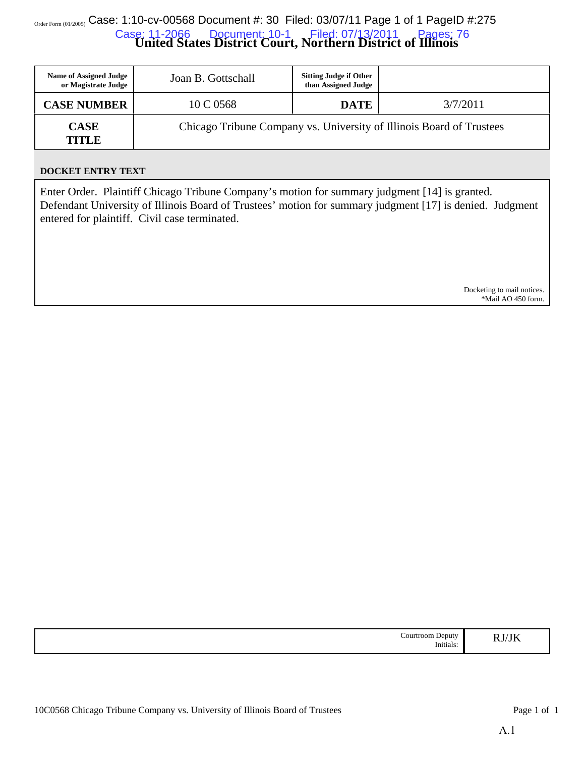Order Form (01/2005)

# United States District Court, Northern District of Illinois

| Name of Assigned Judge or Magistrate Judge | Joan B. Gottschall | Sitting Judge if Other than Assigned Judge | |
|---|---|---|---|
| **CASE NUMBER** | 10 C 0568 | **DATE** | 3/7/2011 |
| **CASE TITLE** | Chicago Tribune Company vs. University of Illinois Board of Trustees | | |

**DOCKET ENTRY TEXT**

Enter Order. Plaintiff Chicago Tribune Company's motion for summary judgment [14] is granted. Defendant University of Illinois Board of Trustees' motion for summary judgment [17] is denied. Judgment entered for plaintiff. Civil case terminated.

Docketing to mail notices.
*Mail AO 450 form.

| | Courtroom Deputy Initials: | RJ/JK |
|---|---|---|

10C0568 Chicago Tribune Company vs. University of Illinois Board of Trustees

A.1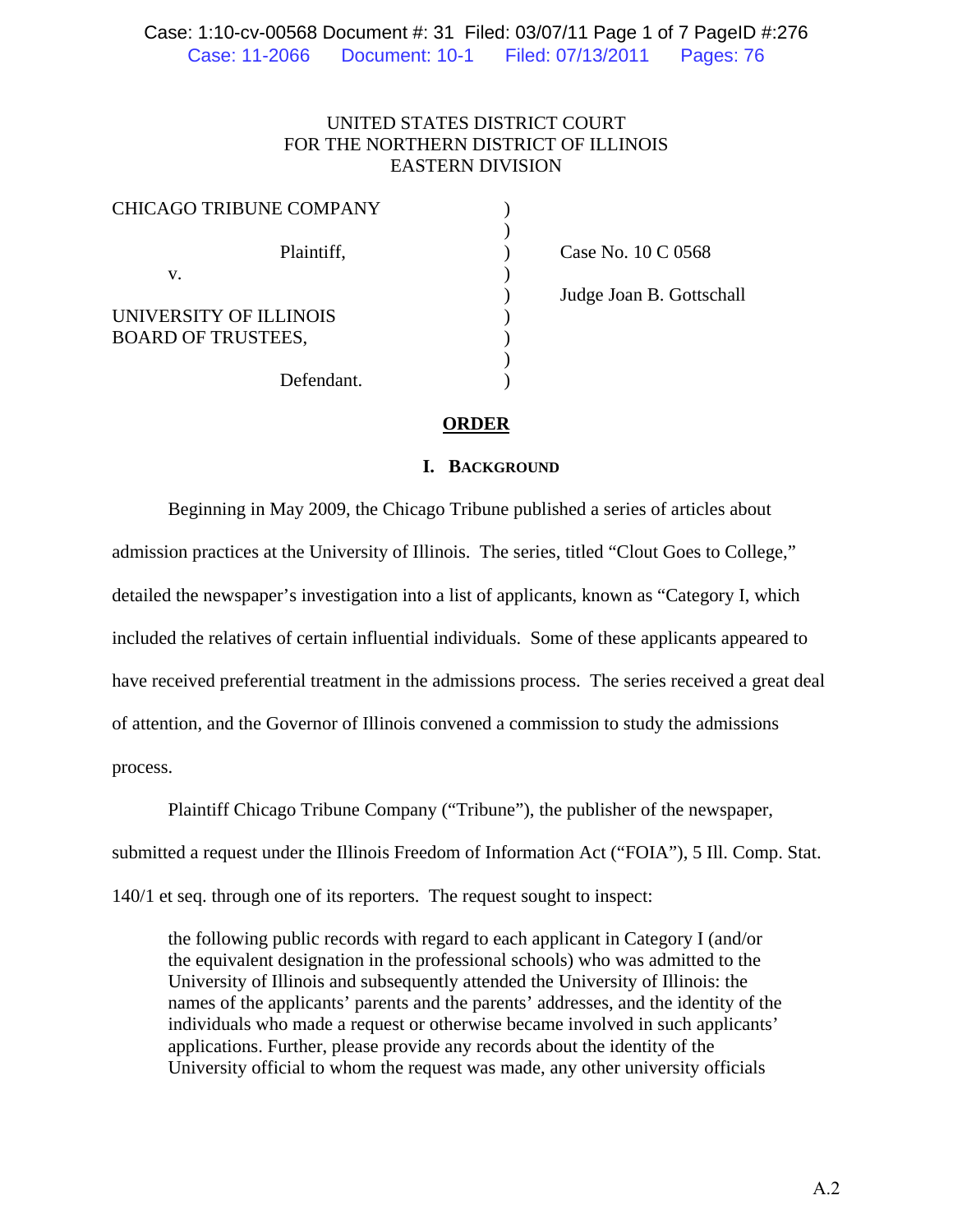UNITED STATES DISTRICT COURT
FOR THE NORTHERN DISTRICT OF ILLINOIS
EASTERN DIVISION

| | | |
|---|---|---|
| CHICAGO TRIBUNE COMPANY | ) | |
| | ) | |
| Plaintiff, | ) | Case No. 10 C 0568 |
| v. | ) | |
| | ) | Judge Joan B. Gottschall |
| UNIVERSITY OF ILLINOIS | ) | |
| BOARD OF TRUSTEES, | ) | |
| | ) | |
| Defendant. | ) | |

## ORDER

### I. BACKGROUND

Beginning in May 2009, the Chicago Tribune published a series of articles about admission practices at the University of Illinois. The series, titled "Clout Goes to College," detailed the newspaper's investigation into a list of applicants, known as "Category I, which included the relatives of certain influential individuals. Some of these applicants appeared to have received preferential treatment in the admissions process. The series received a great deal of attention, and the Governor of Illinois convened a commission to study the admissions process.

Plaintiff Chicago Tribune Company ("Tribune"), the publisher of the newspaper, submitted a request under the Illinois Freedom of Information Act ("FOIA"), 5 Ill. Comp. Stat. 140/1 et seq. through one of its reporters. The request sought to inspect:

> the following public records with regard to each applicant in Category I (and/or the equivalent designation in the professional schools) who was admitted to the University of Illinois and subsequently attended the University of Illinois: the names of the applicants' parents and the parents' addresses, and the identity of the individuals who made a request or otherwise became involved in such applicants' applications. Further, please provide any records about the identity of the University official to whom the request was made, any other university officials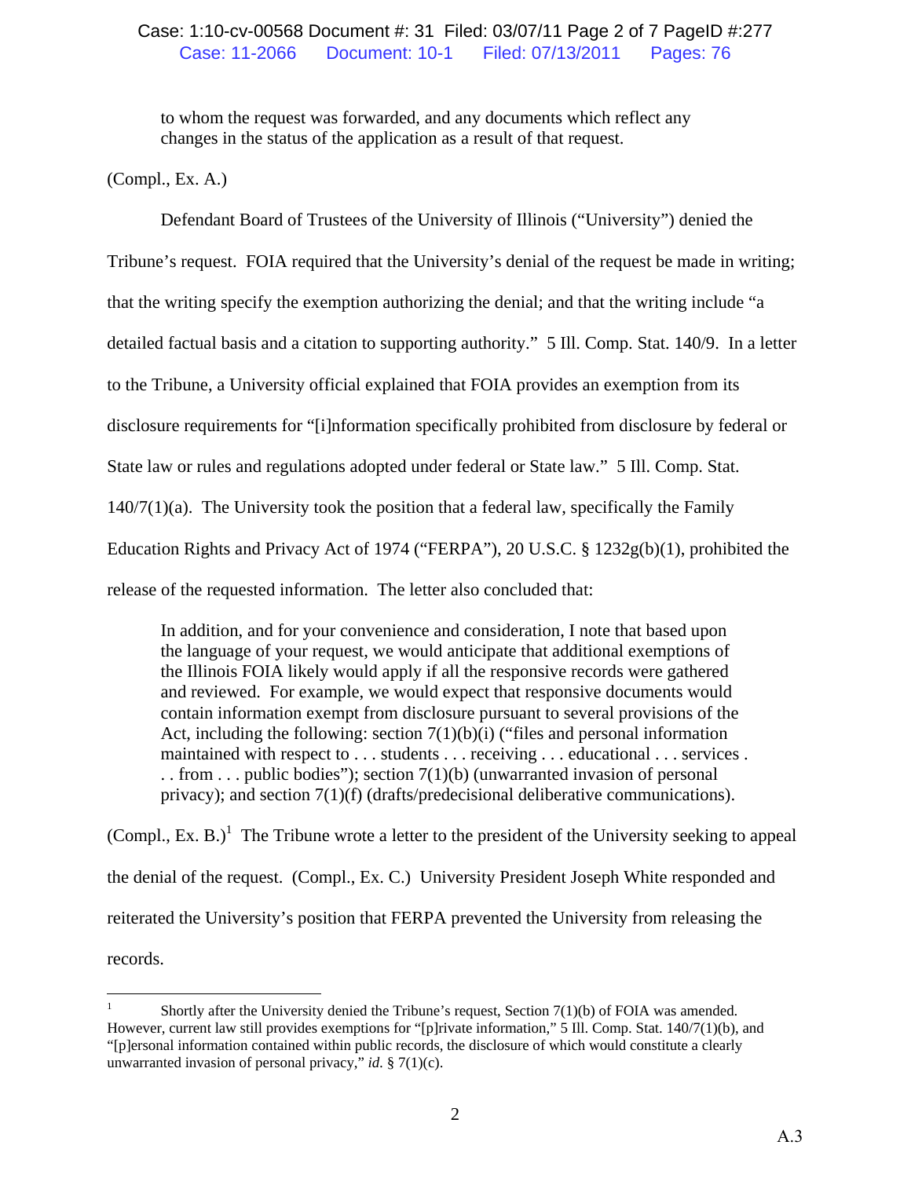to whom the request was forwarded, and any documents which reflect any changes in the status of the application as a result of that request.

(Compl., Ex. A.)

Defendant Board of Trustees of the University of Illinois ("University") denied the Tribune's request. FOIA required that the University's denial of the request be made in writing; that the writing specify the exemption authorizing the denial; and that the writing include "a detailed factual basis and a citation to supporting authority." 5 Ill. Comp. Stat. 140/9. In a letter to the Tribune, a University official explained that FOIA provides an exemption from its disclosure requirements for "[i]nformation specifically prohibited from disclosure by federal or State law or rules and regulations adopted under federal or State law." 5 Ill. Comp. Stat. 140/7(1)(a). The University took the position that a federal law, specifically the Family Education Rights and Privacy Act of 1974 ("FERPA"), 20 U.S.C. § 1232g(b)(1), prohibited the release of the requested information. The letter also concluded that:

> In addition, and for your convenience and consideration, I note that based upon the language of your request, we would anticipate that additional exemptions of the Illinois FOIA likely would apply if all the responsive records were gathered and reviewed. For example, we would expect that responsive documents would contain information exempt from disclosure pursuant to several provisions of the Act, including the following: section 7(1)(b)(i) ("files and personal information maintained with respect to . . . students . . . receiving . . . educational . . . services . . . from . . . public bodies"); section 7(1)(b) (unwarranted invasion of personal privacy); and section 7(1)(f) (drafts/predecisional deliberative communications).

(Compl., Ex. B.)[1] The Tribune wrote a letter to the president of the University seeking to appeal the denial of the request. (Compl., Ex. C.) University President Joseph White responded and reiterated the University's position that FERPA prevented the University from releasing the records.

---

[1] Shortly after the University denied the Tribune's request, Section 7(1)(b) of FOIA was amended. However, current law still provides exemptions for "[p]rivate information," 5 Ill. Comp. Stat. 140/7(1)(b), and "[p]ersonal information contained within public records, the disclosure of which would constitute a clearly unwarranted invasion of personal privacy," *id.* § 7(1)(c).

A.3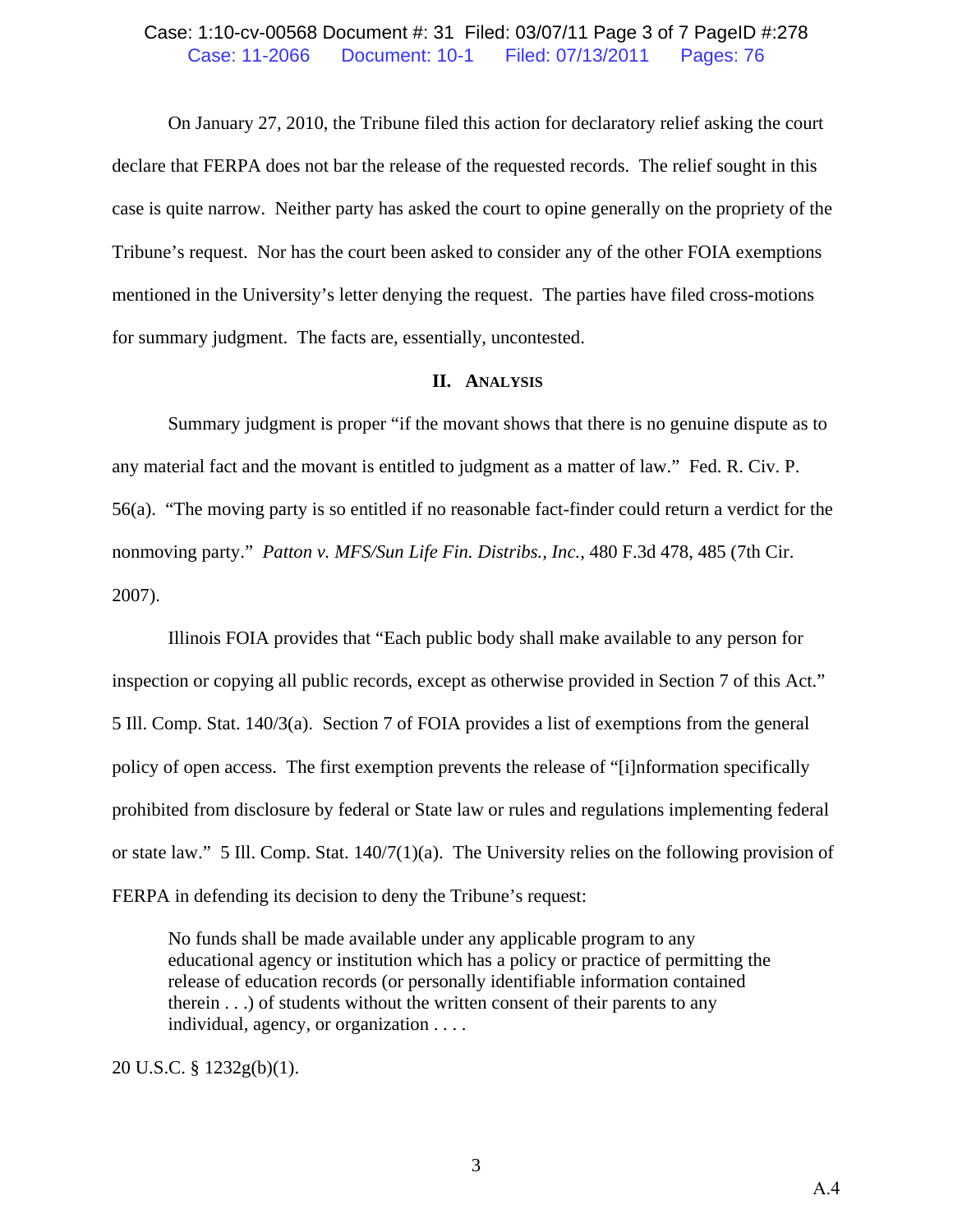On January 27, 2010, the Tribune filed this action for declaratory relief asking the court declare that FERPA does not bar the release of the requested records. The relief sought in this case is quite narrow. Neither party has asked the court to opine generally on the propriety of the Tribune's request. Nor has the court been asked to consider any of the other FOIA exemptions mentioned in the University's letter denying the request. The parties have filed cross-motions for summary judgment. The facts are, essentially, uncontested.

## II. Analysis

Summary judgment is proper "if the movant shows that there is no genuine dispute as to any material fact and the movant is entitled to judgment as a matter of law." Fed. R. Civ. P. 56(a). "The moving party is so entitled if no reasonable fact-finder could return a verdict for the nonmoving party." *Patton v. MFS/Sun Life Fin. Distribs., Inc.*, 480 F.3d 478, 485 (7th Cir. 2007).

Illinois FOIA provides that "Each public body shall make available to any person for inspection or copying all public records, except as otherwise provided in Section 7 of this Act." 5 Ill. Comp. Stat. 140/3(a). Section 7 of FOIA provides a list of exemptions from the general policy of open access. The first exemption prevents the release of "[i]nformation specifically prohibited from disclosure by federal or State law or rules and regulations implementing federal or state law." 5 Ill. Comp. Stat. 140/7(1)(a). The University relies on the following provision of FERPA in defending its decision to deny the Tribune's request:

> No funds shall be made available under any applicable program to any educational agency or institution which has a policy or practice of permitting the release of education records (or personally identifiable information contained therein . . .) of students without the written consent of their parents to any individual, agency, or organization . . . .

20 U.S.C. § 1232g(b)(1).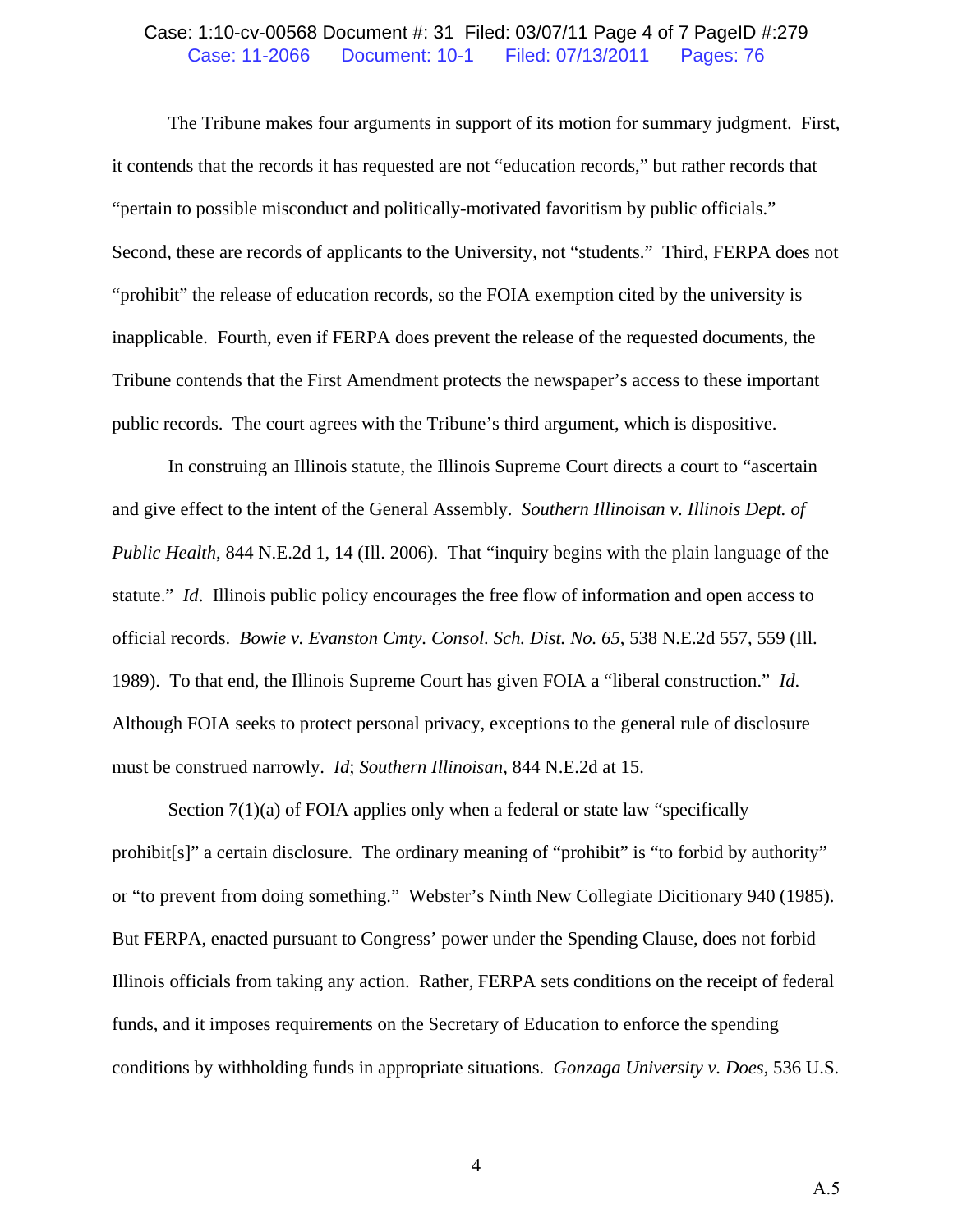The Tribune makes four arguments in support of its motion for summary judgment. First, it contends that the records it has requested are not "education records," but rather records that "pertain to possible misconduct and politically-motivated favoritism by public officials." Second, these are records of applicants to the University, not "students." Third, FERPA does not "prohibit" the release of education records, so the FOIA exemption cited by the university is inapplicable. Fourth, even if FERPA does prevent the release of the requested documents, the Tribune contends that the First Amendment protects the newspaper's access to these important public records. The court agrees with the Tribune's third argument, which is dispositive.

In construing an Illinois statute, the Illinois Supreme Court directs a court to "ascertain and give effect to the intent of the General Assembly. *Southern Illinoisan v. Illinois Dept. of Public Health*, 844 N.E.2d 1, 14 (Ill. 2006). That "inquiry begins with the plain language of the statute." *Id*. Illinois public policy encourages the free flow of information and open access to official records. *Bowie v. Evanston Cmty. Consol. Sch. Dist. No. 65*, 538 N.E.2d 557, 559 (Ill. 1989). To that end, the Illinois Supreme Court has given FOIA a "liberal construction." *Id*. Although FOIA seeks to protect personal privacy, exceptions to the general rule of disclosure must be construed narrowly. *Id*; *Southern Illinoisan*, 844 N.E.2d at 15.

Section 7(1)(a) of FOIA applies only when a federal or state law "specifically prohibit[s]" a certain disclosure. The ordinary meaning of "prohibit" is "to forbid by authority" or "to prevent from doing something." Webster's Ninth New Collegiate Dicitionary 940 (1985). But FERPA, enacted pursuant to Congress' power under the Spending Clause, does not forbid Illinois officials from taking any action. Rather, FERPA sets conditions on the receipt of federal funds, and it imposes requirements on the Secretary of Education to enforce the spending conditions by withholding funds in appropriate situations. *Gonzaga University v. Does*, 536 U.S.

A.5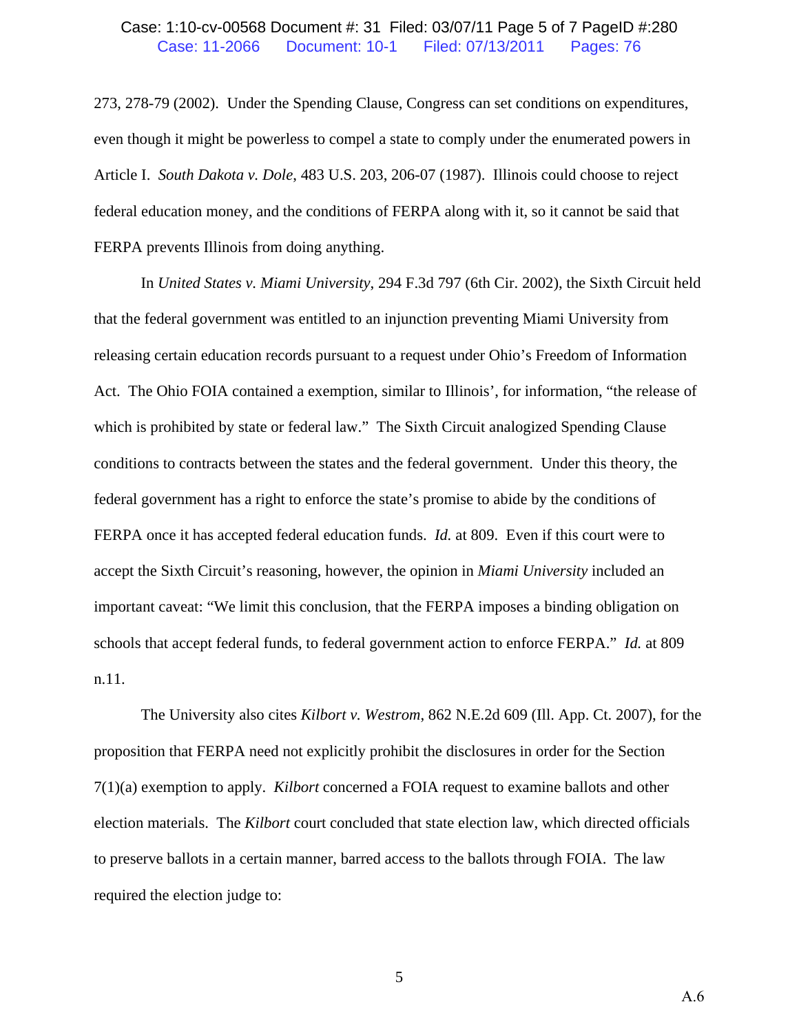273, 278-79 (2002). Under the Spending Clause, Congress can set conditions on expenditures, even though it might be powerless to compel a state to comply under the enumerated powers in Article I. *South Dakota v. Dole*, 483 U.S. 203, 206-07 (1987). Illinois could choose to reject federal education money, and the conditions of FERPA along with it, so it cannot be said that FERPA prevents Illinois from doing anything.

In *United States v. Miami University*, 294 F.3d 797 (6th Cir. 2002), the Sixth Circuit held that the federal government was entitled to an injunction preventing Miami University from releasing certain education records pursuant to a request under Ohio's Freedom of Information Act. The Ohio FOIA contained a exemption, similar to Illinois', for information, "the release of which is prohibited by state or federal law." The Sixth Circuit analogized Spending Clause conditions to contracts between the states and the federal government. Under this theory, the federal government has a right to enforce the state's promise to abide by the conditions of FERPA once it has accepted federal education funds. *Id.* at 809. Even if this court were to accept the Sixth Circuit's reasoning, however, the opinion in *Miami University* included an important caveat: "We limit this conclusion, that the FERPA imposes a binding obligation on schools that accept federal funds, to federal government action to enforce FERPA." *Id.* at 809 n.11.

The University also cites *Kilbort v. Westrom*, 862 N.E.2d 609 (Ill. App. Ct. 2007), for the proposition that FERPA need not explicitly prohibit the disclosures in order for the Section 7(1)(a) exemption to apply. *Kilbort* concerned a FOIA request to examine ballots and other election materials. The *Kilbort* court concluded that state election law, which directed officials to preserve ballots in a certain manner, barred access to the ballots through FOIA. The law required the election judge to: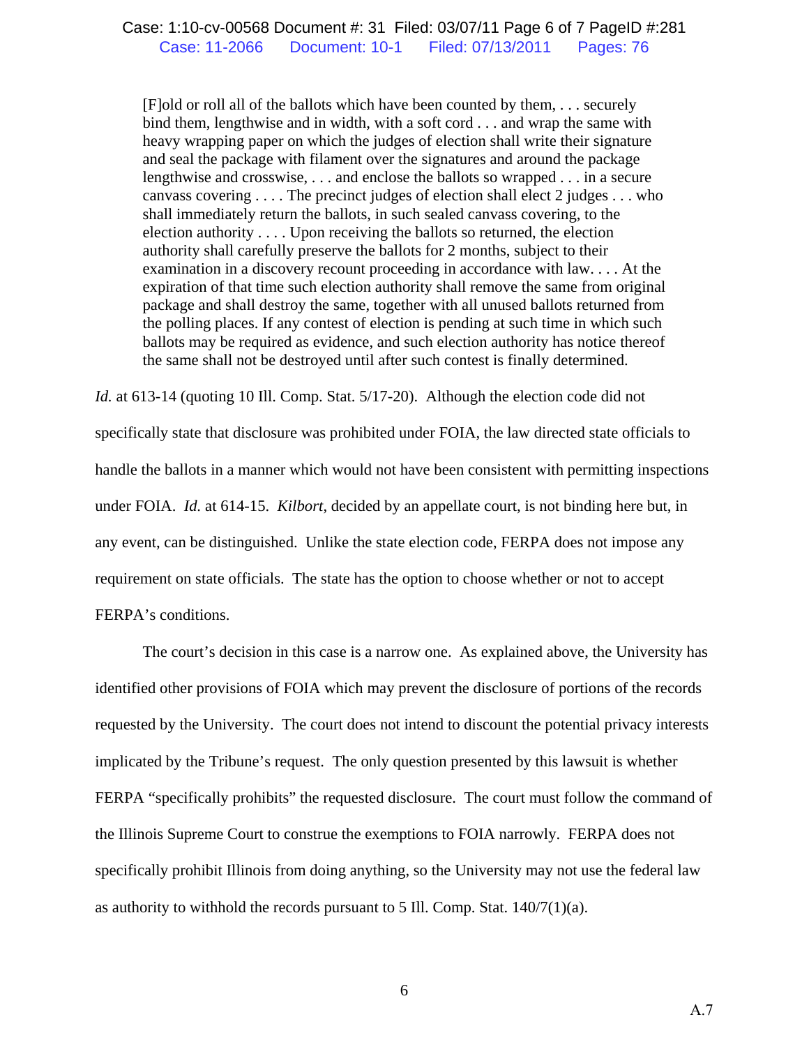> [F]old or roll all of the ballots which have been counted by them, . . . securely bind them, lengthwise and in width, with a soft cord . . . and wrap the same with heavy wrapping paper on which the judges of election shall write their signature and seal the package with filament over the signatures and around the package lengthwise and crosswise, . . . and enclose the ballots so wrapped . . . in a secure canvass covering . . . . The precinct judges of election shall elect 2 judges . . . who shall immediately return the ballots, in such sealed canvass covering, to the election authority . . . . Upon receiving the ballots so returned, the election authority shall carefully preserve the ballots for 2 months, subject to their examination in a discovery recount proceeding in accordance with law. . . . At the expiration of that time such election authority shall remove the same from original package and shall destroy the same, together with all unused ballots returned from the polling places. If any contest of election is pending at such time in which such ballots may be required as evidence, and such election authority has notice thereof the same shall not be destroyed until after such contest is finally determined.

*Id.* at 613-14 (quoting 10 Ill. Comp. Stat. 5/17-20). Although the election code did not specifically state that disclosure was prohibited under FOIA, the law directed state officials to handle the ballots in a manner which would not have been consistent with permitting inspections under FOIA. *Id.* at 614-15. *Kilbort*, decided by an appellate court, is not binding here but, in any event, can be distinguished. Unlike the state election code, FERPA does not impose any requirement on state officials. The state has the option to choose whether or not to accept FERPA's conditions.

The court's decision in this case is a narrow one. As explained above, the University has identified other provisions of FOIA which may prevent the disclosure of portions of the records requested by the University. The court does not intend to discount the potential privacy interests implicated by the Tribune's request. The only question presented by this lawsuit is whether FERPA "specifically prohibits" the requested disclosure. The court must follow the command of the Illinois Supreme Court to construe the exemptions to FOIA narrowly. FERPA does not specifically prohibit Illinois from doing anything, so the University may not use the federal law as authority to withhold the records pursuant to 5 Ill. Comp. Stat. 140/7(1)(a).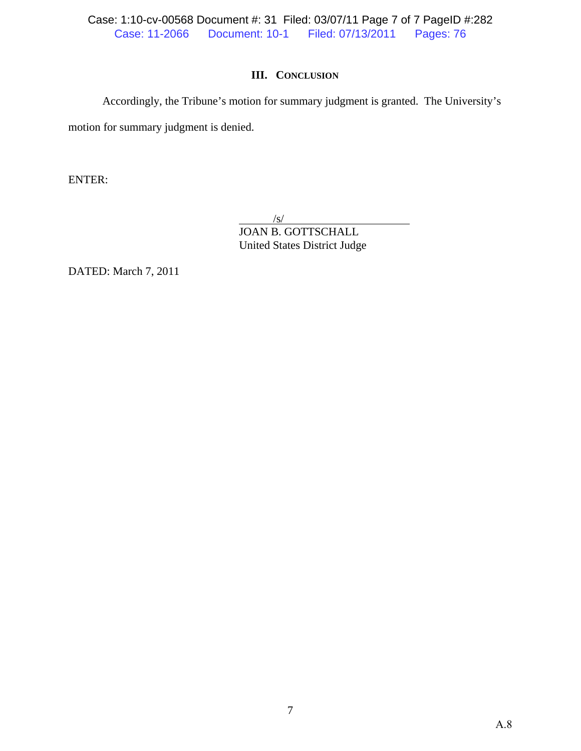## III. CONCLUSION

Accordingly, the Tribune's motion for summary judgment is granted. The University's motion for summary judgment is denied.

ENTER:

/s/
JOAN B. GOTTSCHALL
United States District Judge

DATED: March 7, 2011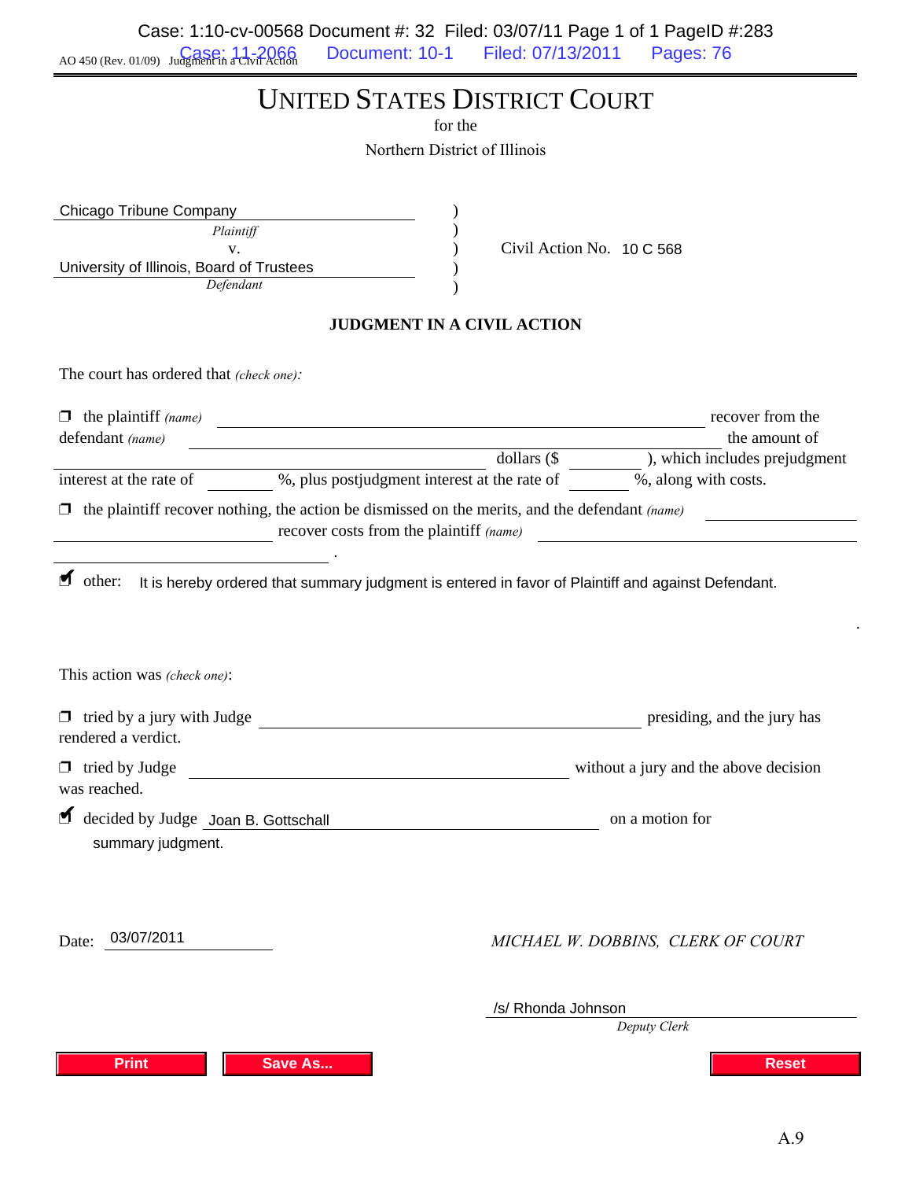AO 450 (Rev. 01/09) Judgment in a Civil Action

# UNITED STATES DISTRICT COURT

for the

Northern District of Illinois

| | | |
|---|---|---|
| Chicago Tribune Company<br>*Plaintiff*<br>v.<br>University of Illinois, Board of Trustees<br>*Defendant* | ) | Civil Action No. 10 C 568 |

**JUDGMENT IN A CIVIL ACTION**

The court has ordered that *(check one)*:

❒ the plaintiff *(name)* \_\_\_\_\_\_\_\_\_\_ recover from the defendant *(name)* \_\_\_\_\_\_\_\_\_\_ the amount of \_\_\_\_\_\_\_\_\_\_ dollars ($ \_\_\_\_\_\_ ), which includes prejudgment interest at the rate of \_\_\_\_\_\_ %, plus postjudgment interest at the rate of \_\_\_\_\_\_ %, along with costs.

❒ the plaintiff recover nothing, the action be dismissed on the merits, and the defendant *(name)* \_\_\_\_\_\_\_\_\_\_ recover costs from the plaintiff *(name)* \_\_\_\_\_\_\_\_\_\_ .

☑ other: It is hereby ordered that summary judgment is entered in favor of Plaintiff and against Defendant.

This action was *(check one)*:

❒ tried by a jury with Judge \_\_\_\_\_\_\_\_\_\_ presiding, and the jury has rendered a verdict.

❒ tried by Judge \_\_\_\_\_\_\_\_\_\_ without a jury and the above decision was reached.

☑ decided by Judge Joan B. Gottschall on a motion for summary judgment.

Date: 03/07/2011

*MICHAEL W. DOBBINS, CLERK OF COURT*

/s/ Rhonda Johnson

*Deputy Clerk*

A.9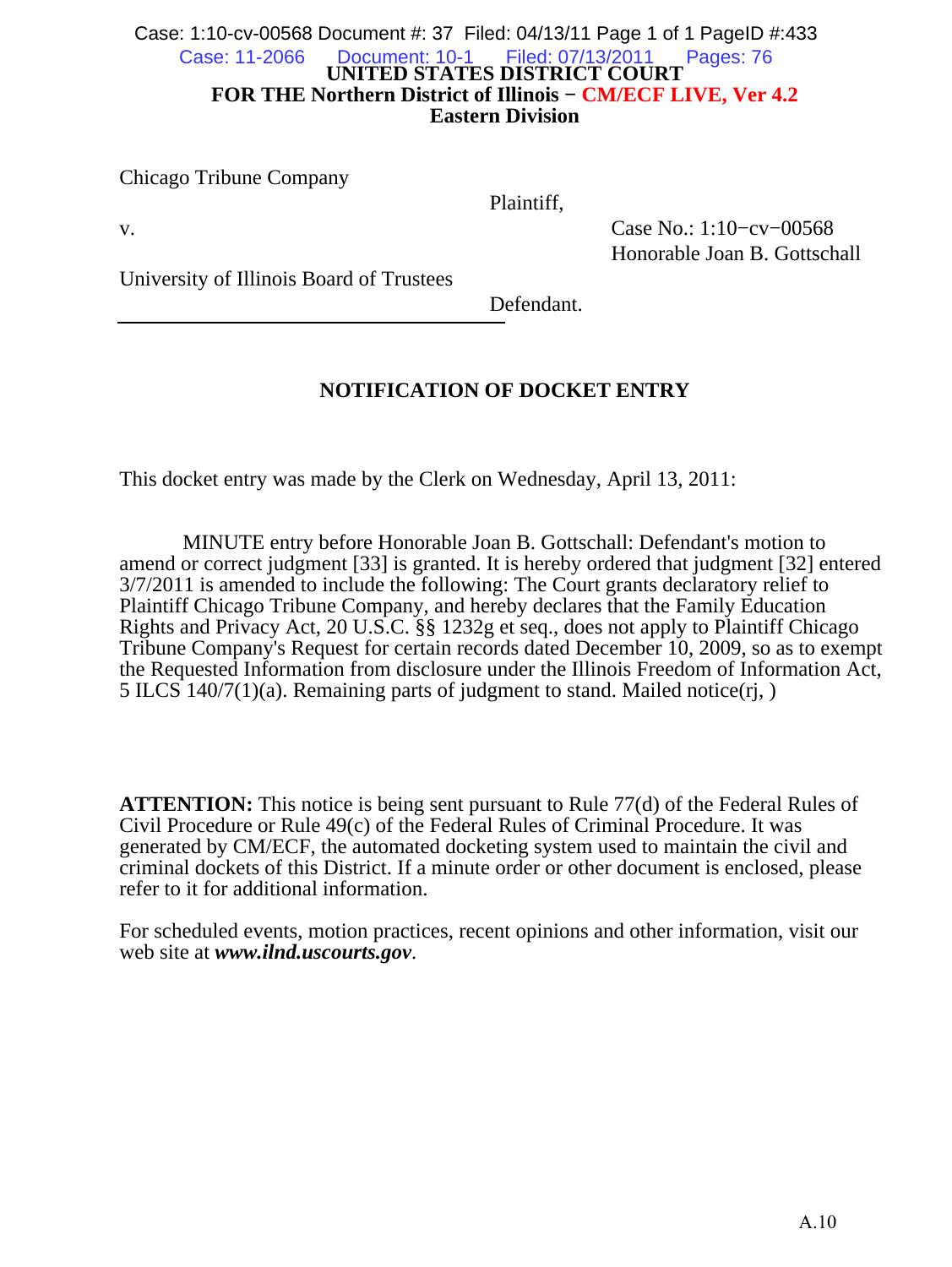**UNITED STATES DISTRICT COURT**
**FOR THE Northern District of Illinois − CM/ECF LIVE, Ver 4.2**
**Eastern Division**

Chicago Tribune Company

Plaintiff,

v.

Case No.: 1:10−cv−00568
Honorable Joan B. Gottschall

University of Illinois Board of Trustees

Defendant.

## NOTIFICATION OF DOCKET ENTRY

This docket entry was made by the Clerk on Wednesday, April 13, 2011:

MINUTE entry before Honorable Joan B. Gottschall: Defendant's motion to amend or correct judgment [33] is granted. It is hereby ordered that judgment [32] entered 3/7/2011 is amended to include the following: The Court grants declaratory relief to Plaintiff Chicago Tribune Company, and hereby declares that the Family Education Rights and Privacy Act, 20 U.S.C. §§ 1232g et seq., does not apply to Plaintiff Chicago Tribune Company's Request for certain records dated December 10, 2009, so as to exempt the Requested Information from disclosure under the Illinois Freedom of Information Act, 5 ILCS 140/7(1)(a). Remaining parts of judgment to stand. Mailed notice(rj, )

**ATTENTION:** This notice is being sent pursuant to Rule 77(d) of the Federal Rules of Civil Procedure or Rule 49(c) of the Federal Rules of Criminal Procedure. It was generated by CM/ECF, the automated docketing system used to maintain the civil and criminal dockets of this District. If a minute order or other document is enclosed, please refer to it for additional information.

For scheduled events, motion practices, recent opinions and other information, visit our web site at ***www.ilnd.uscourts.gov***.

A.10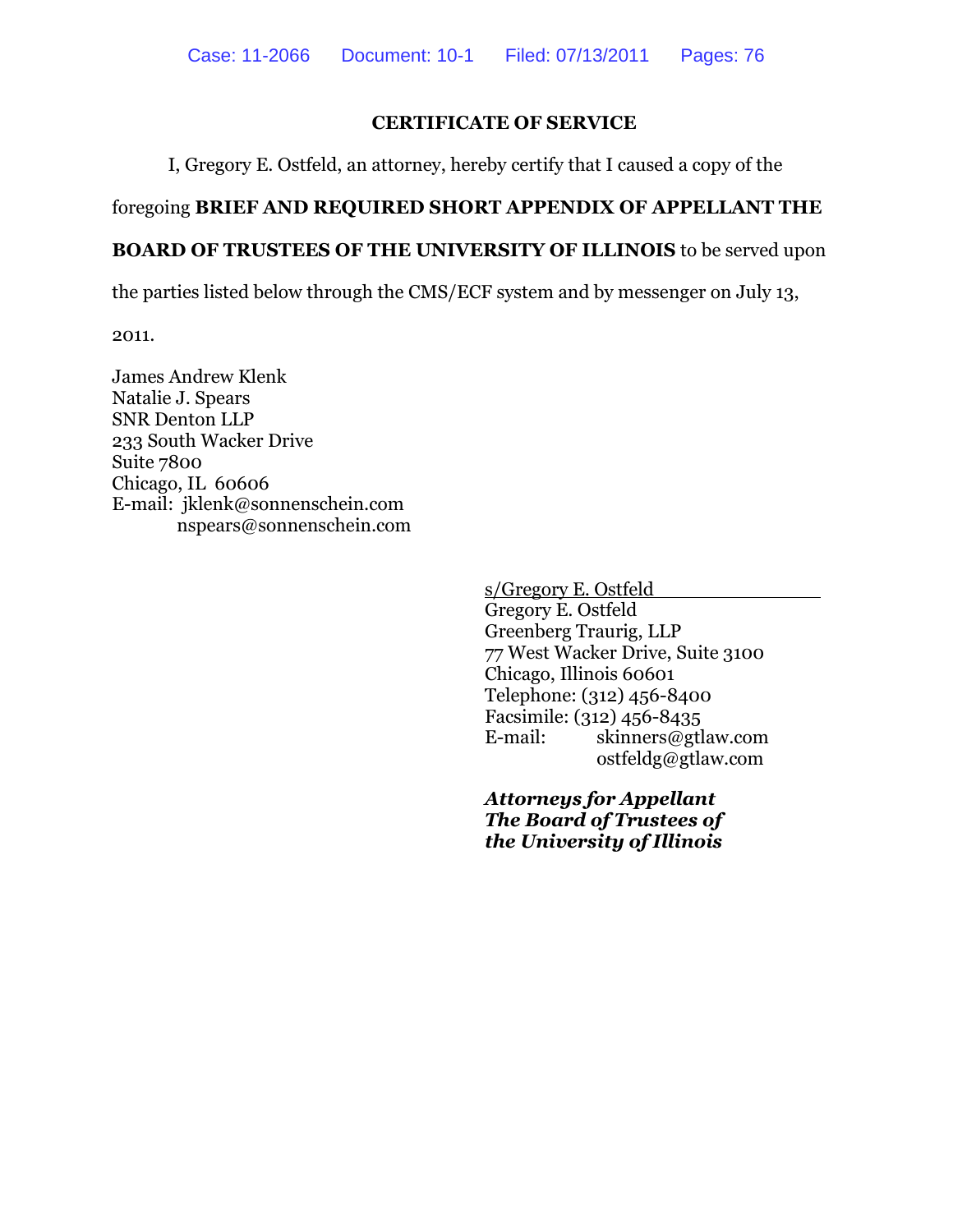## CERTIFICATE OF SERVICE

I, Gregory E. Ostfeld, an attorney, hereby certify that I caused a copy of the foregoing **BRIEF AND REQUIRED SHORT APPENDIX OF APPELLANT THE BOARD OF TRUSTEES OF THE UNIVERSITY OF ILLINOIS** to be served upon the parties listed below through the CMS/ECF system and by messenger on July 13, 2011.

James Andrew Klenk
Natalie J. Spears
SNR Denton LLP
233 South Wacker Drive
Suite 7800
Chicago, IL 60606
E-mail: jklenk@sonnenschein.com
nspears@sonnenschein.com

s/Gregory E. Ostfeld
Gregory E. Ostfeld
Greenberg Traurig, LLP
77 West Wacker Drive, Suite 3100
Chicago, Illinois 60601
Telephone: (312) 456-8400
Facsimile: (312) 456-8435
E-mail: skinners@gtlaw.com
ostfeldg@gtlaw.com

***Attorneys for Appellant The Board of Trustees of the University of Illinois***